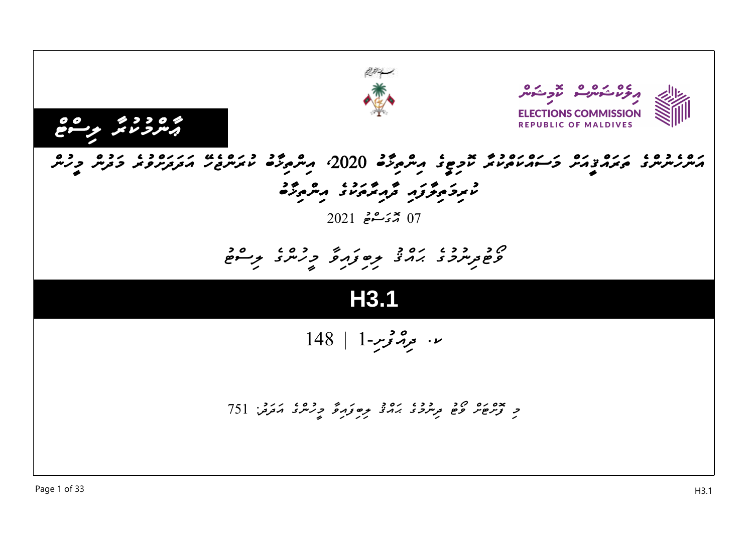بِسْمِ اللهِ الرَّحْمَنِ الرَّحِيم

އިލެކްޝަންސް ކޮމިޝަން

ELECTIONS COMMISSION
REPUBLIC OF MALDIVES

އަންނަވާނީ ލިސްޓް

# އަންހެނުންގެ ތަރައްޤީއަށް މަސައްކަތްކުރާ ކޮމިޓީގެ އިންތިޚާބު 2020، އިންތިޚާބު ކުރަންޖެހޭ އަތޮޅުތަކުގެ ތެރެއިން ކައުންސިލްތަކުގެ އިންތިޚާބު

07 އޭޕްރީލް 2021

## ވޯޓުދިނުމުގެ ޙައްޤު ލިބިފައިވާ މީހުންގެ ލިސްޓު

# H3.1

## ކ. ދިއްފުށި-1 | 148

މި ފޮތުގައި ވޯޓު ދިނުމުގެ ޙައްޤު ލިބިފައިވާ މީހުންގެ އަދަދު: 751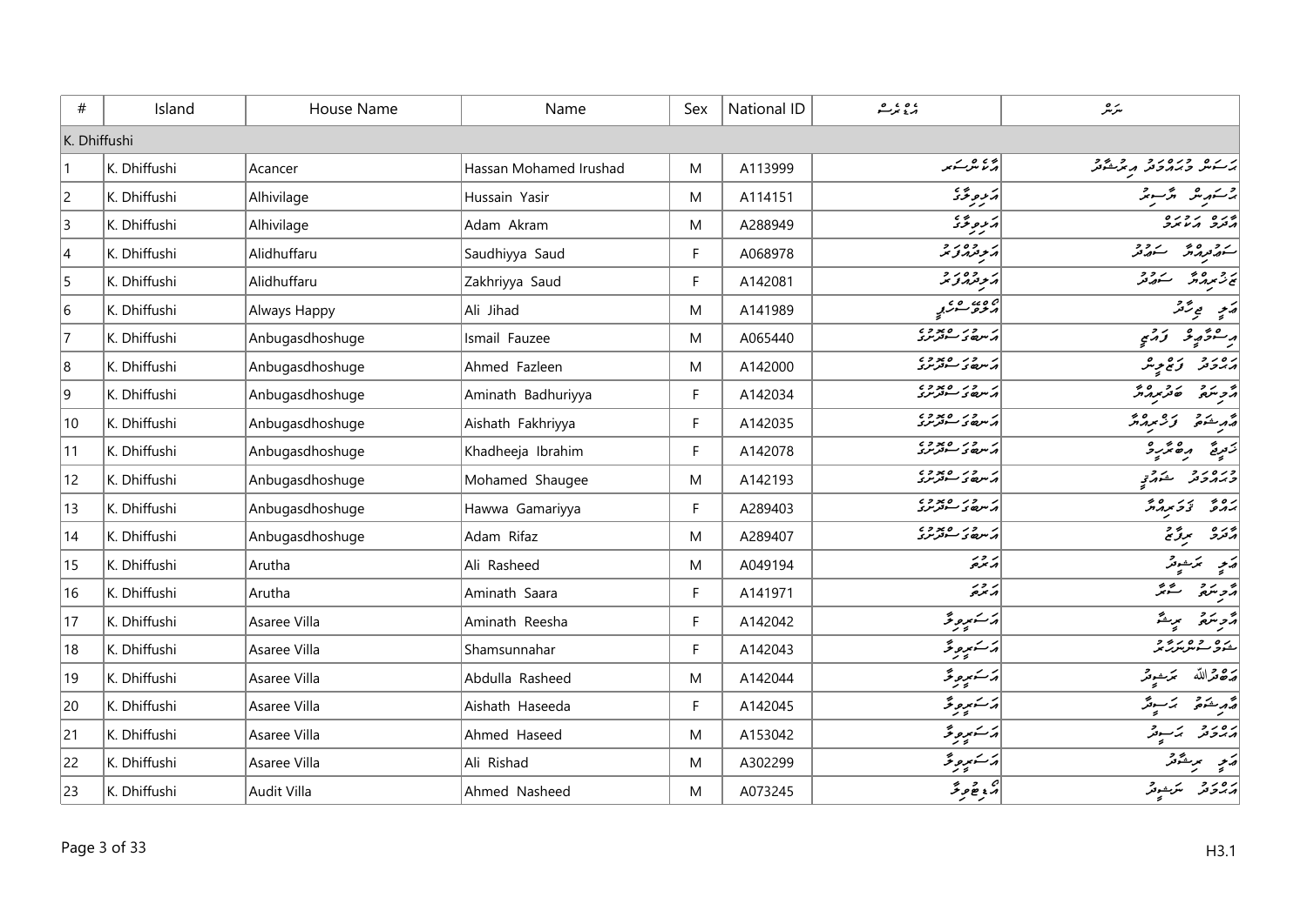| # | Island | House Name | Name | Sex | National ID | ދާއިރާ | ނަން |
|---|---|---|---|---|---|---|---|
| K. Dhiffushi | | | | | | | |
| 1 | K. Dhiffushi | Acancer | Hassan Mohamed Irushad | M | A113999 | އޭކެންސަރ | ހަސަން މުހައްމަދު އިރުޝާދު |
| 2 | K. Dhiffushi | Alhivilage | Hussain Yasir | M | A114151 | އަލިވިލާޖް | ހުސައިން ޔާސިރު |
| 3 | K. Dhiffushi | Alhivilage | Adam Akram | M | A288949 | އަލިވިލާޖް | އާދަމް އަކްރަމް |
| 4 | K. Dhiffushi | Alidhuffaru | Saudhiyya Saud | F | A068978 | އަލިދުއްފަރު | ސަޢުދިއްޔާ ސަޢޫދު |
| 5 | K. Dhiffushi | Alidhuffaru | Zakhriyya Saud | F | A142081 | އަލިދުއްފަރު | ޒަކްރިއްޔާ ސަޢޫދު |
| 6 | K. Dhiffushi | Always Happy | Ali Jihad | M | A141989 | އޯލްވޭސްހެޕީ | އަލި ޖިހާދު |
| 7 | K. Dhiffushi | Anbugasdhoshuge | Ismail Fauzee | M | A065440 | އަނބުގަސްދޮށުގެ | އިސްމާއީލް ފައުޒީ |
| 8 | K. Dhiffushi | Anbugasdhoshuge | Ahmed Fazleen | M | A142000 | އަނބުގަސްދޮށުގެ | އަހުމަދު ފަޒްލީން |
| 9 | K. Dhiffushi | Anbugasdhoshuge | Aminath Badhuriyya | F | A142034 | އަނބުގަސްދޮށުގެ | އާމިނަތު ބަދުރިއްޔާ |
| 10 | K. Dhiffushi | Anbugasdhoshuge | Aishath Fakhriyya | F | A142035 | އަނބުގަސްދޮށުގެ | ޢާއިޝަތު ފަޚްރިއްޔާ |
| 11 | K. Dhiffushi | Anbugasdhoshuge | Khadheeja Ibrahim | F | A142078 | އަނބުގަސްދޮށުގެ | ޚަދީޖާ އިބްރާހީމް |
| 12 | K. Dhiffushi | Anbugasdhoshuge | Mohamed Shaugee | M | A142193 | އަނބުގަސްދޮށުގެ | މުހައްމަދު ޝައުގީ |
| 13 | K. Dhiffushi | Anbugasdhoshuge | Hawwa Gamariyya | F | A289403 | އަނބުގަސްދޮށުގެ | ހައްވާ ގަމަރިއްޔާ |
| 14 | K. Dhiffushi | Anbugasdhoshuge | Adam Rifaz | M | A289407 | އަނބުގަސްދޮށުގެ | އާދަމް ރިފާޒް |
| 15 | K. Dhiffushi | Arutha | Ali Rasheed | M | A049194 | އަރުތަ | އަލި ރަޝީދު |
| 16 | K. Dhiffushi | Arutha | Aminath Saara | F | A141971 | އަރުތަ | އާމިނަތު ސާރާ |
| 17 | K. Dhiffushi | Asaree Villa | Aminath Reesha | F | A142042 | އަސަރީވިލާ | އާމިނަތު ރީޝާ |
| 18 | K. Dhiffushi | Asaree Villa | Shamsunnahar | F | A142043 | އަސަރީވިލާ | ޝަމްސުންނަހާރު |
| 19 | K. Dhiffushi | Asaree Villa | Abdulla Rasheed | M | A142044 | އަސަރީވިލާ | އަބްދުﷲ ރަޝީދު |
| 20 | K. Dhiffushi | Asaree Villa | Aishath Haseeda | F | A142045 | އަސަރީވިލާ | ޢާއިޝަތު ހަސީދާ |
| 21 | K. Dhiffushi | Asaree Villa | Ahmed Haseed | M | A153042 | އަސަރީވިލާ | އަހުމަދު ހަސީދު |
| 22 | K. Dhiffushi | Asaree Villa | Ali Rishad | M | A302299 | އަސަރީވިލާ | އަލި ރިޝާދު |
| 23 | K. Dhiffushi | Audit Villa | Ahmed Nasheed | M | A073245 | އޯޑިޓްވިލާ | އަހުމަދު ނަޝީދު |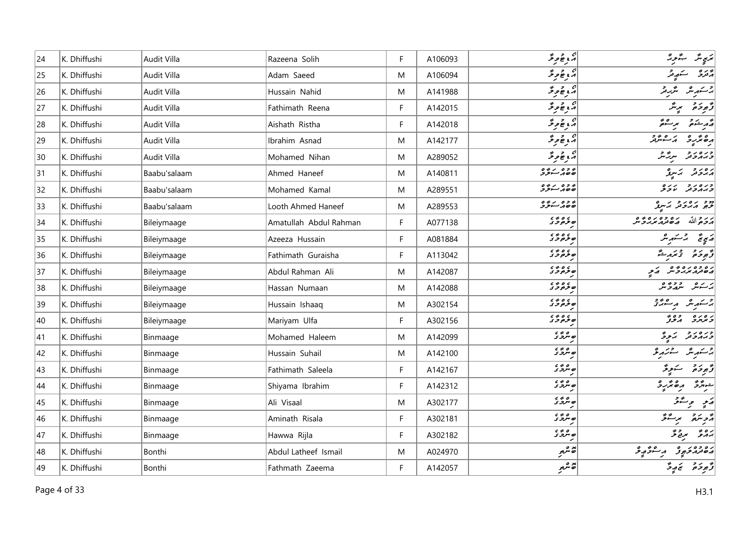| 24 | K. Dhiffushi | Audit Villa | Razeena Solih | F | A106093 | އޮޑިޓްވިލާ | ރަޒީނާ ސާލިހު |
|---|---|---|---|---|---|---|---|
| 25 | K. Dhiffushi | Audit Villa | Adam Saeed | M | A106094 | އޮޑިޓްވިލާ | އާދަމް ސަޢީދު |
| 26 | K. Dhiffushi | Audit Villa | Hussain Nahid | M | A141988 | އޮޑިޓްވިލާ | ހުސައިން ނާހިދު |
| 27 | K. Dhiffushi | Audit Villa | Fathimath Reena | F | A142015 | އޮޑިޓްވިލާ | ފާތިމަތު ރީނާ |
| 28 | K. Dhiffushi | Audit Villa | Aishath Ristha | F | A142018 | އޮޑިޓްވިލާ | އައިޝަތު ރިސްތާ |
| 29 | K. Dhiffushi | Audit Villa | Ibrahim Asnad | M | A142177 | އޮޑިޓްވިލާ | އިބްރާހީމް އަސްނަދު |
| 30 | K. Dhiffushi | Audit Villa | Mohamed Nihan | M | A289052 | އޮޑިޓްވިލާ | މުހައްމަދު ނިހާން |
| 31 | K. Dhiffushi | Baabu'salaam | Ahmed Haneef | M | A140811 | ބާބުއްސަލާމް | އަޙްމަދު ހަނީފް |
| 32 | K. Dhiffushi | Baabu'salaam | Mohamed Kamal | M | A289551 | ބާބުއްސަލާމް | މުހައްމަދު ކަމާލް |
| 33 | K. Dhiffushi | Baabu'salaam | Looth Ahmed Haneef | M | A289553 | ބާބުއްސަލާމް | ލޫތު އަޙްމަދު ހަނީފް |
| 34 | K. Dhiffushi | Bileiymaage | Amatullah Abdul Rahman | F | A077138 | ބިލޭމާގެ | އަމަތުﷲ އަބްދުއްރަޙްމާން |
| 35 | K. Dhiffushi | Bileiymaage | Azeeza Hussain | F | A081884 | ބިލޭމާގެ | އަޒީޒާ ހުސައިން |
| 36 | K. Dhiffushi | Bileiymaage | Fathimath Guraisha | F | A113042 | ބިލޭމާގެ | ފާތިމަތު ގުރައިޝާ |
| 37 | K. Dhiffushi | Bileiymaage | Abdul Rahman Ali | M | A142087 | ބިލޭމާގެ | އަބްދުއްރަޙްމާން އަލި |
| 38 | K. Dhiffushi | Bileiymaage | Hassan Numaan | M | A142088 | ބިލޭމާގެ | ހަސަން ނުޢުމާން |
| 39 | K. Dhiffushi | Bileiymaage | Hussain Ishaaq | M | A302154 | ބިލޭމާގެ | ހުސައިން އިސްޙާޤު |
| 40 | K. Dhiffushi | Bileiymaage | Mariyam Ulfa | F | A302156 | ބިލޭމާގެ | މަރިޔަމް އުލްފާ |
| 41 | K. Dhiffushi | Binmaage | Mohamed Haleem | M | A142099 | ބިންމާގެ | މުހައްމަދު ހަލީމް |
| 42 | K. Dhiffushi | Binmaage | Hussain Suhail | M | A142100 | ބިންމާގެ | ހުސައިން ސުހައިލް |
| 43 | K. Dhiffushi | Binmaage | Fathimath Saleela | F | A142167 | ބިންމާގެ | ފާތިމަތު ސަލީލާ |
| 44 | K. Dhiffushi | Binmaage | Shiyama Ibrahim | F | A142312 | ބިންމާގެ | ޝިޔާމާ އިބްރާހީމް |
| 45 | K. Dhiffushi | Binmaage | Ali Visaal | M | A302177 | ބިންމާގެ | އަލި ވިސާލް |
| 46 | K. Dhiffushi | Binmaage | Aminath Risala | F | A302181 | ބިންމާގެ | އާމިނަތު ރިސާލާ |
| 47 | K. Dhiffushi | Binmaage | Hawwa Rijla | F | A302182 | ބިންމާގެ | ހައްވާ ރިޖްލާ |
| 48 | K. Dhiffushi | Bonthi | Abdul Latheef Ismail | M | A024970 | ބޮންތި | އަބްދުލްލަޠީފް އިސްމާޢީލް |
| 49 | K. Dhiffushi | Bonthi | Fathmath Zaeema | F | A142057 | ބޮންތި | ފާތިމަތު ޒަޢީމާ |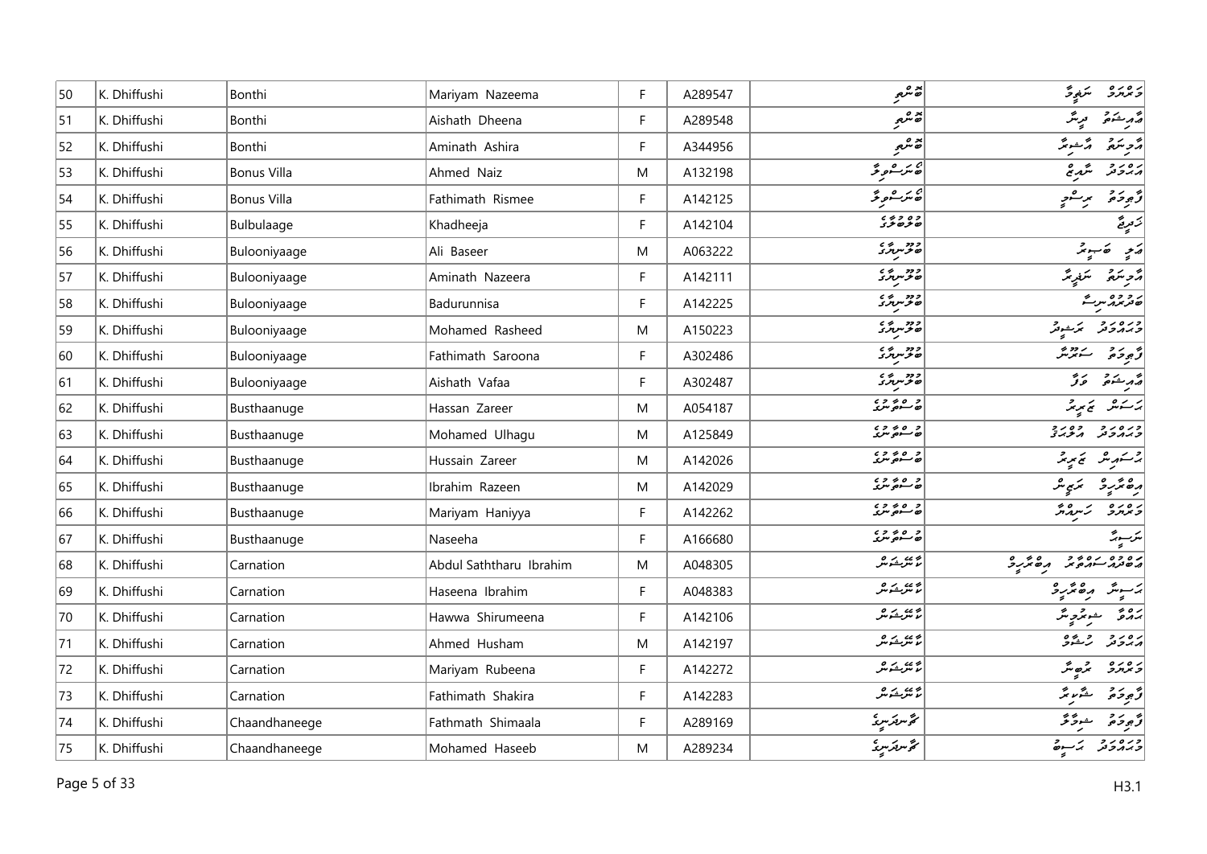| 50 | K. Dhiffushi | Bonthi | Mariyam Nazeema | F | A289547 | ބޮންތި | މަރިޔަމް ނަޒީމާ |
|---|---|---|---|---|---|---|---|
| 51 | K. Dhiffushi | Bonthi | Aishath Dheena | F | A289548 | ބޮންތި | އައިޝަތު ދީނާ |
| 52 | K. Dhiffushi | Bonthi | Aminath Ashira | F | A344956 | ބޮންތި | އާމިނަތު އާޝިރާ |
| 53 | K. Dhiffushi | Bonus Villa | Ahmed Naiz | M | A132198 | ބޯނަސްވިލާ | އަޙްމަދު ނާއިޒް |
| 54 | K. Dhiffushi | Bonus Villa | Fathimath Rismee | F | A142125 | ބޯނަސްވިލާ | ފާތިމަތު ރިސްމީ |
| 55 | K. Dhiffushi | Bulbulaage | Khadheeja | F | A142104 | ބުލްބުލާގެ | ޚަދީޖާ |
| 56 | K. Dhiffushi | Bulooniyaage | Ali Baseer | M | A063222 | ބުލޫނިޔާގެ | އަލި ބަޝީރު |
| 57 | K. Dhiffushi | Bulooniyaage | Aminath Nazeera | F | A142111 | ބުލޫނިޔާގެ | އާމިނަތު ނަޒީރާ |
| 58 | K. Dhiffushi | Bulooniyaage | Badurunnisa | F | A142225 | ބުލޫނިޔާގެ | ބަދުރުންނިސާ |
| 59 | K. Dhiffushi | Bulooniyaage | Mohamed Rasheed | M | A150223 | ބުލޫނިޔާގެ | މުޙައްމަދު ރަޝީދު |
| 60 | K. Dhiffushi | Bulooniyaage | Fathimath Saroona | F | A302486 | ބުލޫނިޔާގެ | ފާތިމަތު ސަރޫނާ |
| 61 | K. Dhiffushi | Bulooniyaage | Aishath Vafaa | F | A302487 | ބުލޫނިޔާގެ | އައިޝަތު ވަފާ |
| 62 | K. Dhiffushi | Busthaanuge | Hassan Zareer | M | A054187 | ބުސްތާނުގެ | ހަސަން ޒަރީރު |
| 63 | K. Dhiffushi | Busthaanuge | Mohamed Ulhagu | M | A125849 | ބުސްތާނުގެ | މުޙައްމަދު އުޅަގު |
| 64 | K. Dhiffushi | Busthaanuge | Hussain Zareer | M | A142026 | ބުސްތާނުގެ | ހުސައިން ޒަރީރު |
| 65 | K. Dhiffushi | Busthaanuge | Ibrahim Razeen | M | A142029 | ބުސްތާނުގެ | އިބްރާހިމް ރަޒީން |
| 66 | K. Dhiffushi | Busthaanuge | Mariyam Haniyya | F | A142262 | ބުސްތާނުގެ | މަރިޔަމް ހަނިއްޔާ |
| 67 | K. Dhiffushi | Busthaanuge | Naseeha | F | A166680 | ބުސްތާނުގެ | ނަސީހާ |
| 68 | K. Dhiffushi | Carnation | Abdul Saththaru Ibrahim | M | A048305 | ކާނޭޝަން | އަބްދުލްސައްތާރު އިބްރާހިމް |
| 69 | K. Dhiffushi | Carnation | Haseena Ibrahim | F | A048383 | ކާނޭޝަން | ހަސީނާ އިބްރާހިމް |
| 70 | K. Dhiffushi | Carnation | Hawwa Shirumeena | F | A142106 | ކާނޭޝަން | ހައްވާ ޝިރުމީނާ |
| 71 | K. Dhiffushi | Carnation | Ahmed Husham | M | A142197 | ކާނޭޝަން | އަޙްމަދު ހުޝާމް |
| 72 | K. Dhiffushi | Carnation | Mariyam Rubeena | F | A142272 | ކާނޭޝަން | މަރިޔަމް ރުބީނާ |
| 73 | K. Dhiffushi | Carnation | Fathimath Shakira | F | A142283 | ކާނޭޝަން | ފާތިމަތު ޝާކިރާ |
| 74 | K. Dhiffushi | Chaandhaneege | Fathmath Shimaala | F | A289169 | ޗާނދަނީގެ | ފާތިމަތު ޝިމާލާ |
| 75 | K. Dhiffushi | Chaandhaneege | Mohamed Haseeb | M | A289234 | ޗާނދަނީގެ | މުޙައްމަދު ހަސީބު |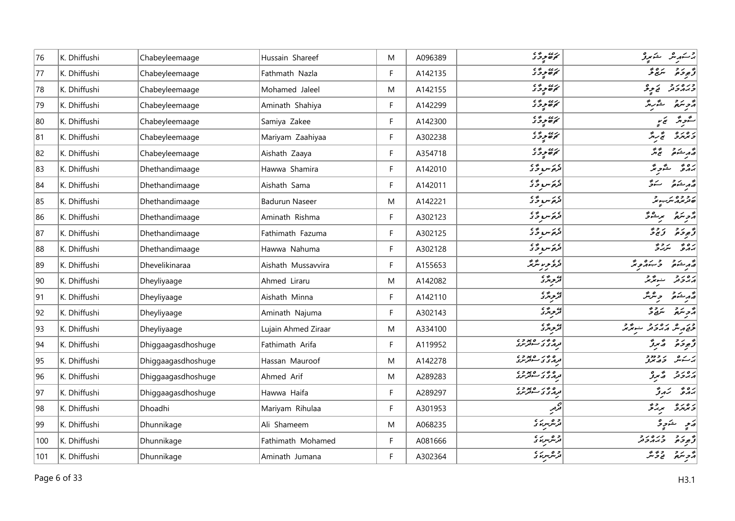| 76 | K. Dhiffushi | Chabeyleemaage | Hussain Shareef | M | A096389 | ކަބޭލީމާގެ | ޙުސައިން ޝަރީފް |
|---|---|---|---|---|---|---|---|
| 77 | K. Dhiffushi | Chabeyleemaage | Fathmath Nazla | F | A142135 | ކަބޭލީމާގެ | ފާތިމަތު ނަޒްލާ |
| 78 | K. Dhiffushi | Chabeyleemaage | Mohamed Jaleel | M | A142155 | ކަބޭލީމާގެ | މުޙައްމަދު ޖަލީލް |
| 79 | K. Dhiffushi | Chabeyleemaage | Aminath Shahiya | F | A142299 | ކަބޭލީމާގެ | އާމިނަތު ޝާހިޔާ |
| 80 | K. Dhiffushi | Chabeyleemaage | Samiya Zakee | F | A142300 | ކަބޭލީމާގެ | ސާމިޔާ ޒަކީ |
| 81 | K. Dhiffushi | Chabeyleemaage | Mariyam Zaahiyaa | F | A302238 | ކަބޭލީމާގެ | މަރިޔަމް ޒާހިޔާ |
| 82 | K. Dhiffushi | Chabeyleemaage | Aishath Zaaya | F | A354718 | ކަބޭލީމާގެ | އައިޝަތު ޒާޔާ |
| 83 | K. Dhiffushi | Dhethandimaage | Hawwa Shamira | F | A142010 | ދެތަނދިމާގެ | ޙައްވާ ޝާމިރާ |
| 84 | K. Dhiffushi | Dhethandimaage | Aishath Sama | F | A142011 | ދެތަނދިމާގެ | އައިޝަތު ސަމާ |
| 85 | K. Dhiffushi | Dhethandimaage | Badurun Naseer | M | A142221 | ދެތަނދިމާގެ | ބަދުރުން ނަސީރު |
| 86 | K. Dhiffushi | Dhethandimaage | Aminath Rishma | F | A302123 | ދެތަނދިމާގެ | އާމިނަތު ރިޝްމާ |
| 87 | K. Dhiffushi | Dhethandimaage | Fathimath Fazuma | F | A302125 | ދެތަނދިމާގެ | ފާތިމަތު ފަޒުމާ |
| 88 | K. Dhiffushi | Dhethandimaage | Hawwa Nahuma | F | A302128 | ދެތަނދިމާގެ | ޙައްވާ ނަހުމާ |
| 89 | K. Dhiffushi | Dhevelikinaraa | Aishath Mussavvira | F | A155653 | ދެވެލިކިނަރާ | އައިޝަތު މުސައްވިރާ |
| 90 | K. Dhiffushi | Dheyliyaage | Ahmed Liraru | M | A142082 | ދޭލިޔާގެ | އަޙްމަދު ލިރާރު |
| 91 | K. Dhiffushi | Dheyliyaage | Aishath Minna | F | A142110 | ދޭލިޔާގެ | އައިޝަތު މިންނާ |
| 92 | K. Dhiffushi | Dheyliyaage | Aminath Najuma | F | A302143 | ދޭލިޔާގެ | އާމިނަތު ނަޖުމާ |
| 93 | K. Dhiffushi | Dheyliyaage | Lujain Ahmed Ziraar | M | A334100 | ދޭލިޔާގެ | ލުޖައިން އަޙްމަދު ޒިރާރު |
| 94 | K. Dhiffushi | Dhiggaagasdhoshuge | Fathimath Arifa | F | A119952 | ދިއްގާގަސްދޮށުގެ | ފާތިމަތު އާރިފާ |
| 95 | K. Dhiffushi | Dhiggaagasdhoshuge | Hassan Mauroof | M | A142278 | ދިއްގާގަސްދޮށުގެ | ޙަސަން މައުރޫފު |
| 96 | K. Dhiffushi | Dhiggaagasdhoshuge | Ahmed Arif | M | A289283 | ދިއްގާގަސްދޮށުގެ | އަޙްމަދު އާރިފް |
| 97 | K. Dhiffushi | Dhiggaagasdhoshuge | Hawwa Haifa | F | A289297 | ދިއްގާގަސްދޮށުގެ | ޙައްވާ ހައިފާ |
| 98 | K. Dhiffushi | Dhoadhi | Mariyam Rihulaa | F | A301953 | ދޯދި | މަރިޔަމް ރިހުލާ |
| 99 | K. Dhiffushi | Dhunnikage | Ali Shameem | M | A068235 | ދުންނިކަގެ | އަލި ޝަމީމް |
| 100 | K. Dhiffushi | Dhunnikage | Fathimath Mohamed | F | A081666 | ދުންނިކަގެ | ފާތިމަތު މުޙައްމަދު |
| 101 | K. Dhiffushi | Dhunnikage | Aminath Jumana | F | A302364 | ދުންނިކަގެ | އާމިނަތު ޖުމާނާ |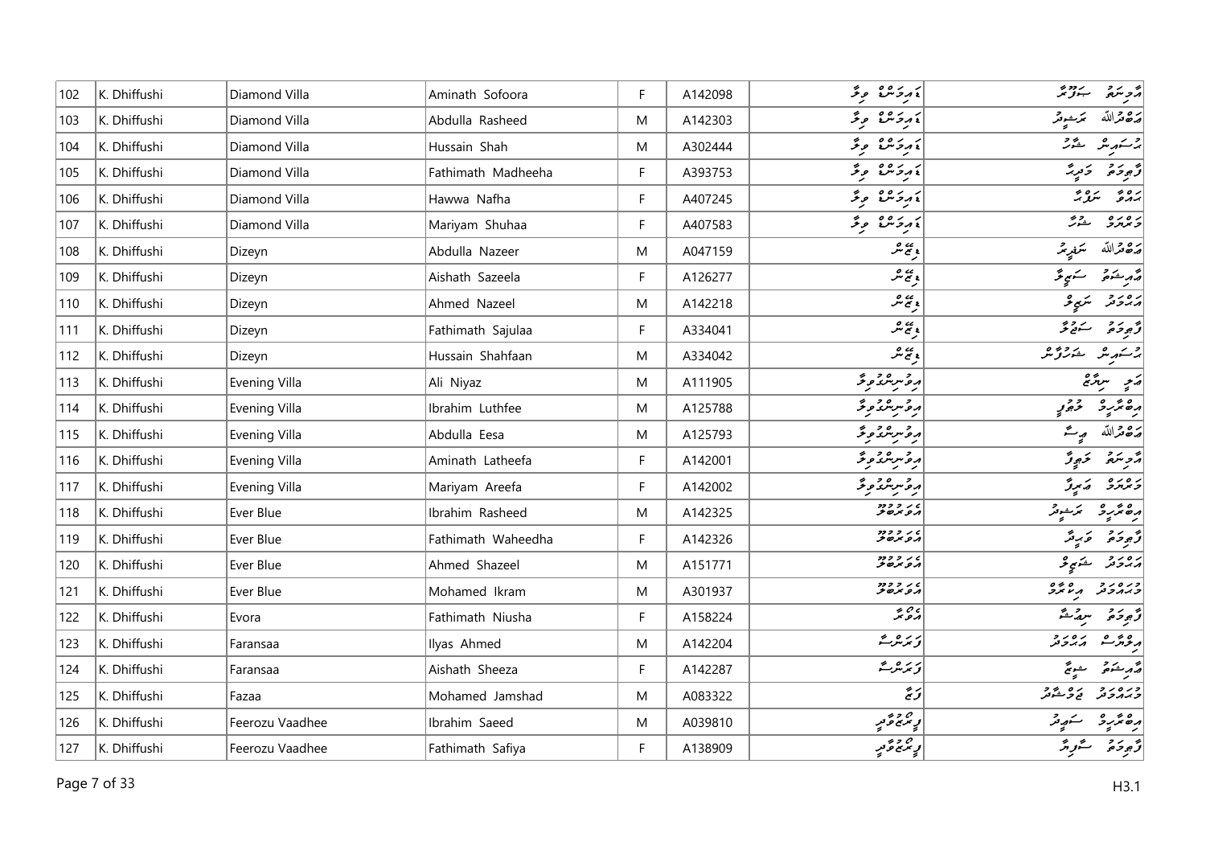| 102 | K. Dhiffushi | Diamond Villa | Aminath Sofoora | F | A142098 | ޑައިމަންޑް ވިލާ | އާމިނަތު ސުފޫރާ |
|---|---|---|---|---|---|---|---|
| 103 | K. Dhiffushi | Diamond Villa | Abdulla Rasheed | M | A142303 | ޑައިމަންޑް ވިލާ | އަބްދުﷲ ރަޝީދު |
| 104 | K. Dhiffushi | Diamond Villa | Hussain Shah | M | A302444 | ޑައިމަންޑް ވިލާ | ހުސައިން ޝާހް |
| 105 | K. Dhiffushi | Diamond Villa | Fathimath Madheeha | F | A393753 | ޑައިމަންޑް ވިލާ | ފާތިމަތު މަދީޙާ |
| 106 | K. Dhiffushi | Diamond Villa | Hawwa Nafha | F | A407245 | ޑައިމަންޑް ވިލާ | ހައްވާ ނަފްހާ |
| 107 | K. Dhiffushi | Diamond Villa | Mariyam Shuhaa | F | A407583 | ޑައިމަންޑް ވިލާ | މަރިޔަމް ޝުހާ |
| 108 | K. Dhiffushi | Dizeyn | Abdulla Nazeer | M | A047159 | ޑިޒޭން | އަބްދުﷲ ނަޒީރު |
| 109 | K. Dhiffushi | Dizeyn | Aishath Sazeela | F | A126277 | ޑިޒޭން | އާއިޝަތު ސަޒީލާ |
| 110 | K. Dhiffushi | Dizeyn | Ahmed Nazeel | M | A142218 | ޑިޒޭން | އަޙްމަދު ނަޒީލް |
| 111 | K. Dhiffushi | Dizeyn | Fathimath Sajulaa | F | A334041 | ޑިޒޭން | ފާތިމަތު ސަޖުލާ |
| 112 | K. Dhiffushi | Dizeyn | Hussain Shahfaan | M | A334042 | ޑިޒޭން | ހުސައިން ޝަހްފާން |
| 113 | K. Dhiffushi | Evening Villa | Ali Niyaz | M | A111905 | އިވްނިންގްވިލާ | ޢަލީ ނިޔާޒް |
| 114 | K. Dhiffushi | Evening Villa | Ibrahim Luthfee | M | A125788 | އިވްނިންގްވިލާ | އިބްރާހީމް ލުތުފީ |
| 115 | K. Dhiffushi | Evening Villa | Abdulla Eesa | M | A125793 | އިވްނިންގްވިލާ | އަބްދުﷲ ޢީސާ |
| 116 | K. Dhiffushi | Evening Villa | Aminath Latheefa | F | A142001 | އިވްނިންގްވިލާ | އާމިނަތު ލަޠީފާ |
| 117 | K. Dhiffushi | Evening Villa | Mariyam Areefa | F | A142002 | އިވްނިންގްވިލާ | މަރިޔަމް އަރީފާ |
| 118 | K. Dhiffushi | Ever Blue | Ibrahim Rasheed | M | A142325 | އެވަރބްލޫ | އިބްރާހީމް ރަޝީދު |
| 119 | K. Dhiffushi | Ever Blue | Fathimath Waheedha | F | A142326 | އެވަރބްލޫ | ފާތިމަތު ވަޙީދާ |
| 120 | K. Dhiffushi | Ever Blue | Ahmed Shazeel | M | A151771 | އެވަރބްލޫ | އަޙްމަދު ޝަޒީލް |
| 121 | K. Dhiffushi | Ever Blue | Mohamed Ikram | M | A301937 | އެވަރބްލޫ | މުޙައްމަދު އިކްރާމް |
| 122 | K. Dhiffushi | Evora | Fathimath Niusha | F | A158224 | އެވޯރާ | ފާތިމަތު ނިއުޝާ |
| 123 | K. Dhiffushi | Faransaa | Ilyas Ahmed | M | A142204 | ފަރަންސާ | އިލްޔާސް އަޙްމަދު |
| 124 | K. Dhiffushi | Faransaa | Aishath Sheeza | F | A142287 | ފަރަންސާ | އާއިޝަތު ޝީޒާ |
| 125 | K. Dhiffushi | Fazaa | Mohamed Jamshad | M | A083322 | ފަޒާ | މުޙައްމަދު ޖަމްޝާދު |
| 126 | K. Dhiffushi | Feerozu Vaadhee | Ibrahim Saeed | M | A039810 | ފީރޯޒުވާދީ | އިބްރާހީމް ސަޢީދު |
| 127 | K. Dhiffushi | Feerozu Vaadhee | Fathimath Safiya | F | A138909 | ފީރޯޒުވާދީ | ފާތިމަތު ސާފިޔާ |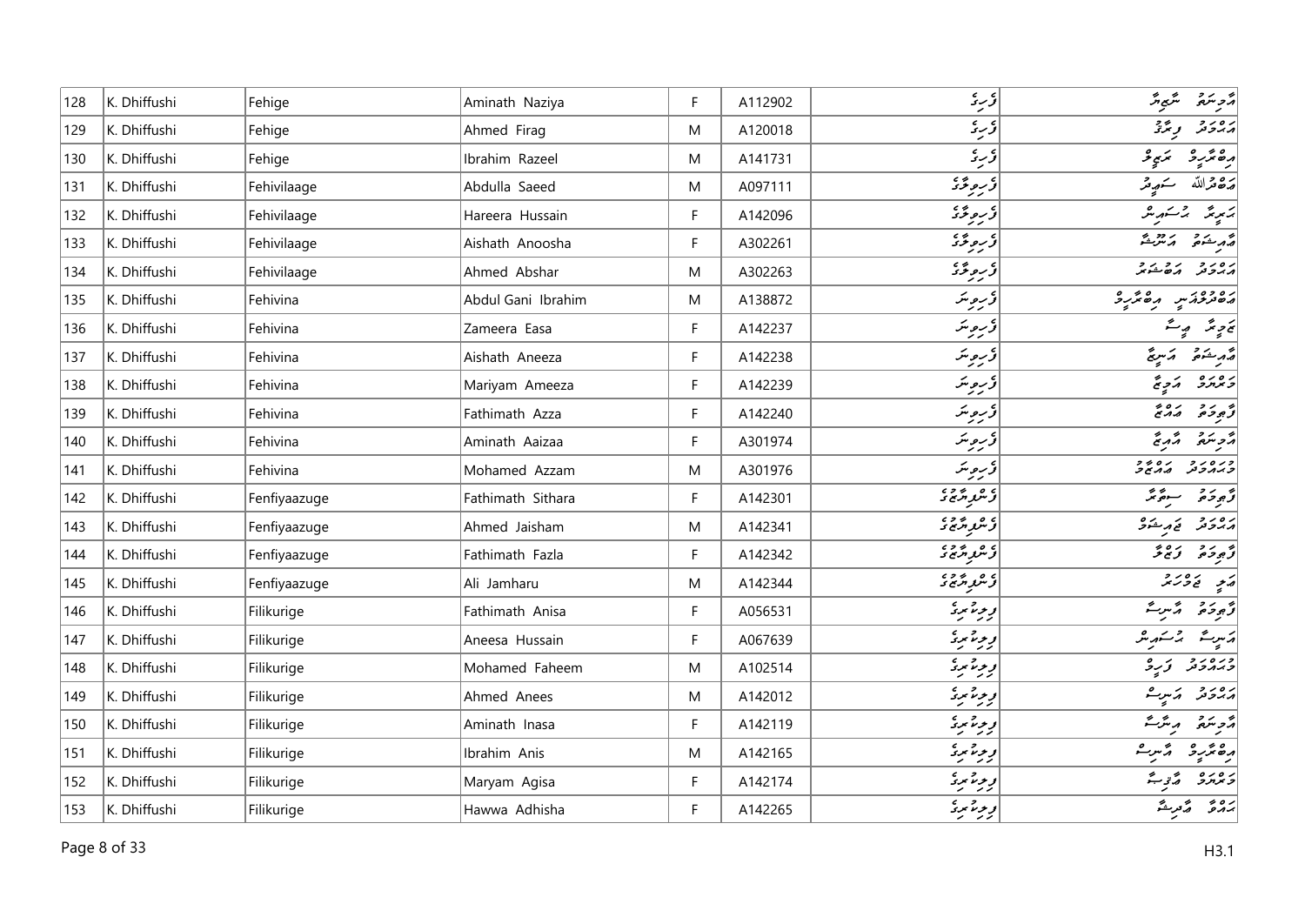| 128 | K. Dhiffushi | Fehige | Aminath Naziya | F | A112902 | ފެހިގެ | އާމިނަތު ނާޒިޔާ |
|---|---|---|---|---|---|---|---|
| 129 | K. Dhiffushi | Fehige | Ahmed Firag | M | A120018 | ފެހިގެ | އަޙްމަދު ފިރާގު |
| 130 | K. Dhiffushi | Fehige | Ibrahim Razeel | M | A141731 | ފެހިގެ | އިބްރާހީމް ރަޒީލް |
| 131 | K. Dhiffushi | Fehivilaage | Abdulla Saeed | M | A097111 | ފެހިވިލާގެ | އަބްދުﷲ ސަޢީދު |
| 132 | K. Dhiffushi | Fehivilaage | Hareera Hussain | F | A142096 | ފެހިވިލާގެ | ހަރީރާ ހުސައިން |
| 133 | K. Dhiffushi | Fehivilaage | Aishath Anoosha | F | A302261 | ފެހިވިލާގެ | އާއިޝަތު އަނޫޝާ |
| 134 | K. Dhiffushi | Fehivilaage | Ahmed Abshar | M | A302263 | ފެހިވިލާގެ | އަޙްމަދު އަބްޝަރު |
| 135 | K. Dhiffushi | Fehivina | Abdul Gani Ibrahim | M | A138872 | ފެހިވިނަ | އަބްދުލްޣަނީ އިބްރާހީމް |
| 136 | K. Dhiffushi | Fehivina | Zameera Easa | F | A142237 | ފެހިވިނަ | ޒަމީރާ ޢީސާ |
| 137 | K. Dhiffushi | Fehivina | Aishath Aneeza | F | A142238 | ފެހިވިނަ | އާއިޝަތު އަނީޒާ |
| 138 | K. Dhiffushi | Fehivina | Mariyam Ameeza | F | A142239 | ފެހިވިނަ | މަރިޔަމް އަމީޒާ |
| 139 | K. Dhiffushi | Fehivina | Fathimath Azza | F | A142240 | ފެހިވިނަ | ފާތިމަތު އައްޒާ |
| 140 | K. Dhiffushi | Fehivina | Aminath Aaizaa | F | A301974 | ފެހިވިނަ | އާމިނަތު އާއިޒާ |
| 141 | K. Dhiffushi | Fehivina | Mohamed Azzam | M | A301976 | ފެހިވިނަ | މުޙައްމަދު އައްޒާމު |
| 142 | K. Dhiffushi | Fenfiyaazuge | Fathimath Sithara | F | A142301 | ފެންފިޔާޒުގެ | ފާތިމަތު ސިތާރާ |
| 143 | K. Dhiffushi | Fenfiyaazuge | Ahmed Jaisham | M | A142341 | ފެންފިޔާޒުގެ | އަޙްމަދު ޖައިޝަމް |
| 144 | K. Dhiffushi | Fenfiyaazuge | Fathimath Fazla | F | A142342 | ފެންފިޔާޒުގެ | ފާތިމަތު ފަޟްލާ |
| 145 | K. Dhiffushi | Fenfiyaazuge | Ali Jamharu | M | A142344 | ފެންފިޔާޒުގެ | އަލި ޖަމްހަރު |
| 146 | K. Dhiffushi | Filikurige | Fathimath Anisa | F | A056531 | ފިލިކުރިގެ | ފާތިމަތު އާނިސާ |
| 147 | K. Dhiffushi | Filikurige | Aneesa Hussain | F | A067639 | ފިލިކުރިގެ | އަނީސާ ހުސައިން |
| 148 | K. Dhiffushi | Filikurige | Mohamed Faheem | M | A102514 | ފިލިކުރިގެ | މުޙައްމަދު ފަހީމް |
| 149 | K. Dhiffushi | Filikurige | Ahmed Anees | M | A142012 | ފިލިކުރިގެ | އަޙްމަދު އަނީސް |
| 150 | K. Dhiffushi | Filikurige | Aminath Inasa | F | A142119 | ފިލިކުރިގެ | އާމިނަތު އިނާސާ |
| 151 | K. Dhiffushi | Filikurige | Ibrahim Anis | M | A142165 | ފިލިކުރިގެ | އިބްރާހީމް އާނިސް |
| 152 | K. Dhiffushi | Filikurige | Maryam Agisa | F | A142174 | ފިލިކުރިގެ | މަރްޔަމް އާޤިސާ |
| 153 | K. Dhiffushi | Filikurige | Hawwa Adhisha | F | A142265 | ފިލިކުރިގެ | ހައްވާ އާދިޝާ |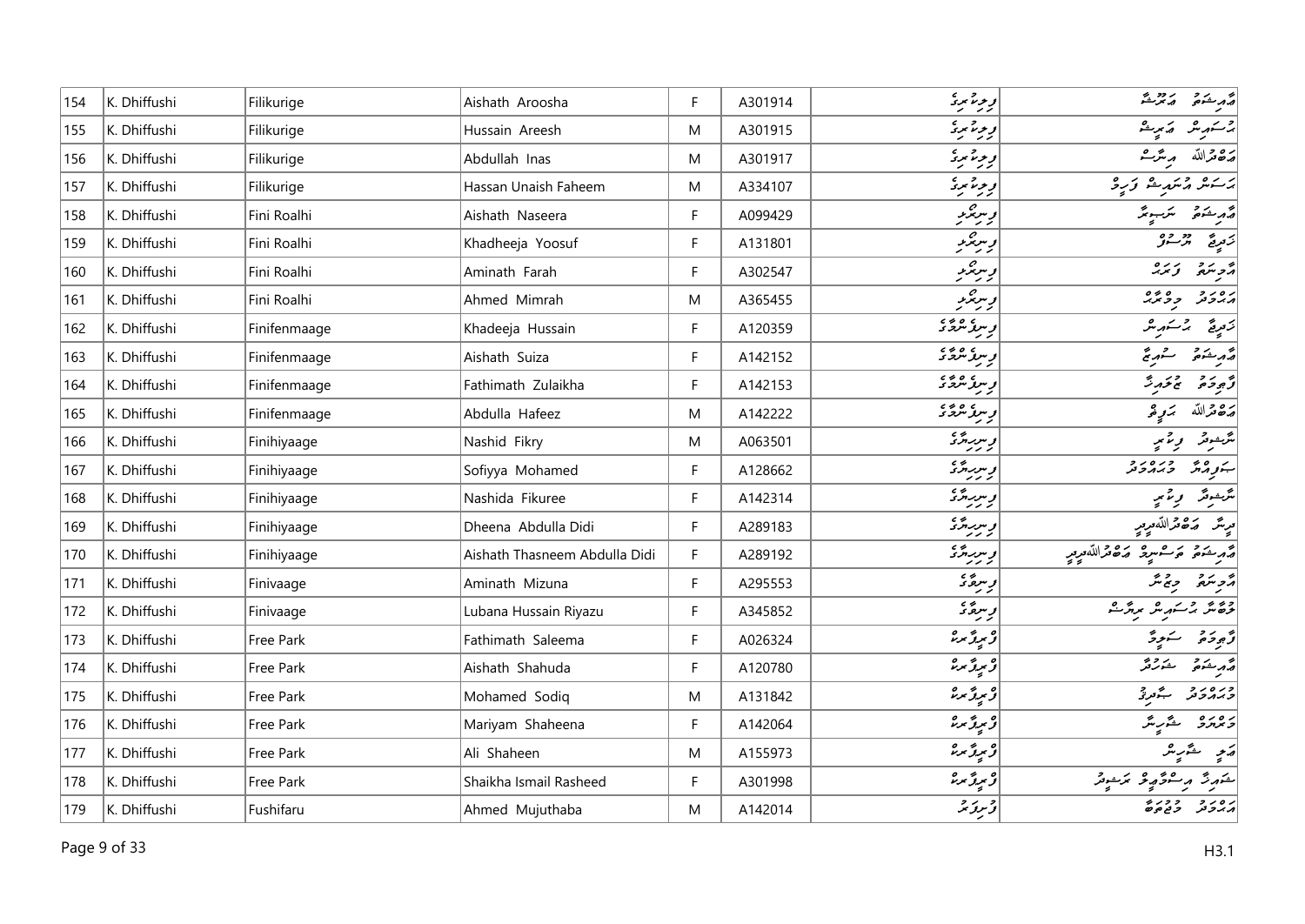| 154 | K. Dhiffushi | Filikurige | Aishath Aroosha | F | A301914 | ورِوُبرِ | ޢާއިޝަތު އަރޫޝާ |
|---|---|---|---|---|---|---|---|
| 155 | K. Dhiffushi | Filikurige | Hussain Areesh | M | A301915 | ވިލިކުރިގެ | ޙުސައިން އަރީޝް |
| 156 | K. Dhiffushi | Filikurige | Abdullah Inas | M | A301917 | ވިލިކުރިގެ | ޢަބްދުﷲ އިނާސް |
| 157 | K. Dhiffushi | Filikurige | Hassan Unaish Faheem | M | A334107 | ވިލިކުރިގެ | ޙަސަން އުނައިޝް ފަހީމް |
| 158 | K. Dhiffushi | Fini Roalhi | Aishath Naseera | F | A099429 | ފިނިރޯޅި | ޢާއިޝަތު ނަސީރާ |
| 159 | K. Dhiffushi | Fini Roalhi | Khadheeja Yoosuf | F | A131801 | ފިނިރޯޅި | ޚަދީޖާ ޔޫސުފް |
| 160 | K. Dhiffushi | Fini Roalhi | Aminath Farah | F | A302547 | ފިނިރޯޅި | އާމިނަތު ފަރަހް |
| 161 | K. Dhiffushi | Fini Roalhi | Ahmed Mimrah | M | A365455 | ފިނިރޯޅި | އަޙްމަދު މިމްރާހް |
| 162 | K. Dhiffushi | Finifenmaage | Khadeeja Hussain | F | A120359 | ފިނިފެންމާގެ | ޚަދީޖާ ޙުސައިން |
| 163 | K. Dhiffushi | Finifenmaage | Aishath Suiza | F | A142152 | ފިނިފެންމާގެ | ޢާއިޝަތު ސުއިޒާ |
| 164 | K. Dhiffushi | Finifenmaage | Fathimath Zulaikha | F | A142153 | ފިނިފެންމާގެ | ފާތިމަތު ޒުލައިޚާ |
| 165 | K. Dhiffushi | Finifenmaage | Abdulla Hafeez | M | A142222 | ފިނިފެންމާގެ | ޢަބްދުﷲ ހަފީޒު |
| 166 | K. Dhiffushi | Finihiyaage | Nashid Fikry | M | A063501 | ފިނިހިޔާގެ | ނާޝިދު ފިކްރީ |
| 167 | K. Dhiffushi | Finihiyaage | Sofiyya Mohamed | F | A128662 | ފިނިހިޔާގެ | ސޯފިއްޔާ މުޙައްމަދު |
| 168 | K. Dhiffushi | Finihiyaage | Nashida Fikuree | F | A142314 | ފިނިހިޔާގެ | ނާޝިދާ ފިކުރީ |
| 169 | K. Dhiffushi | Finihiyaage | Dheena Abdulla Didi | F | A289183 | ފިނިހިޔާގެ | ދީނާ ޢަބްދުﷲދީދީ |
| 170 | K. Dhiffushi | Finihiyaage | Aishath Thasneem Abdulla Didi | F | A289192 | ފިނިހިޔާގެ | ޢާއިޝަތު ތަސްނީމް ޢަބްދުﷲދީދީ |
| 171 | K. Dhiffushi | Finivaage | Aminath Mizuna | F | A295553 | ފިނިވާގެ | އާމިނަތު މިޒުނާ |
| 172 | K. Dhiffushi | Finivaage | Lubana Hussain Riyazu | F | A345852 | ފިނިވާގެ | ލުބާނާ ޙުސައިން ރިޔާޒު |
| 173 | K. Dhiffushi | Free Park | Fathimath Saleema | F | A026324 | ފްރީޕާރކް | ފާތިމަތު ސަލީމާ |
| 174 | K. Dhiffushi | Free Park | Aishath Shahuda | F | A120780 | ފްރީޕާރކް | ޢާއިޝަތު ޝަހުދާ |
| 175 | K. Dhiffushi | Free Park | Mohamed Sodiq | M | A131842 | ފްރީޕާރކް | މުޙައްމަދު ޞާދިޤު |
| 176 | K. Dhiffushi | Free Park | Mariyam Shaheena | F | A142064 | ފްރީޕާރކް | މަރިޔަމް ޝާހީނާ |
| 177 | K. Dhiffushi | Free Park | Ali Shaheen | M | A155973 | ފްރީޕާރކް | ޢަލީ ޝާހީން |
| 178 | K. Dhiffushi | Free Park | Shaikha Ismail Rasheed | F | A301998 | ފްރީޕާރކް | ޝައިޚާ އިސްމާޢީލް ރަޝީދު |
| 179 | K. Dhiffushi | Fushifaru | Ahmed Mujuthaba | M | A142014 | ފުށިފަރު | އަޙްމަދު މުޖުތަބާ |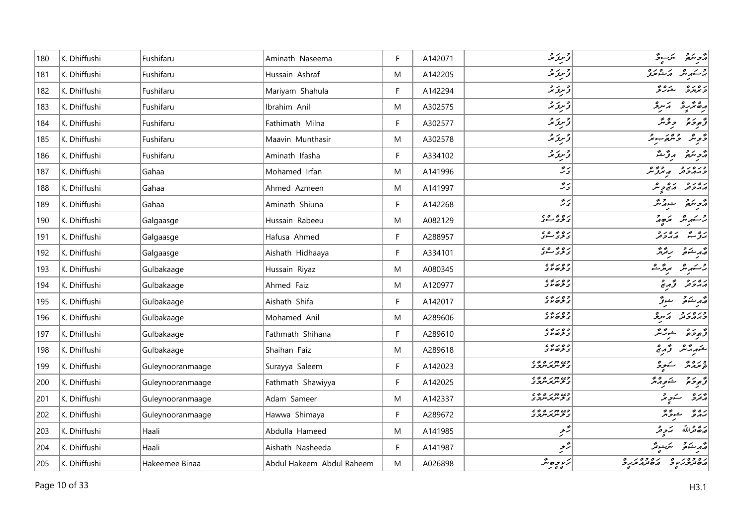| 180 | K. Dhiffushi | Fushifaru | Aminath Naseema | F | A142071 | ފުށިފަރު | އާމިނަތު ނަސީމާ |
|---|---|---|---|---|---|---|---|
| 181 | K. Dhiffushi | Fushifaru | Hussain Ashraf | M | A142205 | ފުށިފަރު | ހުސައިން އަޝްރަފް |
| 182 | K. Dhiffushi | Fushifaru | Mariyam Shahula | F | A142294 | ފުށިފަރު | މަރިޔަމް ޝަހުލާ |
| 183 | K. Dhiffushi | Fushifaru | Ibrahim Anil | M | A302575 | ފުށިފަރު | އިބްރާހީމް އަނިލް |
| 184 | K. Dhiffushi | Fushifaru | Fathimath Milna | F | A302577 | ފުށިފަރު | ފާތިމަތު މިލްނާ |
| 185 | K. Dhiffushi | Fushifaru | Maavin Munthasir | M | A302578 | ފުށިފަރު | މާވިން މުންތަސިރު |
| 186 | K. Dhiffushi | Fushifaru | Aminath Ifasha | F | A334102 | ފުށިފަރު | އާމިނަތު އިފާޝާ |
| 187 | K. Dhiffushi | Gahaa | Mohamed Irfan | M | A141996 | ގަހާ | މުހައްމަދު އިރުފާން |
| 188 | K. Dhiffushi | Gahaa | Ahmed Azmeen | M | A141997 | ގަހާ | އަހްމަދު އަޒްމީން |
| 189 | K. Dhiffushi | Gahaa | Aminath Shiuna | F | A142268 | ގަހާ | އާމިނަތު ޝިއުނާ |
| 190 | K. Dhiffushi | Galgaasge | Hussain Rabeeu | M | A082129 | ގަލްގާސްގެ | ހުސައިން ރަބީޢު |
| 191 | K. Dhiffushi | Galgaasge | Hafusa Ahmed | F | A288957 | ގަލްގާސްގެ | ހަފްސާ އަހްމަދު |
| 192 | K. Dhiffushi | Galgaasge | Aishath Hidhaaya | F | A334101 | ގަލްގާސްގެ | އާއިޝަތު ހިދާޔާ |
| 193 | K. Dhiffushi | Gulbakaage | Hussain Riyaz | M | A080345 | ގުލްބަކާގެ | ހުސައިން ރިޔާޒް |
| 194 | K. Dhiffushi | Gulbakaage | Ahmed Faiz | M | A120977 | ގުލްބަކާގެ | އަހްމަދު ފާއިޒް |
| 195 | K. Dhiffushi | Gulbakaage | Aishath Shifa | F | A142017 | ގުލްބަކާގެ | އާއިޝަތު ޝިފާ |
| 196 | K. Dhiffushi | Gulbakaage | Mohamed Anil | M | A289606 | ގުލްބަކާގެ | މުހައްމަދު އަނިލް |
| 197 | K. Dhiffushi | Gulbakaage | Fathmath Shihana | F | A289610 | ގުލްބަކާގެ | ފާތިމަތު ޝިހާނާ |
| 198 | K. Dhiffushi | Gulbakaage | Shaihan Faiz | M | A289618 | ގުލްބަކާގެ | ޝައިހާން ފާއިޒް |
| 199 | K. Dhiffushi | Guleynooranmaage | Surayya Saleem | F | A142023 | ގުލޭނޫރަންމާގެ | ޘުރައްޔާ ސަލީމް |
| 200 | K. Dhiffushi | Guleynooranmaage | Fathmath Shawiyya | F | A142025 | ގުލޭނޫރަންމާގެ | ފާތިމަތު ޝަވިއްޔާ |
| 201 | K. Dhiffushi | Guleynooranmaage | Adam Sameer | M | A142337 | ގުލޭނޫރަންމާގެ | އާދަމް ސަމީރު |
| 202 | K. Dhiffushi | Guleynooranmaage | Hawwa Shimaya | F | A289672 | ގުލޭނޫރަންމާގެ | ހައްވާ ޝިމާޔާ |
| 203 | K. Dhiffushi | Haali | Abdulla Hameed | M | A141985 | ހާލި | އަބްދުﷲ ހަމީދު |
| 204 | K. Dhiffushi | Haali | Aishath Nasheeda | F | A141987 | ހާލި | އާއިޝަތު ނަޝީދާ |
| 205 | K. Dhiffushi | Hakeemee Binaa | Abdul Hakeem Abdul Raheem | M | A026898 | ހަކީމީ ބިނާ | އަބްދުލްހަކީމް އަބްދުއްރަހީމް |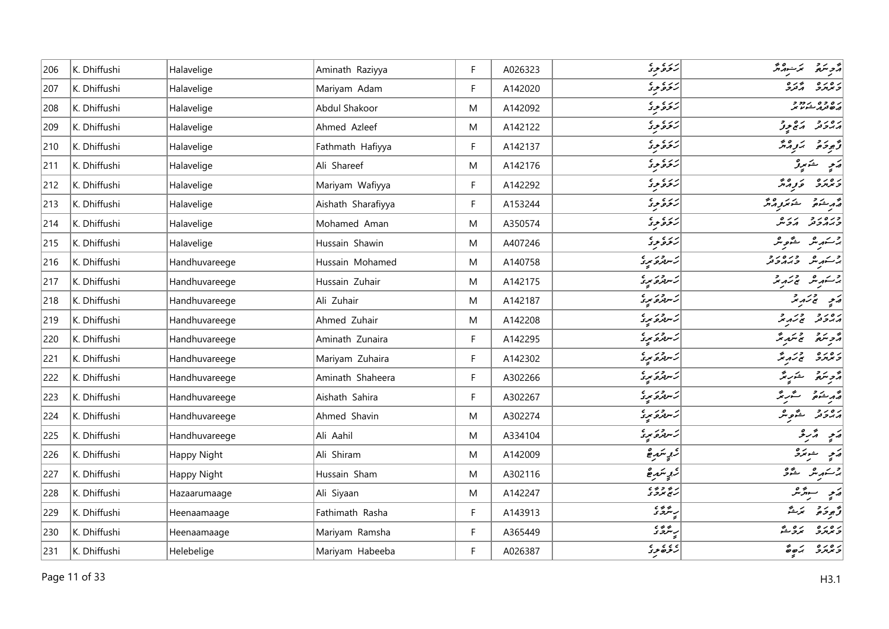| 206 | K. Dhiffushi | Halavelige | Aminath Raziyya | F | A026323 | ހަލަވެލިގެ | އާމިނަތު ރަޒިއްޔާ |
|---|---|---|---|---|---|---|---|
| 207 | K. Dhiffushi | Halavelige | Mariyam Adam | F | A142020 | ހަލަވެލިގެ | މަރިޔަމް އާދަމް |
| 208 | K. Dhiffushi | Halavelige | Abdul Shakoor | M | A142092 | ހަލަވެލިގެ | އަބްދުލް ޝަކޫރު |
| 209 | K. Dhiffushi | Halavelige | Ahmed Azleef | M | A142122 | ހަލަވެލިގެ | އަހްމަދު އަޒްލީފު |
| 210 | K. Dhiffushi | Halavelige | Fathmath Hafiyya | F | A142137 | ހަލަވެލިގެ | ފާތިމަތު ހަފިއްޔާ |
| 211 | K. Dhiffushi | Halavelige | Ali Shareef | M | A142176 | ހަލަވެލިގެ | އަލި ޝަރީފު |
| 212 | K. Dhiffushi | Halavelige | Mariyam Wafiyya | F | A142292 | ހަލަވެލިގެ | މަރިޔަމް ވަފިއްޔާ |
| 213 | K. Dhiffushi | Halavelige | Aishath Sharafiyya | F | A153244 | ހަލަވެލިގެ | އާއިޝަތު ޝަރަފިއްޔާ |
| 214 | K. Dhiffushi | Halavelige | Mohamed Aman | M | A350574 | ހަލަވެލިގެ | މުހައްމަދު އަމަން |
| 215 | K. Dhiffushi | Halavelige | Hussain Shawin | M | A407246 | ހަލަވެލިގެ | ހުސައިން ޝާވިން |
| 216 | K. Dhiffushi | Handhuvareege | Hussain Mohamed | M | A140758 | ހަނދުވަރީގެ | ހުސައިން މުހައްމަދު |
| 217 | K. Dhiffushi | Handhuvareege | Hussain Zuhair | M | A142175 | ހަނދުވަރީގެ | ހުސައިން ޒުހައިރު |
| 218 | K. Dhiffushi | Handhuvareege | Ali Zuhair | M | A142187 | ހަނދުވަރީގެ | އަލި ޒުހައިރު |
| 219 | K. Dhiffushi | Handhuvareege | Ahmed Zuhair | M | A142208 | ހަނދުވަރީގެ | އަހްމަދު ޒުހައިރު |
| 220 | K. Dhiffushi | Handhuvareege | Aminath Zunaira | F | A142295 | ހަނދުވަރީގެ | އާމިނަތު ޒުނައިރާ |
| 221 | K. Dhiffushi | Handhuvareege | Mariyam Zuhaira | F | A142302 | ހަނދުވަރީގެ | މަރިޔަމް ޒުހައިރާ |
| 222 | K. Dhiffushi | Handhuvareege | Aminath Shaheera | F | A302266 | ހަނދުވަރީގެ | އާމިނަތު ޝަހީރާ |
| 223 | K. Dhiffushi | Handhuvareege | Aishath Sahira | F | A302267 | ހަނދުވަރީގެ | އާއިޝަތު ސާހިރާ |
| 224 | K. Dhiffushi | Handhuvareege | Ahmed Shavin | M | A302274 | ހަނދުވަރީގެ | އަހްމަދު ޝާވިން |
| 225 | K. Dhiffushi | Handhuvareege | Ali Aahil | M | A334104 | ހަނދުވަރީގެ | އަލި އާހިލް |
| 226 | K. Dhiffushi | Happy Night | Ali Shiram | M | A142009 |ހެޕީނައިޓް | އަލި ޝިރާމް |
| 227 | K. Dhiffushi | Happy Night | Hussain Sham | M | A302116 | ހެޕީނައިޓް | ހުސައިން ޝާމް |
| 228 | K. Dhiffushi | Hazaarumaage | Ali Siyaan | M | A142247 | ހަޒާރުމާގެ | އަލި ސިޔާން |
| 229 | K. Dhiffushi | Heenaamaage | Fathimath Rasha | F | A143913 | ހީނާމާގެ | ފާތިމަތު ރަޝާ |
| 230 | K. Dhiffushi | Heenaamaage | Mariyam Ramsha | F | A365449 | ހީނާމާގެ | މަރިޔަމް ރަމްޝާ |
| 231 | K. Dhiffushi | Helebelige | Mariyam Habeeba | F | A026387 | ހެލެބެލިގެ | މަރިޔަމް ހަބީބާ |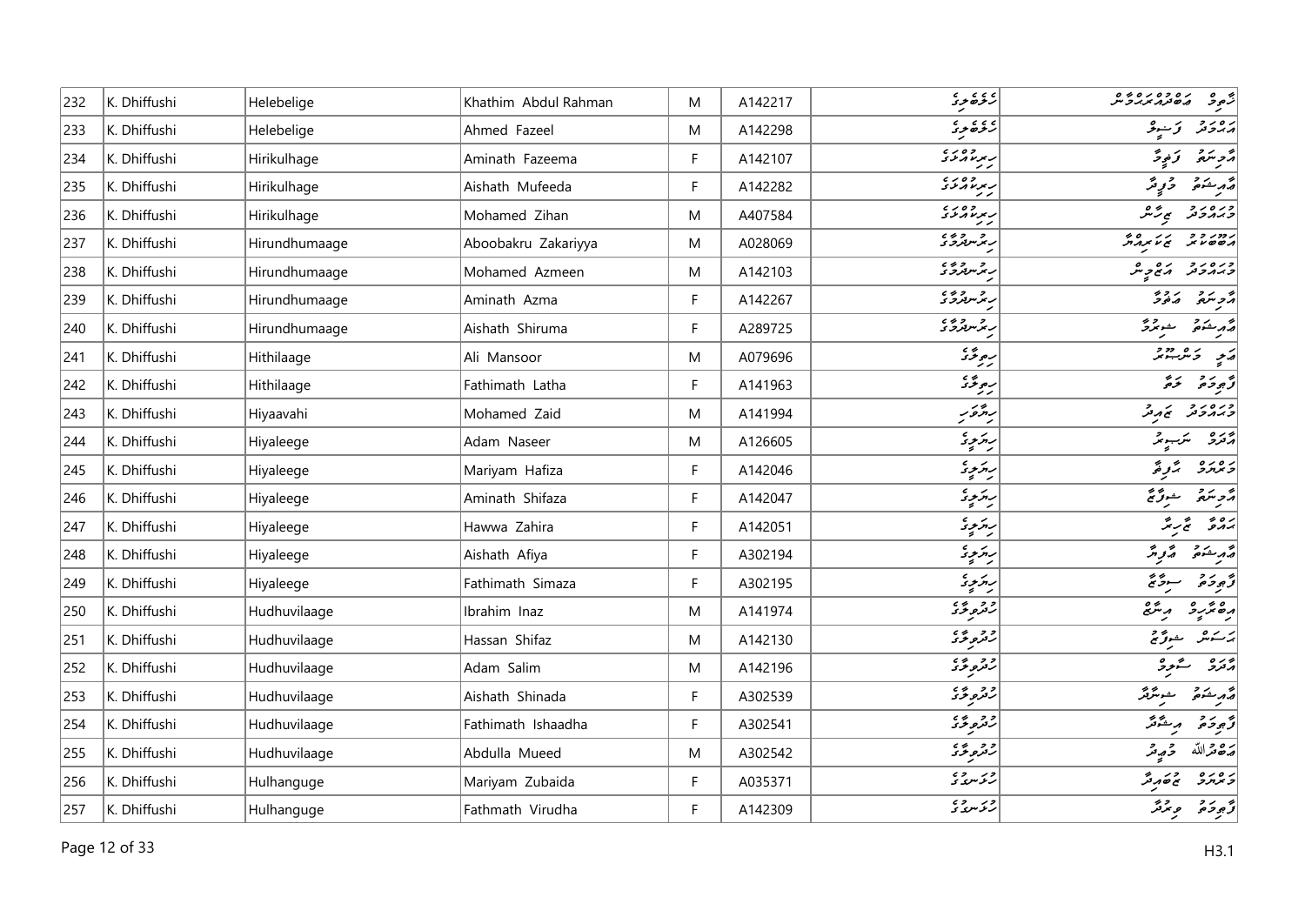| 232 | K. Dhiffushi | Helebelige | Khathim Abdul Rahman | M | A142217 | ހެލެބެލިގެ | ޚާތިމް އަބްދުއްރަޙްމާން |
|---|---|---|---|---|---|---|---|
| 233 | K. Dhiffushi | Helebelige | Ahmed Fazeel | M | A142298 | ހެލެބެލިގެ | އަޙްމަދު ފަޒީލް |
| 234 | K. Dhiffushi | Hirikulhage | Aminath Fazeema | F | A142107 | ހިރިކުޅަގެ | އާމިނަތު ފަޒީމާ |
| 235 | K. Dhiffushi | Hirikulhage | Aishath Mufeeda | F | A142282 | ހިރިކުޅަގެ | އައިށަތު މުފީދާ |
| 236 | K. Dhiffushi | Hirikulhage | Mohamed Zihan | M | A407584 | ހިރިކުޅަގެ | މުޙައްމަދު ޒިހާން |
| 237 | K. Dhiffushi | Hirundhumaage | Aboobakru Zakariyya | M | A028069 | ހިރުނދުމާގެ | އަބޫބަކުރު ޒަކަރިއްޔާ |
| 238 | K. Dhiffushi | Hirundhumaage | Mohamed Azmeen | M | A142103 | ހިރުނދުމާގެ | މުޙައްމަދު އަޒްމީން |
| 239 | K. Dhiffushi | Hirundhumaage | Aminath Azma | F | A142267 | ހިރުނދުމާގެ | އާމިނަތު އަޒްމާ |
| 240 | K. Dhiffushi | Hirundhumaage | Aishath Shiruma | F | A289725 | ހިރުނދުމާގެ | އައިށަތު ޝިރުމާ |
| 241 | K. Dhiffushi | Hithilaage | Ali Mansoor | M | A079696 | ހިތިލާގެ | އަލި މަންޞޫރު |
| 242 | K. Dhiffushi | Hithilaage | Fathimath Latha | F | A141963 | ހިތިލާގެ | ފާތިމަތު ލަތާ |
| 243 | K. Dhiffushi | Hiyaavahi | Mohamed Zaid | M | A141994 | ހިޔާވަހި | މުޙައްމަދު ޒައިދު |
| 244 | K. Dhiffushi | Hiyaleege | Adam Naseer | M | A126605 | ހިޔަލީގެ | އާދަމް ނަޞީރު |
| 245 | K. Dhiffushi | Hiyaleege | Mariyam Hafiza | F | A142046 | ހިޔަލީގެ | މަރިޔަމް ހާފިޒާ |
| 246 | K. Dhiffushi | Hiyaleege | Aminath Shifaza | F | A142047 | ހިޔަލީގެ | އާމިނަތު ޝިފާޒާ |
| 247 | K. Dhiffushi | Hiyaleege | Hawwa Zahira | F | A142051 | ހިޔަލީގެ | ހައްވާ ޒާހިރާ |
| 248 | K. Dhiffushi | Hiyaleege | Aishath Afiya | F | A302194 | ހިޔަލީގެ | އައިށަތު އާފިޔާ |
| 249 | K. Dhiffushi | Hiyaleege | Fathimath Simaza | F | A302195 | ހިޔަލީގެ | ފާތިމަތު ސިމާޒާ |
| 250 | K. Dhiffushi | Hudhuvilaage | Ibrahim Inaz | M | A141974 | ހުދުވިލާގެ | އިބްރާހީމް އިނާޒް |
| 251 | K. Dhiffushi | Hudhuvilaage | Hassan Shifaz | M | A142130 | ހުދުވިލާގެ | ހަސަން ޝިފާޒު |
| 252 | K. Dhiffushi | Hudhuvilaage | Adam Salim | M | A142196 | ހުދުވިލާގެ | އާދަމް ސާލިމް |
| 253 | K. Dhiffushi | Hudhuvilaage | Aishath Shinada | F | A302539 | ހުދުވިލާގެ | އައިށަތު ޝިނާދާ |
| 254 | K. Dhiffushi | Hudhuvilaage | Fathimath Ishaadha | F | A302541 | ހުދުވިލާގެ | ފާތިމަތު އިޝާދާ |
| 255 | K. Dhiffushi | Hudhuvilaage | Abdulla Mueed | M | A302542 | ހުދުވިލާގެ | އަބްދުﷲ މުއީދު |
| 256 | K. Dhiffushi | Hulhanguge | Mariyam Zubaida | F | A035371 | ހުޅަނގުގެ | މަރިޔަމް ޒުބައިދާ |
| 257 | K. Dhiffushi | Hulhanguge | Fathmath Virudha | F | A142309 | ހުޅަނގުގެ | ފާތިމަތު ވިރުދާ |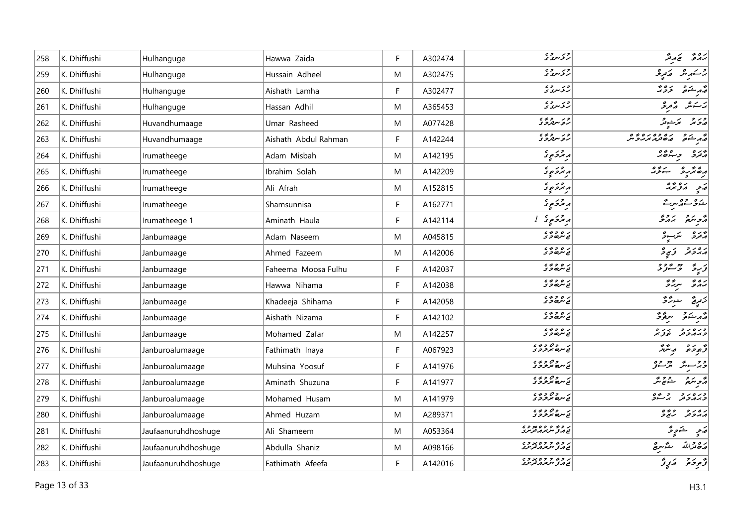| 258 | K. Dhiffushi | Hulhanguge | Hawwa Zaida | F | A302474 | ژلەسرچ ئ | بَرْوُوٌ يَحَرِمَّدُ |
|---|---|---|---|---|---|---|---|
| 259 | K. Dhiffushi | Hulhanguge | Hussain Adheel | M | A302475 | ژلەسرچ ئ | بُرْسَمَرِ شْ مَرْتِرِوْ |
| 260 | K. Dhiffushi | Hulhanguge | Aishath Lamha | F | A302477 | ژلەسرچ ئ | مَّەرِسْتَمْ تَرُوْبَرُ |
| 261 | K. Dhiffushi | Hulhanguge | Hassan Adhil | M | A365453 | ژلەسرچ ئ | بَرَسَرْ مَرُورِوْ |
| 262 | K. Dhiffushi | Huvandhumaage | Umar Rasheed | M | A077428 | رُوَسْرُوْرَّى | مَرَحْ بَرَسْوِتْر |
| 263 | K. Dhiffushi | Huvandhumaage | Aishath Abdul Rahman | F | A142244 | رُوَسْرُوْرَّى | مَّەرِسْتَمْ مَەھْتَرْمَبَرُرْوَسْ |
| 264 | K. Dhiffushi | Irumatheege | Adam Misbah | M | A142195 | مِبْرُدَمِي | مُرْتَرْوْ وِسْوَھَرُ |
| 265 | K. Dhiffushi | Irumatheege | Ibrahim Solah | M | A142209 | مِبْرُدَمِي | مِرْھَمَّرِوْ سِدَمَرُ |
| 266 | K. Dhiffushi | Irumatheege | Ali Afrah | M | A152815 | مِبْرُدَمِي | مَرِ مَزْمَرَّ |
| 267 | K. Dhiffushi | Irumatheege | Shamsunnisa | F | A162771 | مِبْرُدَمِي | شَوْسُنْسِرْسَّ |
| 268 | K. Dhiffushi | Irumatheege 1 | Aminath Haula | F | A142114 | مِبْرُدَمِي 1 | مُرْحِسَمْ رَمَرُّ |
| 269 | K. Dhiffushi | Janbumaage | Adam Naseem | M | A045815 | يَسْھَرُدّى | مُرْتَرْوْ سَرَسِوْ |
| 270 | K. Dhiffushi | Janbumaage | Ahmed Fazeem | M | A142006 | يَسْھَرُدّى | مَرْوَتْرَ تَرِجْ |
| 271 | K. Dhiffushi | Janbumaage | Faheema Moosa Fulhu | F | A142037 | يَسْھَرُدّى | تَرِدَّ دُّسُّورُ |
| 272 | K. Dhiffushi | Janbumaage | Hawwa Nihama | F | A142038 | يَسْھَرُدّى | بَرْوُوٌ سِرَّدَّ |
| 273 | K. Dhiffushi | Janbumaage | Khadeeja Shihama | F | A142058 | يَسْھَرُدّى | زَمِرِقَّ سْوِرَّدَّ |
| 274 | K. Dhiffushi | Janbumaage | Aishath Nizama | F | A142102 | يَسْھَرُدّى | مَّەرِسْتَمْ سِيَّدَّ |
| 275 | K. Dhiffushi | Janbumaage | Mohamed Zafar | M | A142257 | يَسْھَرُدّى | دُبَرْوَتْرَ يَوَتْرُ |
| 276 | K. Dhiffushi | Janburoalumaage | Fathimath Inaya | F | A067923 | يَسْھَرْدُدّى | تُرْجِرَمْ مِسَّرَّ |
| 277 | K. Dhiffushi | Janburoalumaage | Muhsina Yoosuf | F | A141976 | يَسْھَرْدُدّى | دُبْرِسِيرْ مُرْسُوْ |
| 278 | K. Dhiffushi | Janburoalumaage | Aminath Shuzuna | F | A141977 | يَسْھَرْدُدّى | مُرْحِسَمْ شْتُجَسَرُ |
| 279 | K. Dhiffushi | Janburoalumaage | Mohamed Husam | M | A141979 | يَسْھَرْدُدّى | دُبَرْوَتْرَ بُرْسُوْ |
| 280 | K. Dhiffushi | Janburoalumaage | Ahmed Huzam | M | A289371 | يَسْھَرْدُدّى | مَرْوَتْرَ رُجْوْ |
| 281 | K. Dhiffushi | Jaufaanuruhdhoshuge | Ali Shameem | M | A053364 | يَمْرُتَسْبَرْمَتْرْبَرِى | مَرِ شَوِرْوْ |
| 282 | K. Dhiffushi | Jaufaanuruhdhoshuge | Abdulla Shaniz | M | A098166 | يَمْرُتَسْبَرْمَتْرْبَرِى | مَەھْتَرْاللّه شَّسِرِجْ |
| 283 | K. Dhiffushi | Jaufaanuruhdhoshuge | Fathimath Afeefa | F | A142016 | يَمْرُتَسْبَرْمَتْرْبَرِى | تُرْجِرَمْ مَرِوِرَّ |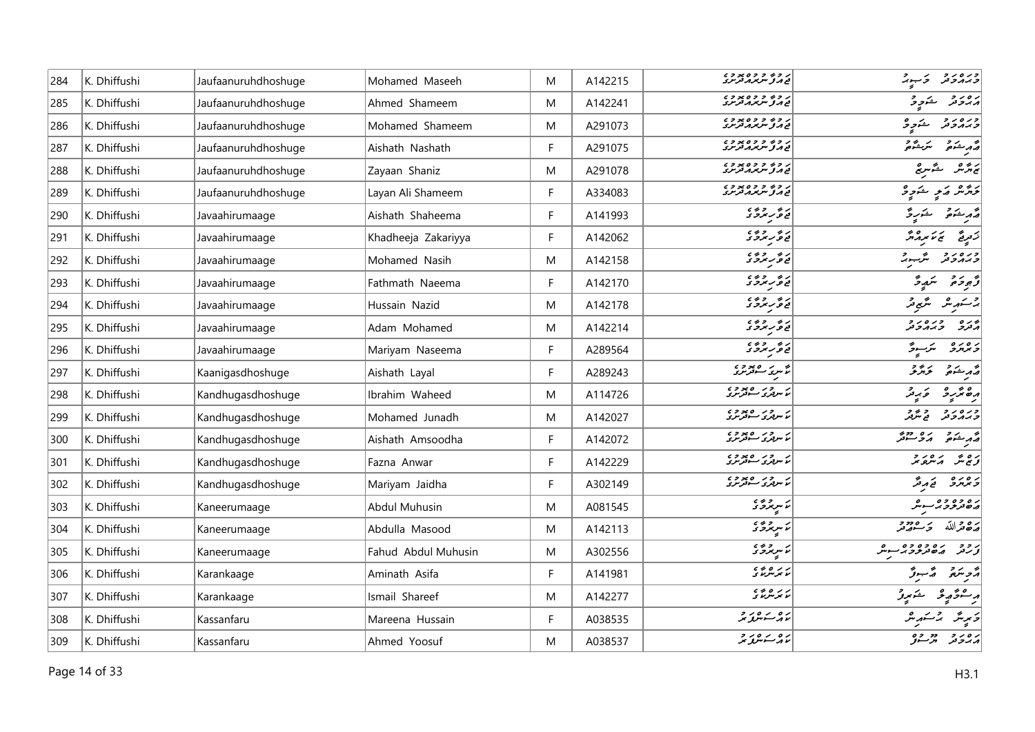| 284 | K. Dhiffushi | Jaufaanuruhdhoshuge | Mohamed Maseeh | M | A142215 | ޖައުފާނުރުއްދޯށުގެ | މުހައްމަދު މަސީޙު |
|---|---|---|---|---|---|---|---|
| 285 | K. Dhiffushi | Jaufaanuruhdhoshuge | Ahmed Shameem | M | A142241 | ޖައުފާނުރުއްދޯށުގެ | އަހްމަދު ޝަމީމު |
| 286 | K. Dhiffushi | Jaufaanuruhdhoshuge | Mohamed Shameem | M | A291073 | ޖައުފާނުރުއްދޯށުގެ | މުހައްމަދު ޝަމީމް |
| 287 | K. Dhiffushi | Jaufaanuruhdhoshuge | Aishath Nashath | F | A291075 | ޖައުފާނުރުއްދޯށުގެ | އައިޝަތު ނަޝާތު |
| 288 | K. Dhiffushi | Jaufaanuruhdhoshuge | Zayaan Shaniz | M | A291078 | ޖައުފާނުރުއްދޯށުގެ | ޒަޔާން ޝާނިޒް |
| 289 | K. Dhiffushi | Jaufaanuruhdhoshuge | Layan Ali Shameem | F | A334083 | ޖައުފާނުރުއްދޯށުގެ | ލަޔާން އަލި ޝަމީމް |
| 290 | K. Dhiffushi | Javaahirumaage | Aishath Shaheema | F | A141993 | ޖަވާހިރުމާގެ | އައިޝަތު ޝަހީމާ |
| 291 | K. Dhiffushi | Javaahirumaage | Khadheeja Zakariyya | F | A142062 | ޖަވާހިރުމާގެ | ޚަދީޖާ ޒަކަރިއްޔާ |
| 292 | K. Dhiffushi | Javaahirumaage | Mohamed Nasih | M | A142158 | ޖަވާހިރުމާގެ | މުހައްމަދު ނާސިޙު |
| 293 | K. Dhiffushi | Javaahirumaage | Fathmath Naeema | F | A142170 | ޖަވާހިރުމާގެ | ފާތިމަތު ނައީމާ |
| 294 | K. Dhiffushi | Javaahirumaage | Hussain Nazid | M | A142178 | ޖަވާހިރުމާގެ | ހުސައިން ނާޒިދު |
| 295 | K. Dhiffushi | Javaahirumaage | Adam Mohamed | M | A142214 | ޖަވާހިރުމާގެ | އާދަމް މުހައްމަދު |
| 296 | K. Dhiffushi | Javaahirumaage | Mariyam Naseema | F | A289564 | ޖަވާހިރުމާގެ | މަރިޔަމް ނަސީމާ |
| 297 | K. Dhiffushi | Kaanigasdhoshuge | Aishath Layal | F | A289243 | ކާނިގަސްދޯށުގެ | އައިޝަތު ލަޔާލް |
| 298 | K. Dhiffushi | Kandhugasdhoshuge | Ibrahim Waheed | M | A114726 | ކަނދުގަސްދޯށުގެ | އިބްރާހީމް ވަހީދު |
| 299 | K. Dhiffushi | Kandhugasdhoshuge | Mohamed Junadh | M | A142027 | ކަނދުގަސްދޯށުގެ | މުހައްމަދު ޖުނާދު |
| 300 | K. Dhiffushi | Kandhugasdhoshuge | Aishath Amsoodha | F | A142072 | ކަނދުގަސްދޯށުގެ | އައިޝަތު އަމްސޫދާ |
| 301 | K. Dhiffushi | Kandhugasdhoshuge | Fazna Anwar | F | A142229 | ކަނދުގަސްދޯށުގެ | ފަޒްނާ އަންވަރު |
| 302 | K. Dhiffushi | Kandhugasdhoshuge | Mariyam Jaidha | F | A302149 | ކަނދުގަސްދޯށުގެ | މަރިޔަމް ޖައިދާ |
| 303 | K. Dhiffushi | Kaneerumaage | Abdul Muhusin | M | A081545 | ކަނީރުމާގެ | އަބްދުލްމުހުސިން |
| 304 | K. Dhiffushi | Kaneerumaage | Abdulla Masood | M | A142113 | ކަނީރުމާގެ | އަބްދުﷲ މަސްޢޫދު |
| 305 | K. Dhiffushi | Kaneerumaage | Fahud Abdul Muhusin | M | A302556 | ކަނީރުމާގެ | ފަހުދު އަބްދުލްމުހުސިން |
| 306 | K. Dhiffushi | Karankaage | Aminath Asifa | F | A141981 | ކަރަންކާގެ | އާމިނަތު އާސިފާ |
| 307 | K. Dhiffushi | Karankaage | Ismail Shareef | M | A142277 | ކަރަންކާގެ | އިސްމާއީލް ޝަރީފު |
| 308 | K. Dhiffushi | Kassanfaru | Mareena Hussain | F | A038535 | ކައްސަންފަރު | މަރީނާ ހުސައިން |
| 309 | K. Dhiffushi | Kassanfaru | Ahmed Yoosuf | M | A038537 | ކައްސަންފަރު | އަހްމަދު ޔޫސުފް |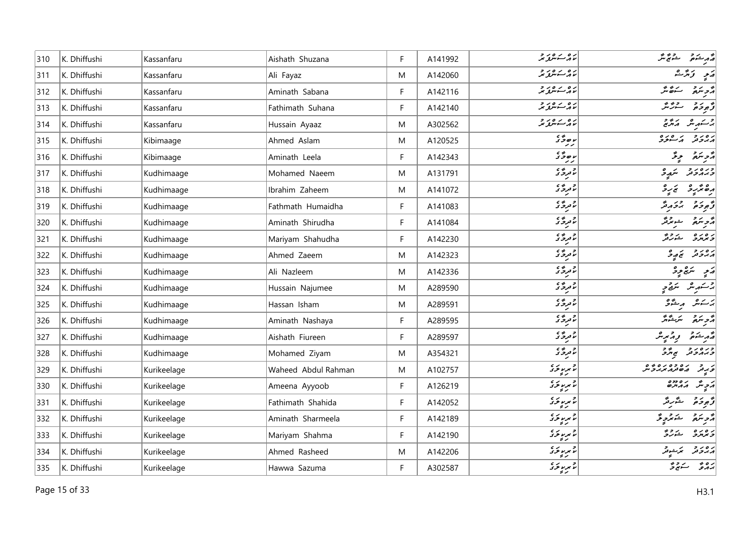| 310 | K. Dhiffushi | Kassanfaru | Aishath Shuzana | F | A141992 | ކައްސަންފަރު | އާއިޝަތު ޝުޒާނާ |
|---|---|---|---|---|---|---|---|
| 311 | K. Dhiffushi | Kassanfaru | Ali Fayaz | M | A142060 | ކައްސަންފަރު | އަލި ފައްޔާޒް |
| 312 | K. Dhiffushi | Kassanfaru | Aminath Sabana | F | A142116 | ކައްސަންފަރު | އާމިނަތު ސަބާނާ |
| 313 | K. Dhiffushi | Kassanfaru | Fathimath Suhana | F | A142140 | ކައްސަންފަރު | ފާތިމަތު ސުހާނާ |
| 314 | K. Dhiffushi | Kassanfaru | Hussain Ayaaz | M | A302562 | ކައްސަންފަރު | ހުސައިން އަޔާޒު |
| 315 | K. Dhiffushi | Kibimaage | Ahmed Aslam | M | A120525 | ކިބިމާގެ | އަހްމަދު އަސްލަމް |
| 316 | K. Dhiffushi | Kibimaage | Aminath Leela | F | A142343 | ކިބިމާގެ | އާމިނަތު ލީލާ |
| 317 | K. Dhiffushi | Kudhimaage | Mohamed Naeem | M | A131791 | ކުދިމާގެ | މުހައްމަދު ނައީމް |
| 318 | K. Dhiffushi | Kudhimaage | Ibrahim Zaheem | M | A141072 | ކުދިމާގެ | އިބްރާހީމް ޒަހީމް |
| 319 | K. Dhiffushi | Kudhimaage | Fathmath Humaidha | F | A141083 | ކުދިމާގެ | ފާތިމަތު ހުމައިދާ |
| 320 | K. Dhiffushi | Kudhimaage | Aminath Shirudha | F | A141084 | ކުދިމާގެ | އާމިނަތު ޝިރުދާ |
| 321 | K. Dhiffushi | Kudhimaage | Mariyam Shahudha | F | A142230 | ކުދިމާގެ | މަރިޔަމް ޝަހުދާ |
| 322 | K. Dhiffushi | Kudhimaage | Ahmed Zaeem | M | A142323 | ކުދިމާގެ | އަހްމަދު ޒަޢީމް |
| 323 | K. Dhiffushi | Kudhimaage | Ali Nazleem | M | A142336 | ކުދިމާގެ | އަލި ނަޒްލީމް |
| 324 | K. Dhiffushi | Kudhimaage | Hussain Najumee | M | A289590 | ކުދިމާގެ | ހުސައިން ނަޖުމީ |
| 325 | K. Dhiffushi | Kudhimaage | Hassan Isham | M | A289591 | ކުދިމާގެ | ހަސަން އިޝާމް |
| 326 | K. Dhiffushi | Kudhimaage | Aminath Nashaya | F | A289595 | ކުދިމާގެ | އާމިނަތު ނަޝާޔާ |
| 327 | K. Dhiffushi | Kudhimaage | Aishath Fiureen | F | A289597 | ކުދިމާގެ | އާއިޝަތު ފިއުރީން |
| 328 | K. Dhiffushi | Kudhimaage | Mohamed Ziyam | M | A354321 | ކުދިމާގެ | މުހައްމަދު ޒިޔާމް |
| 329 | K. Dhiffushi | Kurikeelage | Waheed Abdul Rahman | M | A102757 | ކުރިކީލަގެ | ވަހީދު އަބްދުއްރަހްމާން |
| 330 | K. Dhiffushi | Kurikeelage | Ameena Ayyoob | F | A126219 | ކުރިކީލަގެ | އަމީނާ އައްޔޫބު |
| 331 | K. Dhiffushi | Kurikeelage | Fathimath Shahida | F | A142052 | ކުރިކީލަގެ | ފާތިމަތު ޝާހިދާ |
| 332 | K. Dhiffushi | Kurikeelage | Aminath Sharmeela | F | A142189 | ކުރިކީލަގެ | އާމިނަތު ޝަރުމީލާ |
| 333 | K. Dhiffushi | Kurikeelage | Mariyam Shahma | F | A142190 | ކުރިކީލަގެ | މަރިޔަމް ޝަހުމާ |
| 334 | K. Dhiffushi | Kurikeelage | Ahmed Rasheed | M | A142206 | ކުރިކީލަގެ | އަހްމަދު ރަޝީދު |
| 335 | K. Dhiffushi | Kurikeelage | Hawwa Sazuma | F | A302587 | ކުރިކީލަގެ | ހައްވާ ސަޒުމާ |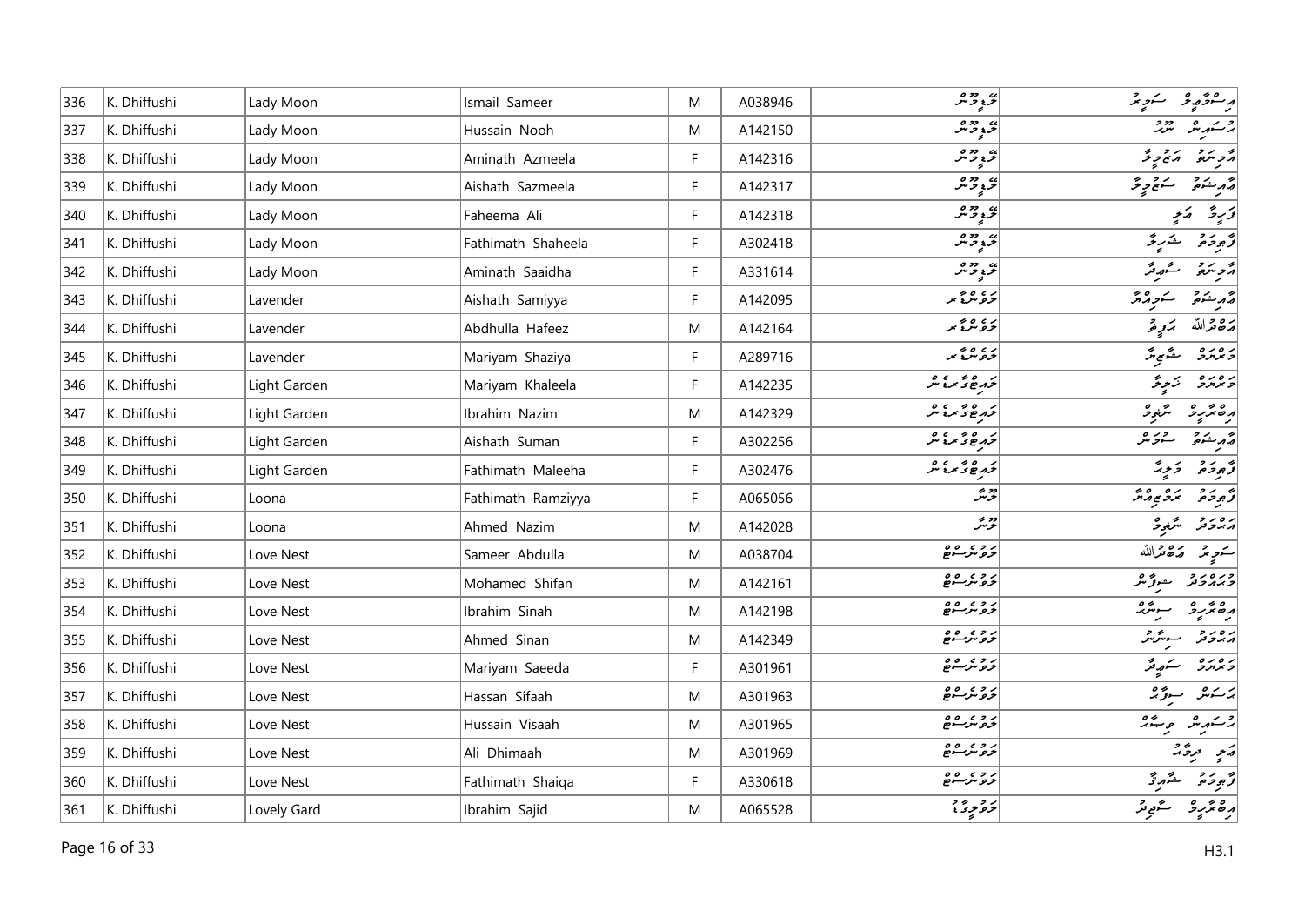| 336 | K. Dhiffushi | Lady Moon | Ismail Sameer | M | A038946 | ليُءِ وُسْ | مِسْمَاعِيلُ سَمِيرُ |
|---|---|---|---|---|---|---|---|
| 337 | K. Dhiffushi | Lady Moon | Hussain Nooh | M | A142150 | ليُءِ وُسْ | حُسَيْنُ نُوحُ |
| 338 | K. Dhiffushi | Lady Moon | Aminath Azmeela | F | A142316 | ليُءِ وُسْ | آمِنَة أَزْمِيلَا |
| 339 | K. Dhiffushi | Lady Moon | Aishath Sazmeela | F | A142317 | ليُءِ وُسْ | عَائِشَة سَزْمِيلَا |
| 340 | K. Dhiffushi | Lady Moon | Faheema Ali | F | A142318 | ليُءِ وُسْ | فَهِيمَا عَلِي |
| 341 | K. Dhiffushi | Lady Moon | Fathimath Shaheela | F | A302418 | ليُءِ وُسْ | فَاطِمَة شَهِيلَا |
| 342 | K. Dhiffushi | Lady Moon | Aminath Saaidha | F | A331614 | ليُءِ وُسْ | آمِنَة سَاعِدَا |
| 343 | K. Dhiffushi | Lavender | Aishath Samiyya | F | A142095 | لَوَنْڈَر | عَائِشَة سَامِيَّا |
| 344 | K. Dhiffushi | Lavender | Abdhulla Hafeez | M | A142164 | لَوَنْڈَر | عَبْدُاللَّه حَفِيظُ |
| 345 | K. Dhiffushi | Lavender | Mariyam Shaziya | F | A289716 | لَوَنْڈَر | مَرْيَم شَازِيَا |
| 346 | K. Dhiffushi | Light Garden | Mariyam Khaleela | F | A142235 | لَيْٹ گَارْڈَن | مَرْيَم خَلِيلَا |
| 347 | K. Dhiffushi | Light Garden | Ibrahim Nazim | M | A142329 | لَيْٹ گَارْڈَن | إِبْرَاهِيم نَاظِم |
| 348 | K. Dhiffushi | Light Garden | Aishath Suman | F | A302256 | لَيْٹ گَارْڈَن | عَائِشَة سُمَن |
| 349 | K. Dhiffushi | Light Garden | Fathimath Maleeha | F | A302476 | لَيْٹ گَارْڈَن | فَاطِمَة مَلِيحَا |
| 350 | K. Dhiffushi | Loona | Fathimath Ramziyya | F | A065056 | لُونَا | فَاطِمَة رَمْزِيَّا |
| 351 | K. Dhiffushi | Loona | Ahmed Nazim | M | A142028 | لُونَا | أَحْمَد نَاظِم |
| 352 | K. Dhiffushi | Love Nest | Sameer Abdulla | M | A038704 | لَوْ نَسْٹ | سَمِير عَبْدُاللَّه |
| 353 | K. Dhiffushi | Love Nest | Mohamed Shifan | M | A142161 | لَوْ نَسْٹ | مُحَمَّد شِفَان |
| 354 | K. Dhiffushi | Love Nest | Ibrahim Sinah | M | A142198 | لَوْ نَسْٹ | إِبْرَاهِيم سِنَاح |
| 355 | K. Dhiffushi | Love Nest | Ahmed Sinan | M | A142349 | لَوْ نَسْٹ | أَحْمَد سِنَان |
| 356 | K. Dhiffushi | Love Nest | Mariyam Saeeda | F | A301961 | لَوْ نَسْٹ | مَرْيَم سَعِيدَا |
| 357 | K. Dhiffushi | Love Nest | Hassan Sifaah | M | A301963 | لَوْ نَسْٹ | حَسَن سِفَاح |
| 358 | K. Dhiffushi | Love Nest | Hussain Visaah | M | A301965 | لَوْ نَسْٹ | حُسَيْن وِسَاح |
| 359 | K. Dhiffushi | Love Nest | Ali Dhimaah | M | A301969 | لَوْ نَسْٹ | عَلِي دِمَاح |
| 360 | K. Dhiffushi | Love Nest | Fathimath Shaiqa | F | A330618 | لَوْ نَسْٹ | فَاطِمَة شَائِقَا |
| 361 | K. Dhiffushi | Lovely Gard | Ibrahim Sajid | M | A065528 | لَوْلِي گَارْڈ | إِبْرَاهِيم سَاجِد |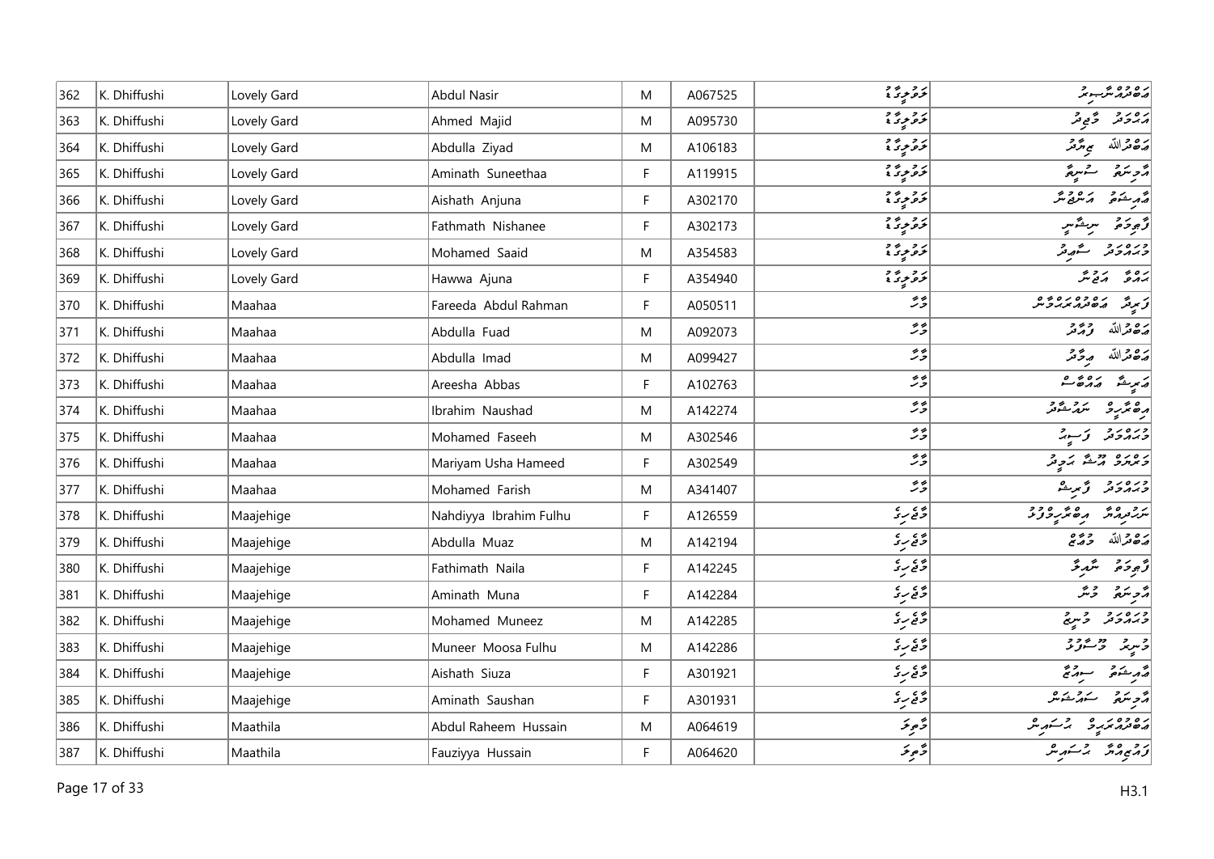| 362 | K. Dhiffushi | Lovely Gard | Abdul Nasir | M | A067525 | ލަވްލީގާޑް | އަބްދުލްނާޞިރު |
|---|---|---|---|---|---|---|---|
| 363 | K. Dhiffushi | Lovely Gard | Ahmed Majid | M | A095730 | ލަވްލީގާޑް | އަޙްމަދު މާޖިދު |
| 364 | K. Dhiffushi | Lovely Gard | Abdulla Ziyad | M | A106183 | ލަވްލީގާޑް | އަބްދުﷲ ޒިޔާދު |
| 365 | K. Dhiffushi | Lovely Gard | Aminath Suneethaa | F | A119915 | ލަވްލީގާޑް | އާމިނަތު ސުނީތާ |
| 366 | K. Dhiffushi | Lovely Gard | Aishath Anjuna | F | A302170 | ލަވްލީގާޑް | އާއިޝަތު އަންޖުނާ |
| 367 | K. Dhiffushi | Lovely Gard | Fathmath Nishanee | F | A302173 | ލަވްލީގާޑް | ފާތިމަތު ނިޝާނީ |
| 368 | K. Dhiffushi | Lovely Gard | Mohamed Saaid | M | A354583 | ލަވްލީގާޑް | މުޙައްމަދު ސާއިދު |
| 369 | K. Dhiffushi | Lovely Gard | Hawwa Ajuna | F | A354940 | ލަވްލީގާޑް | ޙައްވާ އަޖުނާ |
| 370 | K. Dhiffushi | Maahaa | Fareeda Abdul Rahman | F | A050511 | މާހާ | ފަރީދާ އަބްދުލްރަޙްމާން |
| 371 | K. Dhiffushi | Maahaa | Abdulla Fuad | M | A092073 | މާހާ | އަބްދުﷲ ފުއާދު |
| 372 | K. Dhiffushi | Maahaa | Abdulla Imad | M | A099427 | މާހާ | އަބްދުﷲ އިމާދު |
| 373 | K. Dhiffushi | Maahaa | Areesha Abbas | F | A102763 | މާހާ | އަރީޝާ އައްބާސް |
| 374 | K. Dhiffushi | Maahaa | Ibrahim Naushad | M | A142274 | މާހާ | އިބްރާހީމް ނައުޝާދު |
| 375 | K. Dhiffushi | Maahaa | Mohamed Faseeh | M | A302546 | މާހާ | މުޙައްމަދު ފަސީޙު |
| 376 | K. Dhiffushi | Maahaa | Mariyam Usha Hameed | F | A302549 | މާހާ | މަރިޔަމް އުޝާ ހަމީދު |
| 377 | K. Dhiffushi | Maahaa | Mohamed Farish | M | A341407 | މާހާ | މުޙައްމަދު ފާރިޝް |
| 378 | K. Dhiffushi | Maajehige | Nahdiyya Ibrahim Fulhu | F | A126559 | މާޖެހިގެ | ނަހްދިއްޔާ އިބްރާހީމްފުޅު |
| 379 | K. Dhiffushi | Maajehige | Abdulla Muaz | M | A142194 | މާޖެހިގެ | އަބްދުﷲ މުޢާޛު |
| 380 | K. Dhiffushi | Maajehige | Fathimath Naila | F | A142245 | މާޖެހިގެ | ފާތިމަތު ނާއިލާ |
| 381 | K. Dhiffushi | Maajehige | Aminath Muna | F | A142284 | މާޖެހިގެ | އާމިނަތު މުނާ |
| 382 | K. Dhiffushi | Maajehige | Mohamed Muneez | M | A142285 | މާޖެހިގެ | މުޙައްމަދު މުނީޒް |
| 383 | K. Dhiffushi | Maajehige | Muneer Moosa Fulhu | M | A142286 | މާޖެހިގެ | މުނީރު މޫސާފުޅު |
| 384 | K. Dhiffushi | Maajehige | Aishath Siuza | F | A301921 | މާޖެހިގެ | އާއިޝަތު ސިއުޒާ |
| 385 | K. Dhiffushi | Maajehige | Aminath Saushan | F | A301931 | މާޖެހިގެ | އާމިނަތު ސައުޝަން |
| 386 | K. Dhiffushi | Maathila | Abdul Raheem Hussain | M | A064619 | މާތިލަ | އަބްދުލްރަޙީމް ޙުސައިން |
| 387 | K. Dhiffushi | Maathila | Fauziyya Hussain | F | A064620 | މާތިލަ | ފައުޒިއްޔާ ޙުސައިން |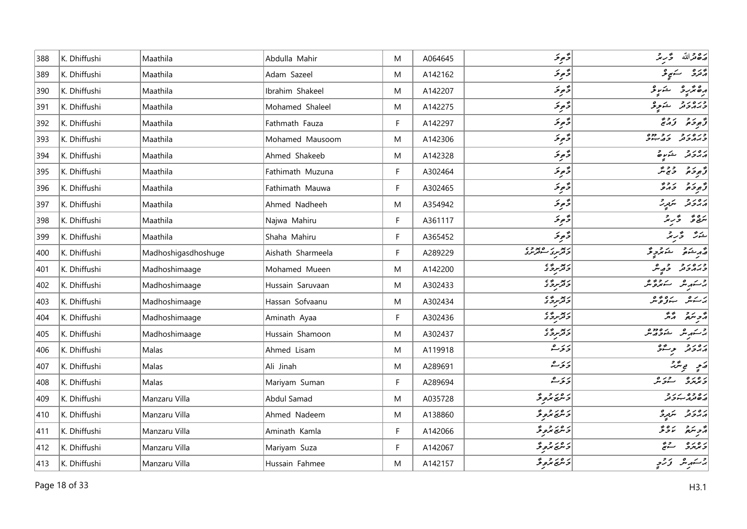| 388 | K. Dhiffushi | Maathila | Abdulla Mahir | M | A064645 | ڏُّمِوَ | ﺃَﻩْﻗْرُاللّٰه ﻭَّﺭِﺑْﺮُ |
|---|---|---|---|---|---|---|---|
| 389 | K. Dhiffushi | Maathila | Adam Sazeel | M | A142162 | ڏُّمِوَ | ﺃَﻗَﺮَﻭْ ﺳَﻨْﻢِﻮْ |
| 390 | K. Dhiffushi | Maathila | Ibrahim Shakeel | M | A142207 | ڏُّمِوَ | ﺑِﺮﻩْﺗَﺮُﺑِﺮْﻭْ ﺷَﻜِﻴﻞْ |
| 391 | K. Dhiffushi | Maathila | Mohamed Shaleel | M | A142275 | ڏُّمِوَ | ﻭُﺑَﺮُﻩْﺭَﻭَﺗْﺮُ ﺷَﻮِﻭْ |
| 392 | K. Dhiffushi | Maathila | Fathmath Fauza | F | A142297 | ڏُّمِوَ | ﻭُّﺟِﻮَﺭَﻫْ ﻭَﺭُﻣْﺞَ |
| 393 | K. Dhiffushi | Maathila | Mohamed Mausoom | M | A142306 | ڏُّمِوَ | ﻭُﺑَﺮُﻩْﺭَﻭَﺗْﺮُ ﻭَﺭُﻣْﺴُﻮﻡْ |
| 394 | K. Dhiffushi | Maathila | Ahmed Shakeeb | M | A142328 | ڏُّمِوَ | ﺃَﺑْﺮُﻭَﺗْﺮُ ﺷَﻮِﻳﻪْ |
| 395 | K. Dhiffushi | Maathila | Fathimath Muzuna | F | A302464 | ڏُّمِوَ | ﻭُّﺟِﻮَﺭَﻫْ ﻭُﺟُﻮﺷْ |
| 396 | K. Dhiffushi | Maathila | Fathimath Mauwa | F | A302465 | ڏُّمِوَ | ﻭُّﺟِﻮَﺭَﻫْ ﻭَﺭُﻣَّ |
| 397 | K. Dhiffushi | Maathila | Ahmed Nadheeh | M | A354942 | ڏُّمِوَ | ﺃَﺑْﺮُﻭَﺗْﺮُ ﺳَﺮِﺑِﺮُ |
| 398 | K. Dhiffushi | Maathila | Najwa Mahiru | F | A361117 | ڏُّمِوَ | ﺳَﺮْﻭَﻭَّ ﻭَّﺭِﺑْﺮُ |
| 399 | K. Dhiffushi | Maathila | Shaha Mahiru | F | A365452 | ڏُّمِوَ | ﺷَﺮَّ ﻭَّﺭِﺑْﺮُ |
| 400 | K. Dhiffushi | Madhoshigasdhoshuge | Aishath Sharmeela | F | A289229 | ﻭَﺗْﺮُﺳِﺮِﻱَ ﺳُﻮﺗْﺮُﺳِﺮُﻱْ | ﺃَﻣِﺮْﺷَﻮَﻭْ ﺷَﺮْﻣِﻴﻠَ |
| 401 | K. Dhiffushi | Madhoshimaage | Mohamed Mueen | M | A142200 | ﻭَﺗْﺮُﺳِﺮِﻭَّﻱْ | ﻭُﺑَﺮُﻩْﺭَﻭَﺗْﺮُ ﻭُﺭِﺷْ |
| 402 | K. Dhiffushi | Madhoshimaage | Hussain Saruvaan | M | A302433 | ﻭَﺗْﺮُﺳِﺮِﻭَّﻱْ | ﺑُﺮْﺳَﻮَﺭِﺷْ ﺳَﻮَﻭْﻭَّﺷْ |
| 403 | K. Dhiffushi | Madhoshimaage | Hassan Sofvaanu | M | A302434 | ﻭَﺗْﺮُﺳِﺮِﻭَّﻱْ | ﺑَﺮَﺳَﻮْﺷْ ﺳَﻮْﻭُﻭَّﺷْ |
| 404 | K. Dhiffushi | Madhoshimaage | Aminath Ayaa | F | A302436 | ﻭَﺗْﺮُﺳِﺮِﻭَّﻱْ | ﺃَّﺭِﺳَﺮَﻫْ ﺃَﻣَّ |
| 405 | K. Dhiffushi | Madhoshimaage | Hussain Shamoon | M | A302437 | ﻭَﺗْﺮُﺳِﺮِﻭَّﻱْ | ﺑُﺮْﺳَﻮَﺭِﺷْ ﺷَﻮَﻭُﻭْﺷْ |
| 406 | K. Dhiffushi | Malas | Ahmed Lisam | M | A119918 | ﻭَﻭَﺳْ | ﺃَﺑْﺮُﻭَﺗْﺮُ ﻭِﺳَّﻭْ |
| 407 | K. Dhiffushi | Malas | Ali Jinah | M | A289691 | ﻭَﻭَﺳْ | ﺃَﻭِ ﻣِﺴَّﺮُ |
| 408 | K. Dhiffushi | Malas | Mariyam Suman | F | A289694 | ﻭَﻭَﺳْ | ﻭَﺑْﺮُﻣَﺮَﻭْ ﺳُﻮﻭَﺷْ |
| 409 | K. Dhiffushi | Manzaru Villa | Abdul Samad | M | A035728 | ﻭَﺷْﺮَّﺑْﺮُﻭِﻭَّ | ﺃَﻩْﻗْﺮُﻭْ ﺳَﻮَﻭَﺗْﺮُ |
| 410 | K. Dhiffushi | Manzaru Villa | Ahmed Nadeem | M | A138860 | ﻭَﺷْﺮَّﺑْﺮُﻭِﻭَّ | ﺃَﺑْﺮُﻭَﺗْﺮُ ﺳَﺮِﺑِﺮْﻭْ |
| 411 | K. Dhiffushi | Manzaru Villa | Aminath Kamla | F | A142066 | ﻭَﺷْﺮَّﺑْﺮُﻭِﻭَّ | ﺃَّﺭِﺳَﺮَﻫْ ﺳَﻭْﻭَّ |
| 412 | K. Dhiffushi | Manzaru Villa | Mariyam Suza | F | A142067 | ﻭَﺷْﺮَّﺑْﺮُﻭِﻭَّ | ﻭَﺑْﺮُﻣَﺮَﻭْ ﺳُﻮﺞَ |
| 413 | K. Dhiffushi | Manzaru Villa | Hussain Fahmee | M | A142157 | ﻭَﺷْﺮَّﺑْﺮُﻭِﻭَّ | ﺑُﺮْﺳَﻮَﺭِﺷْ ﻭَﺭْﻭِ |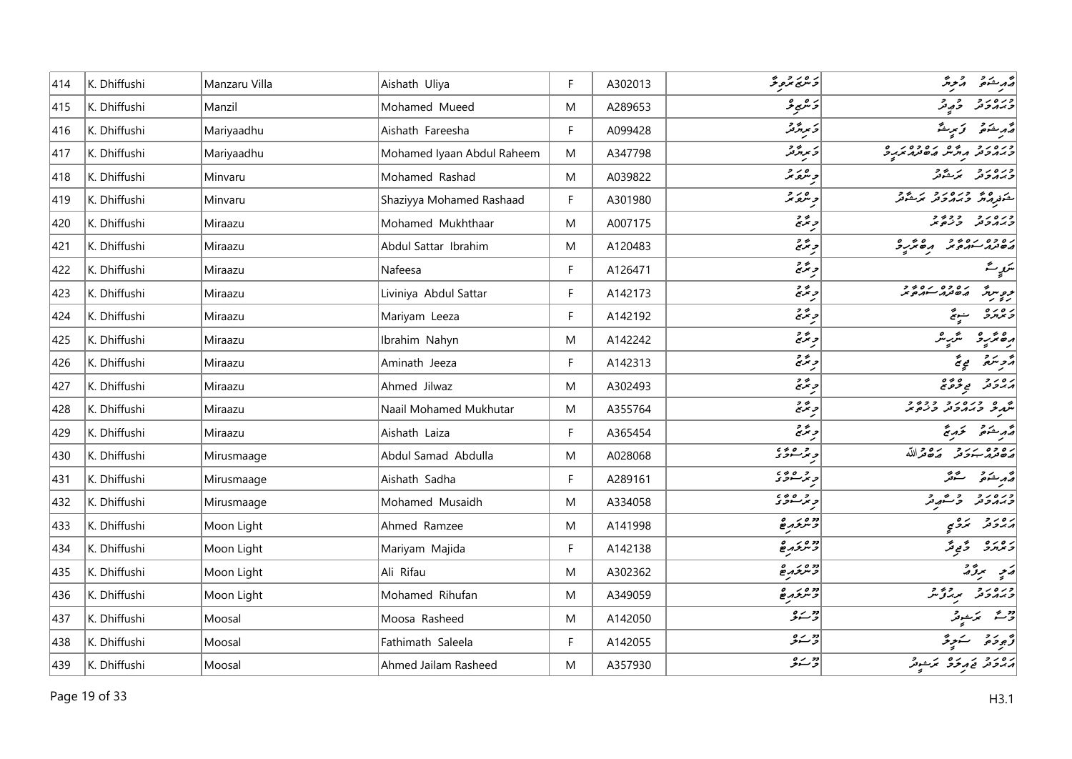| 414 | K. Dhiffushi | Manzaru Villa | Aishath Uliya | F | A302013 | ޜަންޒަރުވިލާ | އާއިޝަތު އުލިޔާ |
|---|---|---|---|---|---|---|---|
| 415 | K. Dhiffushi | Manzil | Mohamed Mueed | M | A289653 | މަންޒިލް | މުޙައްމަދު މުއީދު |
| 416 | K. Dhiffushi | Mariyaadhu | Aishath Fareesha | F | A099428 | މަރިޔާދު | އާއިޝަތު ފަރީޝާ |
| 417 | K. Dhiffushi | Mariyaadhu | Mohamed Iyaan Abdul Raheem | M | A347798 | މަރިޔާދު | މުޙައްމަދު އިޔާން އަބްދުއްރަޙީމް |
| 418 | K. Dhiffushi | Minvaru | Mohamed Rashad | M | A039822 | މިންވަރު | މުޙައްމަދު ރަޝާދު |
| 419 | K. Dhiffushi | Minvaru | Shaziyya Mohamed Rashaad | F | A301980 | މިންވަރު | ޝަޒިއްޔާ މުޙައްމަދު ރަޝާދު |
| 420 | K. Dhiffushi | Miraazu | Mohamed Mukhthaar | M | A007175 | މިރާޒު | މުޙައްމަދު މުޚްތާރު |
| 421 | K. Dhiffushi | Miraazu | Abdul Sattar Ibrahim | M | A120483 | މިރާޒު | އަބްދުއްސައްތާރު އިބްރާހީމް |
| 422 | K. Dhiffushi | Miraazu | Nafeesa | F | A126471 | މިރާޒު | ނަފީސާ |
| 423 | K. Dhiffushi | Miraazu | Liviniya Abdul Sattar | F | A142173 | މިރާޒު | ލިވިނިޔާ އަބްދުއްސައްތާރު |
| 424 | K. Dhiffushi | Miraazu | Mariyam Leeza | F | A142192 | މިރާޒު | މަރިޔަމް ލީޒާ |
| 425 | K. Dhiffushi | Miraazu | Ibrahim Nahyn | M | A142242 | މިރާޒު | އިބްރާހީމް ނާހިން |
| 426 | K. Dhiffushi | Miraazu | Aminath Jeeza | F | A142313 | މިރާޒު | އާމިނަތު ޖީޒާ |
| 427 | K. Dhiffushi | Miraazu | Ahmed Jilwaz | M | A302493 | މިރާޒު | އަޙްމަދު ޖިލްވާޒް |
| 428 | K. Dhiffushi | Miraazu | Naail Mohamed Mukhutar | M | A355764 | މިރާޒު | ނާއިލް މުޙައްމަދު މުޚްތާރު |
| 429 | K. Dhiffushi | Miraazu | Aishath Laiza | F | A365454 | މިރާޒު | އާއިޝަތު ލައިޒާ |
| 430 | K. Dhiffushi | Mirusmaage | Abdul Samad Abdulla | M | A028068 | މިރުސްމާގެ | އަބްދުއްސަމަދު އަބްދުﷲ |
| 431 | K. Dhiffushi | Mirusmaage | Aishath Sadha | F | A289161 | މިރުސްމާގެ | އާއިޝަތު ސާދާ |
| 432 | K. Dhiffushi | Mirusmaage | Mohamed Musaidh | M | A334058 | މިރުސްމާގެ | މުޙައްމަދު މުސާއިދު |
| 433 | K. Dhiffushi | Moon Light | Ahmed Ramzee | M | A141998 | މޫންލައިޓް | އަޙްމަދު ރަމްޒީ |
| 434 | K. Dhiffushi | Moon Light | Mariyam Majida | F | A142138 | މޫންލައިޓް | މަރިޔަމް މާޖިދާ |
| 435 | K. Dhiffushi | Moon Light | Ali Rifau | M | A302362 | މޫންލައިޓް | އަލި ރިފާއު |
| 436 | K. Dhiffushi | Moon Light | Mohamed Rihufan | M | A349059 | މޫންލައިޓް | މުޙައްމަދު ރިހުފާން |
| 437 | K. Dhiffushi | Moosal | Moosa Rasheed | M | A142050 | މޫސަލް | މޫސާ ރަޝީދު |
| 438 | K. Dhiffushi | Moosal | Fathimath Saleela | F | A142055 | މޫސަލް | ފާތިމަތު ސަލީލާ |
| 439 | K. Dhiffushi | Moosal | Ahmed Jailam Rasheed | M | A357930 | މޫސަލް | އަޙްމަދު ޖައިލަމް ރަޝީދު |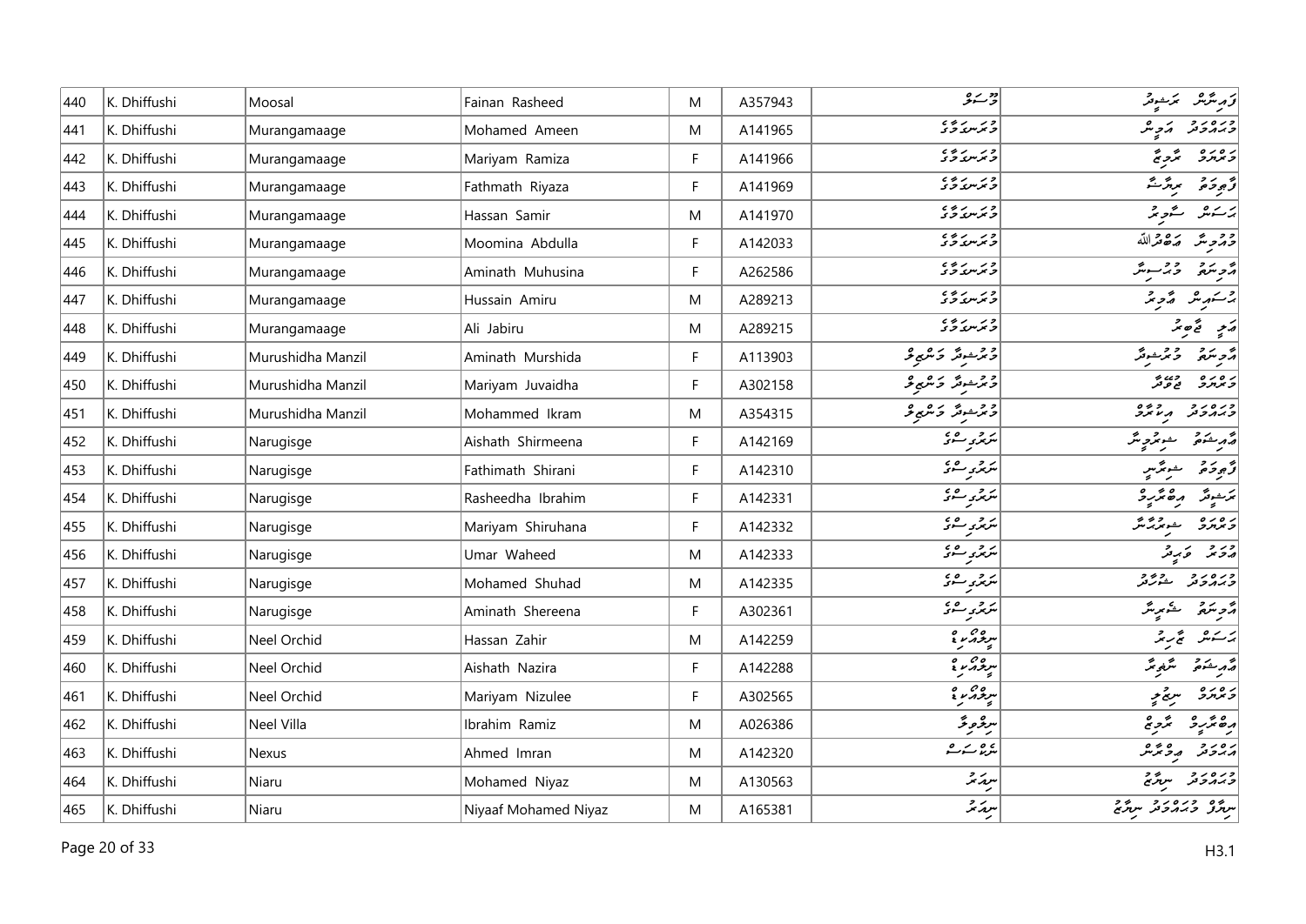| 440 | K. Dhiffushi | Moosal | Fainan Rasheed | M | A357943 | ދޫސަލް | ފައިނާން ރަޝީދު |
|---|---|---|---|---|---|---|---|
| 441 | K. Dhiffushi | Murangamaage | Mohamed Ameen | M | A141965 | މުރަނގަމާގެ | މުހައްމަދު އަމީން |
| 442 | K. Dhiffushi | Murangamaage | Mariyam Ramiza | F | A141966 | މުރަނގަމާގެ | މަރިޔަމް ރާމިޒާ |
| 443 | K. Dhiffushi | Murangamaage | Fathmath Riyaza | F | A141969 | މުރަނގަމާގެ | ފާތިމަތު ރިޔާޒާ |
| 444 | K. Dhiffushi | Murangamaage | Hassan Samir | M | A141970 | މުރަނގަމާގެ | ހަސަން ސާމިރު |
| 445 | K. Dhiffushi | Murangamaage | Moomina Abdulla | F | A142033 | މުރަނގަމާގެ | މޫމިނާ އަބްދުﷲ |
| 446 | K. Dhiffushi | Murangamaage | Aminath Muhusina | F | A262586 | މުރަނގަމާގެ | އާމިނަތު މުޙުސިނާ |
| 447 | K. Dhiffushi | Murangamaage | Hussain Amiru | M | A289213 | މުރަނގަމާގެ | ޙުސައިން އާމިރު |
| 448 | K. Dhiffushi | Murangamaage | Ali Jabiru | M | A289215 | މުރަނގަމާގެ | އަލި ޖާބިރު |
| 449 | K. Dhiffushi | Murushidha Manzil | Aminath Murshida | F | A113903 | މުރުޝިދާ މަންޒިލް | އާމިނަތު މުރުޝިދާ |
| 450 | K. Dhiffushi | Murushidha Manzil | Mariyam Juvaidha | F | A302158 | މުރުޝިދާ މަންޒިލް | މަރިޔަމް ޖުވައިދާ |
| 451 | K. Dhiffushi | Murushidha Manzil | Mohammed Ikram | M | A354315 | މުރުޝިދާ މަންޒިލް | މުހައްމަދު އިކްރާމް |
| 452 | K. Dhiffushi | Narugisge | Aishath Shirmeena | F | A142169 | ނަރުގިސްގެ | އާއިޝަތު ޝިރްމީނާ |
| 453 | K. Dhiffushi | Narugisge | Fathimath Shirani | F | A142310 | ނަރުގިސްގެ | ފާތިމަތު ޝިރާނީ |
| 454 | K. Dhiffushi | Narugisge | Rasheedha Ibrahim | F | A142331 | ނަރުގިސްގެ | ރަޝީދާ އިބްރާހީމް |
| 455 | K. Dhiffushi | Narugisge | Mariyam Shiruhana | F | A142332 | ނަރުގިސްގެ | މަރިޔަމް ޝިރުހާނާ |
| 456 | K. Dhiffushi | Narugisge | Umar Waheed | M | A142333 | ނަރުގިސްގެ | އުމަރު ވަހީދު |
| 457 | K. Dhiffushi | Narugisge | Mohamed Shuhad | M | A142335 | ނަރުގިސްގެ | މުހައްމަދު ޝުހާދު |
| 458 | K. Dhiffushi | Narugisge | Aminath Shereena | F | A302361 | ނަރުގިސްގެ | އާމިނަތު ޝެރީނާ |
| 459 | K. Dhiffushi | Neel Orchid | Hassan Zahir | M | A142259 | ނީލްއޯކިޑް | ހަސަން ޒާހިރު |
| 460 | K. Dhiffushi | Neel Orchid | Aishath Nazira | F | A142288 | ނީލްއޯކިޑް | އާއިޝަތު ނާޒިރާ |
| 461 | K. Dhiffushi | Neel Orchid | Mariyam Nizulee | F | A302565 | ނީލްއޯކިޑް | މަރިޔަމް ނިޒުލީ |
| 462 | K. Dhiffushi | Neel Villa | Ibrahim Ramiz | M | A026386 | ނީލްވިލާ | އިބްރާހީމް ރާމިޒު |
| 463 | K. Dhiffushi | Nexus | Ahmed Imran | M | A142320 | ނެކްސަސް | އަހުމަދު އިމްރާން |
| 464 | K. Dhiffushi | Niaru | Mohamed Niyaz | M | A130563 | ނިއަރު | މުހައްމަދު ނިޔާޒު |
| 465 | K. Dhiffushi | Niaru | Niyaaf Mohamed Niyaz | M | A165381 | ނިއަރު | ނިޔާފު މުހައްމަދު ނިޔާޒު |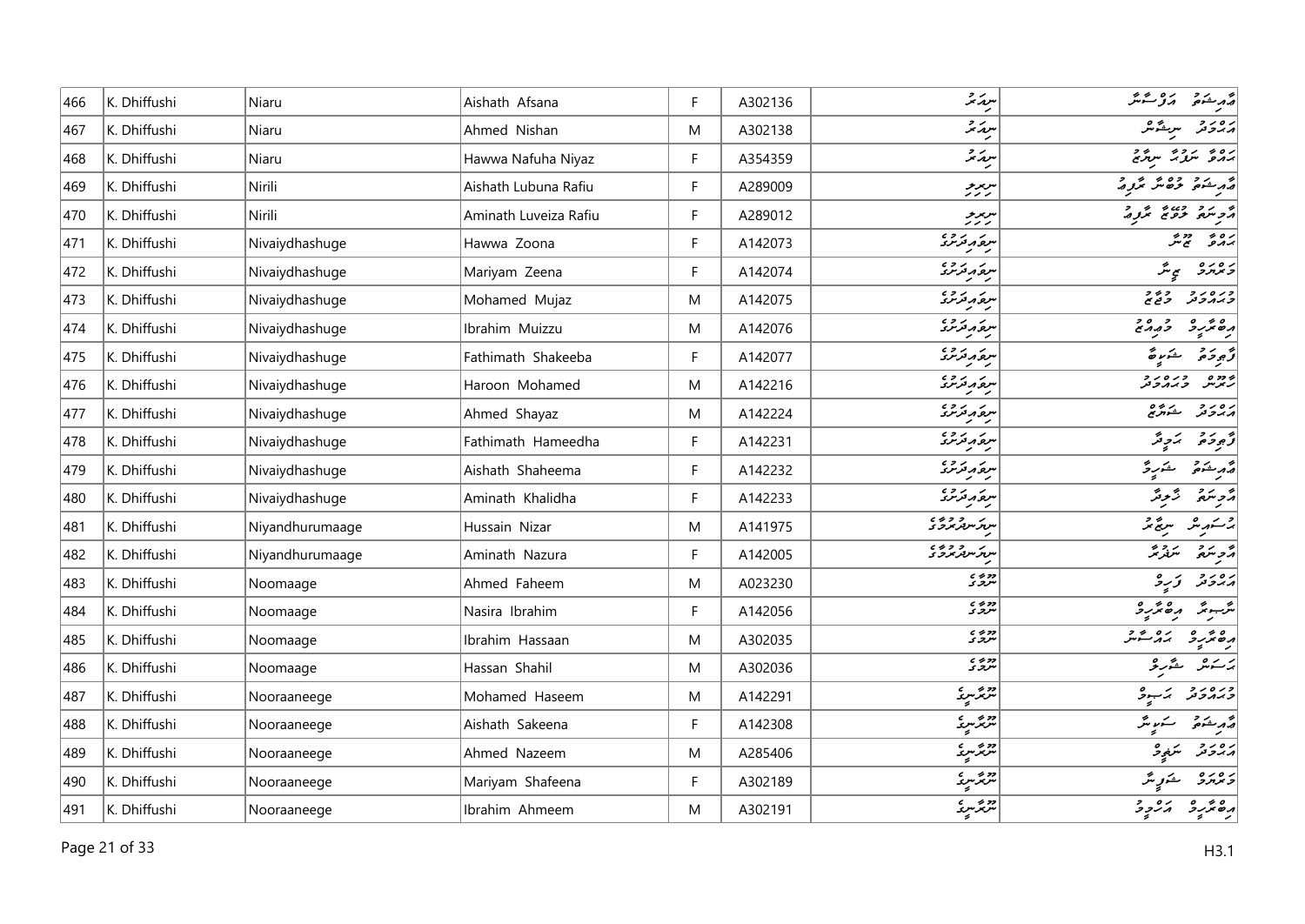| 466 | K. Dhiffushi | Niaru | Aishath Afsana | F | A302136 | سرەَ برُ | ەَ مرِ شَ ەُ ەَ وْ سَّ سَّ |
|---|---|---|---|---|---|---|---|
| 467 | K. Dhiffushi | Niaru | Ahmed Nishan | M | A302138 | سرەَ برُ | ەَ رْ دَ تْ سِ شَّ سْ |
| 468 | K. Dhiffushi | Niaru | Hawwa Nafuha Niyaz | F | A354359 | سرەَ برُ | ىَ ەْ وَّ سَ وُ ىَّ سِ ىَّ جْ |
| 469 | K. Dhiffushi | Nirili | Aishath Lubuna Rafiu | F | A289009 | سِرِمِ | ەَّ مِ شَ ەُ وُ ھُ سَّ ىَ وِ ەُ |
| 470 | K. Dhiffushi | Nirili | Aminath Luveiza Rafiu | F | A289012 | سِرِمِ | ەَّ مِ سَ ەُ وُ وٓ ىَّ ىَ وِ ەُ |
| 471 | K. Dhiffushi | Nivaiydhashuge | Hawwa Zoona | F | A142073 | سِ وَ ەِ ىَ تَ رُ ىُ | ىَ ەْ وَّ ىُو سَّ |
| 472 | K. Dhiffushi | Nivaiydhashuge | Mariyam Zeena | F | A142074 | سِ وَ ەِ ىَ تَ رُ ىُ | ىَ سْ رَ ىْ ىِ سَّ |
| 473 | K. Dhiffushi | Nivaiydhashuge | Mohamed Mujaz | M | A142075 | سِ وَ ەِ ىَ تَ رُ ىُ | وُ رَ ەْ دَ تْ وُ ىَّ جْ |
| 474 | K. Dhiffushi | Nivaiydhashuge | Ibrahim Muizzu | M | A142076 | سِ وَ ەِ ىَ تَ رُ ىُ | ەِ ھُ ىَّ رِ وْ وُ ەِ ەْ جُ |
| 475 | K. Dhiffushi | Nivaiydhashuge | Fathimath Shakeeba | F | A142077 | سِ وَ ەِ ىَ تَ رُ ىُ | ىُّ وِ دَ ەُ شَ ىِ ھَ |
| 476 | K. Dhiffushi | Nivaiydhashuge | Haroon Mohamed | M | A142216 | سِ وَ ەِ ىَ تَ رُ ىُ | رَّ رُو سْ وُ رَ ەْ دَ تْ |
| 477 | K. Dhiffushi | Nivaiydhashuge | Ahmed Shayaz | M | A142224 | سِ وَ ەِ ىَ تَ رُ ىُ | ەَ رْ دَ تْ شَ ىَّ جْ |
| 478 | K. Dhiffushi | Nivaiydhashuge | Fathimath Hameedha | F | A142231 | سِ وَ ەِ ىَ تَ رُ ىُ | ىُّ وِ دَ ەُ ىَ وِ ىَّ |
| 479 | K. Dhiffushi | Nivaiydhashuge | Aishath Shaheema | F | A142232 | سِ وَ ەِ ىَ تَ رُ ىُ | ەَّ مِ شَ ەُ شَ رِ وَّ |
| 480 | K. Dhiffushi | Nivaiydhashuge | Aminath Khalidha | F | A142233 | سِ وَ ەِ ىَ تَ رُ ىُ | ەَّ وِ سَ ەُ رَّ وِ ىَّ |
| 481 | K. Dhiffushi | Niyandhurumaage | Hussain Nizar | M | A141975 | سِ ىَ سْ ىُ رُ وَّ ىُ | ىُ سَ ەِ سْ سِ ىَّ رْ |
| 482 | K. Dhiffushi | Niyandhurumaage | Aminath Nazura | F | A142005 | سِ ىَ سْ ىُ رُ وَّ ىُ | ەَّ وِ سَ ەُ سَ ىُ رَّ |
| 483 | K. Dhiffushi | Noomaage | Ahmed Faheem | M | A023230 | سُو وَّ ىُ | ەَ رْ دَ تْ وَ رِ وْ |
| 484 | K. Dhiffushi | Noomaage | Nasira Ibrahim | F | A142056 | سُو وَّ ىُ | سَّ سِ رَّ ەِ ھُ ىَّ رِ وْ |
| 485 | K. Dhiffushi | Noomaage | Ibrahim Hassaan | M | A302035 | سُو وَّ ىُ | ەِ ھُ ىَّ رِ وْ ىَ ەْ سَّ سْ |
| 486 | K. Dhiffushi | Noomaage | Hassan Shahil | M | A302036 | سُو وَّ ىُ | ىَ سَ سْ شَّ رِ وْ |
| 487 | K. Dhiffushi | Nooraaneege | Mohamed Haseem | M | A142291 | سُو رَّ سِ ىُ | وُ رَ ەْ دَ تْ ىَ سِ وْ |
| 488 | K. Dhiffushi | Nooraaneege | Aishath Sakeena | F | A142308 | سُو رَّ سِ ىُ | ەَّ مِ شَ ەُ سَ ىِ سَّ |
| 489 | K. Dhiffushi | Nooraaneege | Ahmed Nazeem | M | A285406 | سُو رَّ سِ ىُ | ەَ رْ دَ تْ سَ ىِ وْ |
| 490 | K. Dhiffushi | Nooraaneege | Mariyam Shafeena | F | A302189 | سُو رَّ سِ ىُ | ىَ سْ رَ ىْ شَ وِ سَّ |
| 491 | K. Dhiffushi | Nooraaneege | Ibrahim Ahmeem | M | A302191 | سُو رَّ سِ ىُ | ەِ ھُ ىَّ رِ وْ ەَ رْ وِ وْ |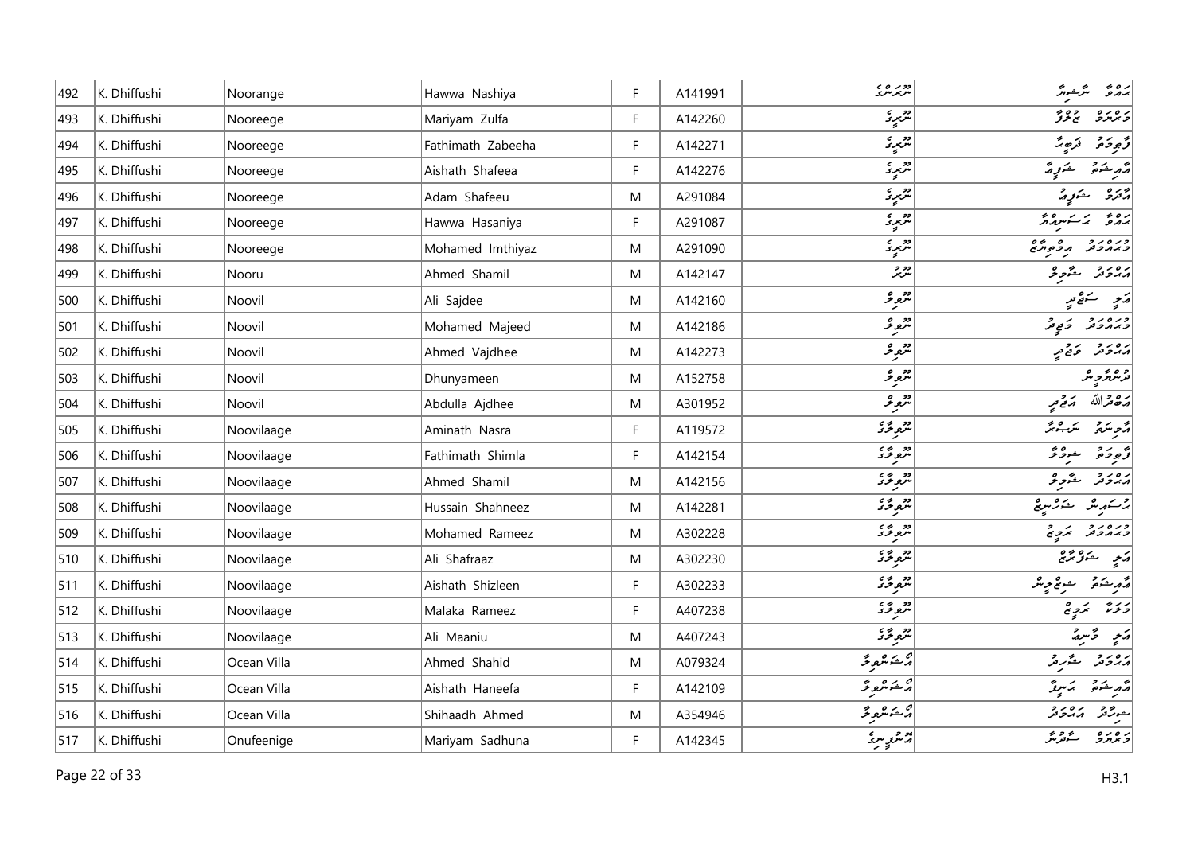| 492 | K. Dhiffushi | Noorange | Hawwa Nashiya | F | A141991 | ނޫރަންޖް | ހައްވާ ނާޝިޔާ |
|---|---|---|---|---|---|---|---|
| 493 | K. Dhiffushi | Nooreege | Mariyam Zulfa | F | A142260 | ނޫރީގެ | މަރިޔަމް ޒުލްފާ |
| 494 | K. Dhiffushi | Nooreege | Fathimath Zabeeha | F | A142271 | ނޫރީގެ | ފާތިމަތު ޒަބީހާ |
| 495 | K. Dhiffushi | Nooreege | Aishath Shafeea | F | A142276 | ނޫރީގެ | އައިޝަތު ޝަފީޢާ |
| 496 | K. Dhiffushi | Nooreege | Adam Shafeeu | M | A291084 | ނޫރީގެ | އާދަމް ޝަފީޢު |
| 497 | K. Dhiffushi | Nooreege | Hawwa Hasaniya | F | A291087 | ނޫރީގެ | ހައްވާ ހަސަނިއްޔާ |
| 498 | K. Dhiffushi | Nooreege | Mohamed Imthiyaz | M | A291090 | ނޫރީގެ | މުހައްމަދު އިމްތިޔާޒް |
| 499 | K. Dhiffushi | Nooru | Ahmed Shamil | M | A142147 | ނޫރު | އަހުމަދު ޝާމިލް |
| 500 | K. Dhiffushi | Noovil | Ali Sajdee | M | A142160 | ނޫވިލް | އަލި ސަޖްދީ |
| 501 | K. Dhiffushi | Noovil | Mohamed Majeed | M | A142186 | ނޫވިލް | މުހައްމަދު މަޖީދު |
| 502 | K. Dhiffushi | Noovil | Ahmed Vajdhee | M | A142273 | ނޫވިލް | އަހުމަދު ވަޖްދީ |
| 503 | K. Dhiffushi | Noovil | Dhunyameen | M | A152758 | ނޫވިލް | ދުންޔާމީން |
| 504 | K. Dhiffushi | Noovil | Abdulla Ajdhee | M | A301952 | ނޫވިލް | އަބްދުﷲ އަޖްދީ |
| 505 | K. Dhiffushi | Noovilaage | Aminath Nasra | F | A119572 | ނޫވިލާގެ | އާމިނަތު ނަސްރާ |
| 506 | K. Dhiffushi | Noovilaage | Fathimath Shimla | F | A142154 | ނޫވިލާގެ | ފާތިމަތު ޝިމްލާ |
| 507 | K. Dhiffushi | Noovilaage | Ahmed Shamil | M | A142156 | ނޫވިލާގެ | އަހުމަދު ޝާމިލް |
| 508 | K. Dhiffushi | Noovilaage | Hussain Shahneez | M | A142281 | ނޫވިލާގެ | ހުސައިން ޝަހުނީޒް |
| 509 | K. Dhiffushi | Noovilaage | Mohamed Rameez | M | A302228 | ނޫވިލާގެ | މުހައްމަދު ރަމީޒް |
| 510 | K. Dhiffushi | Noovilaage | Ali Shafraaz | M | A302230 | ނޫވިލާގެ | އަލި ޝަފްރާޒް |
| 511 | K. Dhiffushi | Noovilaage | Aishath Shizleen | F | A302233 | ނޫވިލާގެ | އައިޝަތު ޝިޒްލީން |
| 512 | K. Dhiffushi | Noovilaage | Malaka Rameez | F | A407238 | ނޫވިލާގެ | މަލަކާ ރަމީޒް |
| 513 | K. Dhiffushi | Noovilaage | Ali Maaniu | M | A407243 | ނޫވިލާގެ | އަލި މާނިއު |
| 514 | K. Dhiffushi | Ocean Villa | Ahmed Shahid | M | A079324 | އޯޝަންވިލާ | އަހުމަދު ޝާހިދު |
| 515 | K. Dhiffushi | Ocean Villa | Aishath Haneefa | F | A142109 | އޯޝަންވިލާ | އައިޝަތު ހަނީފާ |
| 516 | K. Dhiffushi | Ocean Villa | Shihaadh Ahmed | M | A354946 | އޯޝަންވިލާ | ޝިހާދު އަހުމަދު |
| 517 | K. Dhiffushi | Onufeenige | Mariyam Sadhuna | F | A142345 | އޮނުފީނިގެ | މަރިޔަމް ސާދުނާ |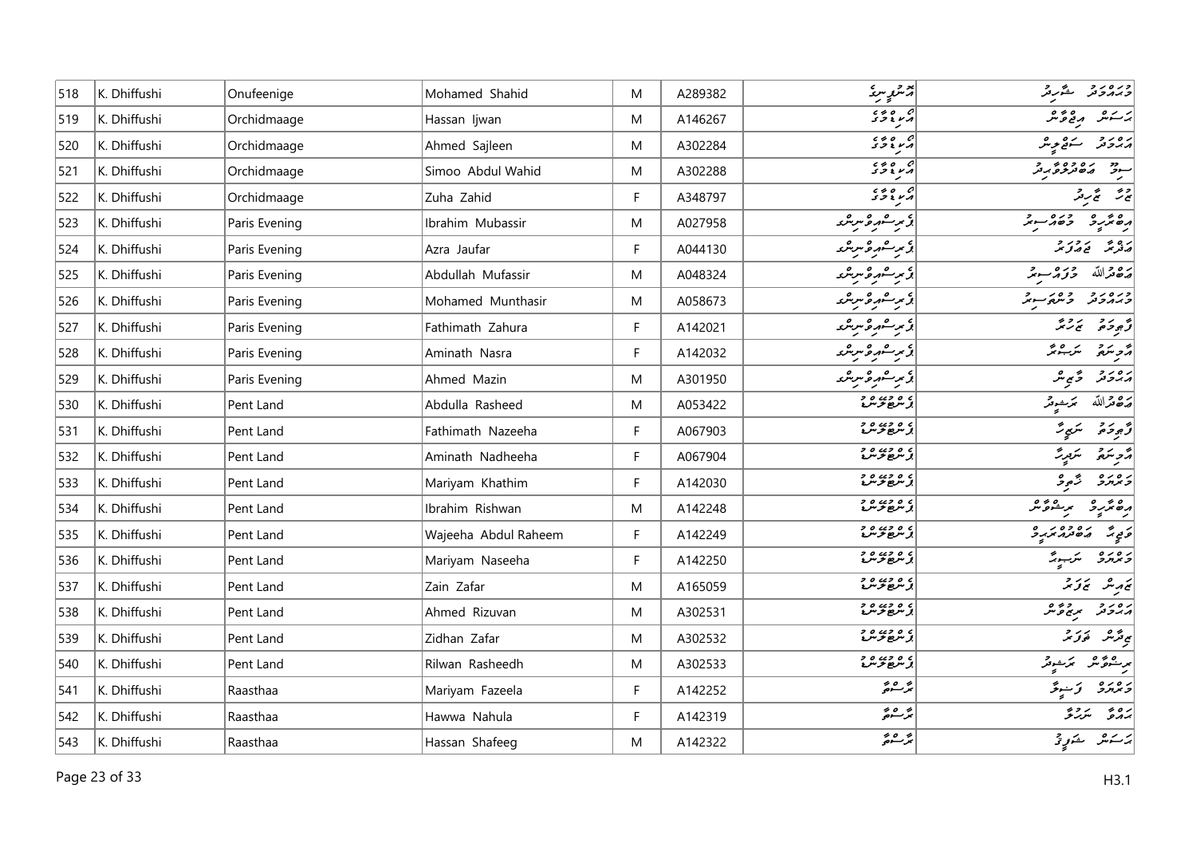| 518 | K. Dhiffushi | Onufeenige | Mohamed Shahid | M | A289382 | ޢޮނުފީނިގެ | މުހައްމަދު ޝާހިދު |
|---|---|---|---|---|---|---|---|
| 519 | K. Dhiffushi | Orchidmaage | Hassan Ijwan | M | A146267 | އޯކިޑްމާގެ | ހަސަން އިޖުވާން |
| 520 | K. Dhiffushi | Orchidmaage | Ahmed Sajleen | M | A302284 | އޯކިޑްމާގެ | އަހުމަދު ސަޖުލީން |
| 521 | K. Dhiffushi | Orchidmaage | Simoo Abdul Wahid | M | A302288 | އޯކިޑްމާގެ | ސިމޫ އަބްދުލްވާހިދު |
| 522 | K. Dhiffushi | Orchidmaage | Zuha Zahid | F | A348797 | އޯކިޑްމާގެ | ޒުހާ ޒާހިދު |
| 523 | K. Dhiffushi | Paris Evening | Ibrahim Mubassir | M | A027958 | ޕެރިސްއިވްނިންގ | އިބްރާހީމް މުބައްސިރު |
| 524 | K. Dhiffushi | Paris Evening | Azra Jaufar | F | A044130 | ޕެރިސްއިވްނިންގ | އަޒްރާ ޖައުފަރު |
| 525 | K. Dhiffushi | Paris Evening | Abdullah Mufassir | M | A048324 | ޕެރިސްއިވްނިންގ | އަބްދުﷲ މުފައްސިރު |
| 526 | K. Dhiffushi | Paris Evening | Mohamed Munthasir | M | A058673 | ޕެރިސްއިވްނިންގ | މުހައްމަދު މުންތަސިރު |
| 527 | K. Dhiffushi | Paris Evening | Fathimath Zahura | F | A142021 | ޕެރިސްއިވްނިންގ | ފާތިމަތު ޒަހުރާ |
| 528 | K. Dhiffushi | Paris Evening | Aminath Nasra | F | A142032 | ޕެރިސްއިވްނިންގ | އާމިނަތު ނަސްރާ |
| 529 | K. Dhiffushi | Paris Evening | Ahmed Mazin | M | A301950 | ޕެރިސްއިވްނިންގ | އަހުމަދު މާޒިން |
| 530 | K. Dhiffushi | Pent Land | Abdulla Rasheed | M | A053422 | ޕެންޓްލޭންޑް | އަބްދުﷲ ރަޝީދު |
| 531 | K. Dhiffushi | Pent Land | Fathimath Nazeeha | F | A067903 | ޕެންޓްލޭންޑް | ފާތިމަތު ނަޒީހާ |
| 532 | K. Dhiffushi | Pent Land | Aminath Nadheeha | F | A067904 | ޕެންޓްލޭންޑް | އާމިނަތު ނަދީހާ |
| 533 | K. Dhiffushi | Pent Land | Mariyam Khathim | F | A142030 | ޕެންޓްލޭންޑް | މަރިޔަމް ޚާތިމް |
| 534 | K. Dhiffushi | Pent Land | Ibrahim Rishwan | M | A142248 | ޕެންޓްލޭންޑް | އިބްރާހީމް ރިޝްވާން |
| 535 | K. Dhiffushi | Pent Land | Wajeeha Abdul Raheem | F | A142249 | ޕެންޓްލޭންޑް | ވަޖީހާ އަބްދުއްރަހީމް |
| 536 | K. Dhiffushi | Pent Land | Mariyam Naseeha | F | A142250 | ޕެންޓްލޭންޑް | މަރިޔަމް ނަސީހާ |
| 537 | K. Dhiffushi | Pent Land | Zain Zafar | M | A165059 | ޕެންޓްލޭންޑް | ޒައިން ޒަފަރު |
| 538 | K. Dhiffushi | Pent Land | Ahmed Rizuvan | M | A302531 | ޕެންޓްލޭންޑް | އަހުމަދު ރިޟުވާން |
| 539 | K. Dhiffushi | Pent Land | Zidhan Zafar | M | A302532 | ޕެންޓްލޭންޑް | ޒިދާން ޒަފަރު |
| 540 | K. Dhiffushi | Pent Land | Rilwan Rasheedh | M | A302533 | ޕެންޓްލޭންޑް | ރިލްވާން ރަޝީދު |
| 541 | K. Dhiffushi | Raasthaa | Mariyam Fazeela | F | A142252 | ރާސްތާ | މަރިޔަމް ފަޒީލާ |
| 542 | K. Dhiffushi | Raasthaa | Hawwa Nahula | F | A142319 | ރާސްތާ | ހައްވާ ނަހުލާ |
| 543 | K. Dhiffushi | Raasthaa | Hassan Shafeeg | M | A142322 | ރާސްތާ | ހަސަން ޝަފީގު |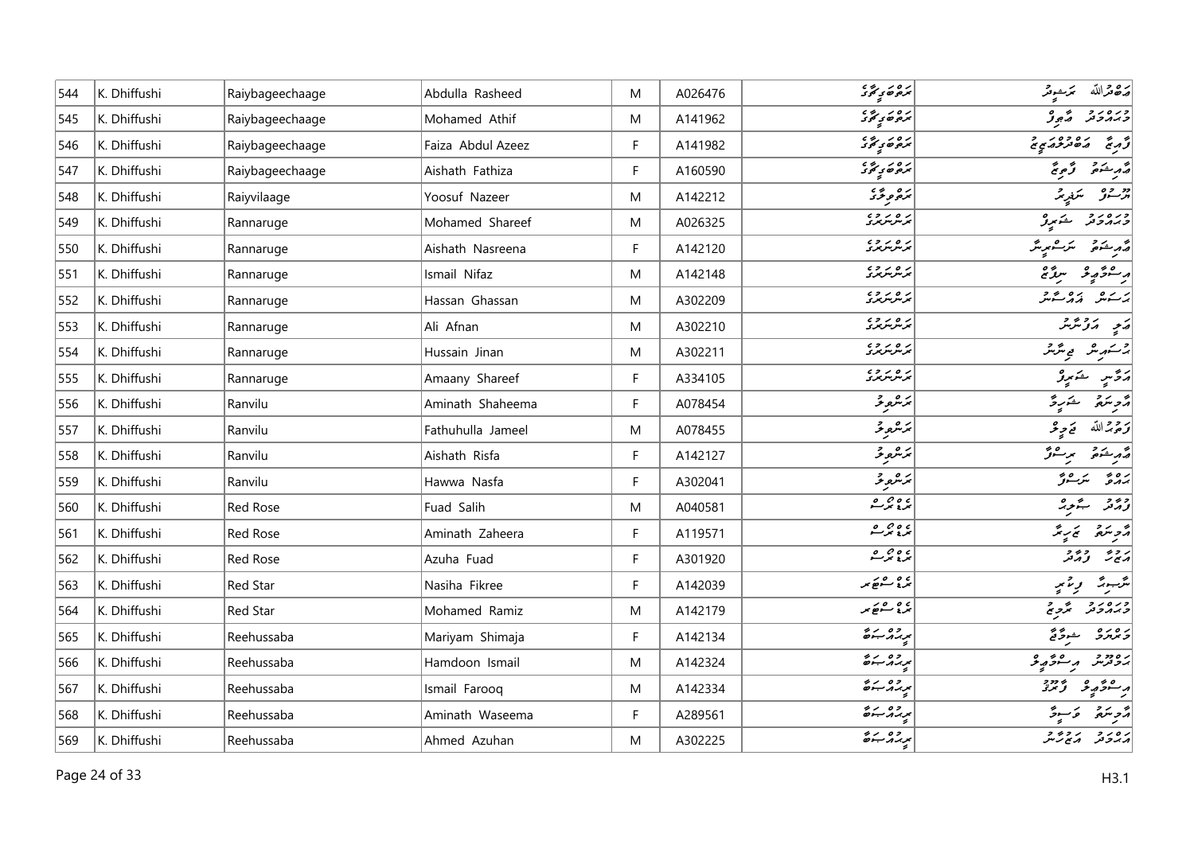| 544 | K. Dhiffushi | Raiybageechaage | Abdulla Rasheed | M | A026476 | ރައްބަގީޗާގެ | އަބްދުﷲ ރަޝީދު |
|---|---|---|---|---|---|---|---|
| 545 | K. Dhiffushi | Raiybageechaage | Mohamed Athif | M | A141962 | ރައްބަގީޗާގެ | މުހައްމަދު އާތިފު |
| 546 | K. Dhiffushi | Raiybageechaage | Faiza Abdul Azeez | F | A141982 | ރައްބަގީޗާގެ | ފާއިޒާ އަބްދުލްއަޒީޒު |
| 547 | K. Dhiffushi | Raiybageechaage | Aishath Fathiza | F | A160590 | ރައްބަގީޗާގެ | އާއިޝަތު ފާތިޒާ |
| 548 | K. Dhiffushi | Raiyvilaage | Yoosuf Nazeer | M | A142212 | ރައްވިލާގެ | ޔޫސުފު ނަޒީރު |
| 549 | K. Dhiffushi | Rannaruge | Mohamed Shareef | M | A026325 | ރަންނަރުގެ | މުހައްމަދު ޝަރީފު |
| 550 | K. Dhiffushi | Rannaruge | Aishath Nasreena | F | A142120 | ރަންނަރުގެ | އާއިޝަތު ނަސްރީނާ |
| 551 | K. Dhiffushi | Rannaruge | Ismail Nifaz | M | A142148 | ރަންނަރުގެ | އިސްމާއީލު ނިފާޒު |
| 552 | K. Dhiffushi | Rannaruge | Hassan Ghassan | M | A302209 | ރަންނަރުގެ | ހަސަން ޣައްސާން |
| 553 | K. Dhiffushi | Rannaruge | Ali Afnan | M | A302210 | ރަންނަރުގެ | އަލި އަފްނާން |
| 554 | K. Dhiffushi | Rannaruge | Hussain Jinan | M | A302211 | ރަންނަރުގެ | ހުސައިން ޖިނާން |
| 555 | K. Dhiffushi | Rannaruge | Amaany Shareef | F | A334105 | ރަންނަރުގެ | އަމާނީ ޝަރީފު |
| 556 | K. Dhiffushi | Ranvilu | Aminath Shaheema | F | A078454 | ރަންވިލު | އާމިނަތު ޝަހީމާ |
| 557 | K. Dhiffushi | Ranvilu | Fathuhulla Jameel | M | A078455 | ރަންވިލު | ފަތުހުﷲ ޖަމީލު |
| 558 | K. Dhiffushi | Ranvilu | Aishath Risfa | F | A142127 | ރަންވިލު | އާއިޝަތު ރިސްފާ |
| 559 | K. Dhiffushi | Ranvilu | Hawwa Nasfa | F | A302041 | ރަންވިލު | ހައްވާ ނަސްފާ |
| 560 | K. Dhiffushi | Red Rose | Fuad Salih | M | A040581 | ރެޑްރޯސް | ފުއާދު ސާލިހު |
| 561 | K. Dhiffushi | Red Rose | Aminath Zaheera | F | A119571 | ރެޑްރޯސް | އާމިނަތު ޒަހީރާ |
| 562 | K. Dhiffushi | Red Rose | Azuha Fuad | F | A301920 | ރެޑްރޯސް | އަޒުހާ ފުއާދު |
| 563 | K. Dhiffushi | Red Star | Nasiha Fikree | F | A142039 | ރެޑްސްޓަރ | ނާސިހާ ފިކްރީ |
| 564 | K. Dhiffushi | Red Star | Mohamed Ramiz | M | A142179 | ރެޑްސްޓަރ | މުހައްމަދު ރާމިޒު |
| 565 | K. Dhiffushi | Reehussaba | Mariyam Shimaja | F | A142134 | ރީހުއްސަބާ | މަރިޔަމް ޝިމާޖާ |
| 566 | K. Dhiffushi | Reehussaba | Hamdoon Ismail | M | A142324 | ރީހުއްސަބާ | ހަމްދޫން އިސްމާއީލު |
| 567 | K. Dhiffushi | Reehussaba | Ismail Farooq | M | A142334 | ރީހުއްސަބާ | އިސްމާއީލު ފާރޫޤު |
| 568 | K. Dhiffushi | Reehussaba | Aminath Waseema | F | A289561 | ރީހުއްސަބާ | އާމިނަތު ވަސީމާ |
| 569 | K. Dhiffushi | Reehussaba | Ahmed Azuhan | M | A302225 | ރީހުއްސަބާ | އަހްމަދު އަޒުހާން |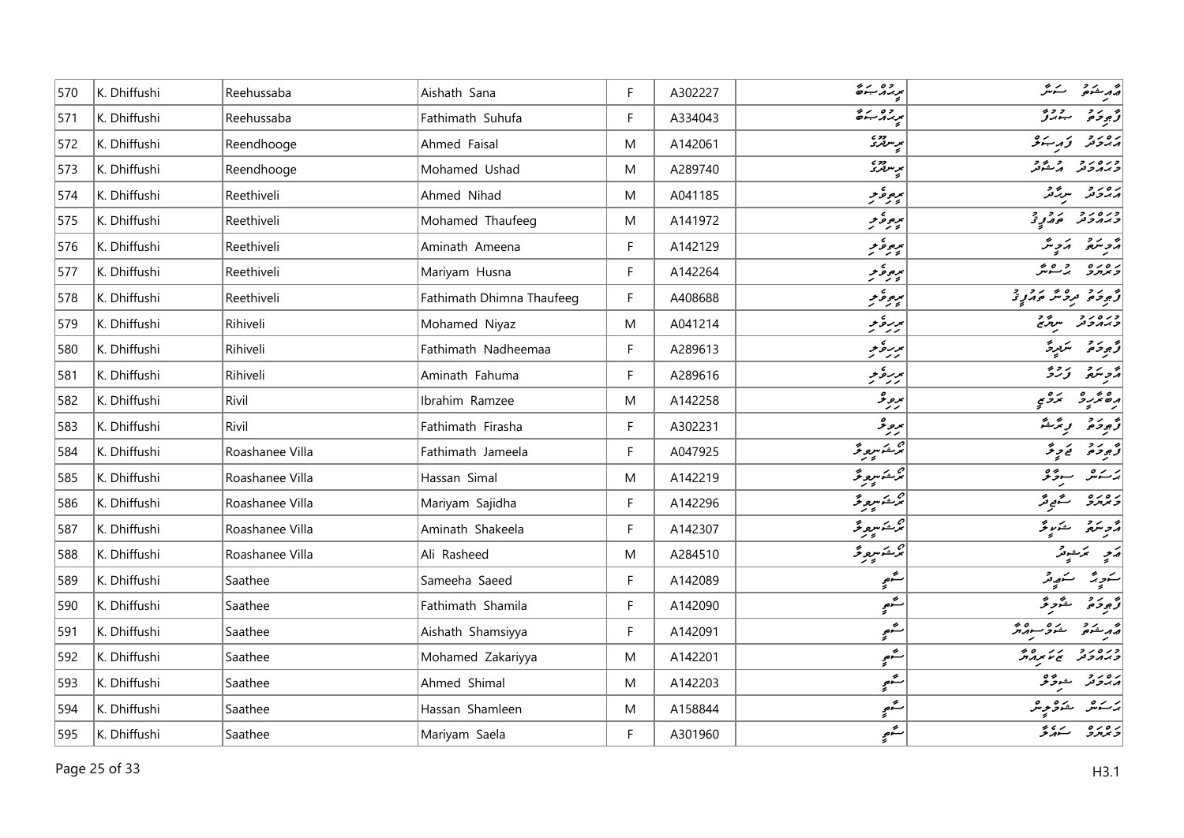| 570 | K. Dhiffushi | Reehussaba | Aishath Sana | F | A302227 | ރީހުއްސަބާ | އައިޝަތު ސަނާ |
|---|---|---|---|---|---|---|---|
| 571 | K. Dhiffushi | Reehussaba | Fathimath Suhufa | F | A334043 | ރީހުއްސަބާ | ފާތިމަތު ސުހުފާ |
| 572 | K. Dhiffushi | Reendhooge | Ahmed Faisal | M | A142061 | ރީންދޫގެ | އަޙްމަދު ފައިސަލް |
| 573 | K. Dhiffushi | Reendhooge | Mohamed Ushad | M | A289740 | ރީންދޫގެ | މުޙައްމަދު އުޝާދު |
| 574 | K. Dhiffushi | Reethiveli | Ahmed Nihad | M | A041185 | ރީތިވެލި | އަޙްމަދު ނިހާދު |
| 575 | K. Dhiffushi | Reethiveli | Mohamed Thaufeeg | M | A141972 | ރީތިވެލި | މުޙައްމަދު ތައުފީގު |
| 576 | K. Dhiffushi | Reethiveli | Aminath Ameena | F | A142129 | ރީތިވެލި | އާމިނަތު އަމީނާ |
| 577 | K. Dhiffushi | Reethiveli | Mariyam Husna | F | A142264 | ރީތިވެލި | މަރިޔަމް ހުސްނާ |
| 578 | K. Dhiffushi | Reethiveli | Fathimath Dhimna Thaufeeg | F | A408688 | ރީތިވެލި | ފާތިމަތު ދިމްނާ ތައުފީގު |
| 579 | K. Dhiffushi | Rihiveli | Mohamed Niyaz | M | A041214 | ރިހިވެލި | މުޙައްމަދު ނިޔާޒު |
| 580 | K. Dhiffushi | Rihiveli | Fathimath Nadheemaa | F | A289613 | ރިހިވެލި | ފާތިމަތު ނަދީމާ |
| 581 | K. Dhiffushi | Rihiveli | Aminath Fahuma | F | A289616 | ރިހިވެލި | އާމިނަތު ފަހުމާ |
| 582 | K. Dhiffushi | Rivil | Ibrahim Ramzee | M | A142258 | ރިވިލް | އިބްރާހީމް ރަމްޒީ |
| 583 | K. Dhiffushi | Rivil | Fathimath Firasha | F | A302231 | ރިވިލް | ފާތިމަތު ފިރާޝާ |
| 584 | K. Dhiffushi | Roashanee Villa | Fathimath Jameela | F | A047925 | ރޯޝަނީވިލާ | ފާތިމަތު ޖަމީލާ |
| 585 | K. Dhiffushi | Roashanee Villa | Hassan Simal | M | A142219 | ރޯޝަނީވިލާ | ހަސަން ސިމާލް |
| 586 | K. Dhiffushi | Roashanee Villa | Mariyam Sajidha | F | A142296 | ރޯޝަނީވިލާ | މަރިޔަމް ސާޖިދާ |
| 587 | K. Dhiffushi | Roashanee Villa | Aminath Shakeela | F | A142307 | ރޯޝަނީވިލާ | އާމިނަތު ޝަކީލާ |
| 588 | K. Dhiffushi | Roashanee Villa | Ali Rasheed | M | A284510 | ރޯޝަނީވިލާ | އަލި ރަޝީދު |
| 589 | K. Dhiffushi | Saathee | Sameeha Saeed | F | A142089 | ސާތީ | ސަމީހާ ސަޢީދު |
| 590 | K. Dhiffushi | Saathee | Fathimath Shamila | F | A142090 | ސާތީ | ފާތިމަތު ޝާމިލާ |
| 591 | K. Dhiffushi | Saathee | Aishath Shamsiyya | F | A142091 | ސާތީ | އައިޝަތު ޝަމްސިއްޔާ |
| 592 | K. Dhiffushi | Saathee | Mohamed Zakariyya | M | A142201 | ސާތީ | މުޙައްމަދު ޒަކަރިއްޔާ |
| 593 | K. Dhiffushi | Saathee | Ahmed Shimal | M | A142203 | ސާތީ | އަޙްމަދު ޝިމާލް |
| 594 | K. Dhiffushi | Saathee | Hassan Shamleen | M | A158844 | ސާތީ | ހަސަން ޝަމްލީން |
| 595 | K. Dhiffushi | Saathee | Mariyam Saela | F | A301960 | ސާތީ | މަރިޔަމް ސައެލާ |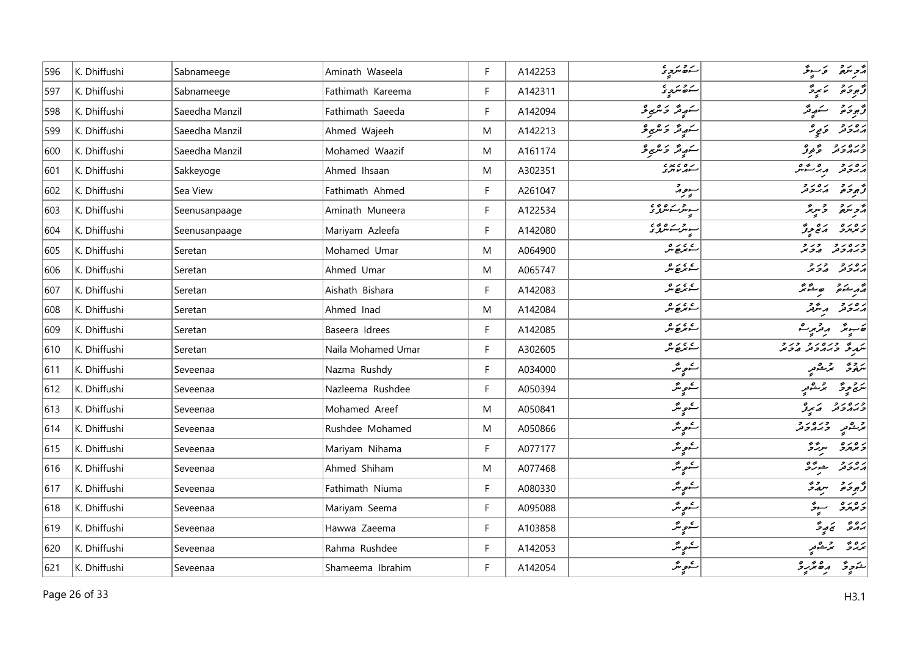| 596 | K. Dhiffushi | Sabnameege | Aminath Waseela | F | A142253 | ސަބްނަމީގެ | އާމިނަތު ވަސީލާ |
|---|---|---|---|---|---|---|---|
| 597 | K. Dhiffushi | Sabnameege | Fathimath Kareema | F | A142311 | ސަބްނަމީގެ | ފާތިމަތު ކަރީމާ |
| 598 | K. Dhiffushi | Saeedha Manzil | Fathimath Saeeda | F | A142094 | ސަޢީދާ މަންޒިލް | ފާތިމަތު ސަޢީދާ |
| 599 | K. Dhiffushi | Saeedha Manzil | Ahmed Wajeeh | M | A142213 | ސަޢީދާ މަންޒިލް | އަޙްމަދު ވަޖީހު |
| 600 | K. Dhiffushi | Saeedha Manzil | Mohamed Waazif | M | A161174 | ސަޢީދާ މަންޒިލް | މުޙައްމަދު ވާޒިފް |
| 601 | K. Dhiffushi | Sakkeyoge | Ahmed Ihsaan | M | A302351 | ސައްކެޔޯގެ | އަޙްމަދު އިޙްސާން |
| 602 | K. Dhiffushi | Sea View | Fathimath Ahmed | F | A261047 | ސީވިއު | ފާތިމަތު އަޙްމަދު |
| 603 | K. Dhiffushi | Seenusanpaage | Aminath Muneera | F | A122534 | ސީނުސަންޕާގެ | އާމިނަތު މުނީރާ |
| 604 | K. Dhiffushi | Seenusanpaage | Mariyam Azleefa | F | A142080 | ސީނުސަންޕާގެ | މަރިޔަމް އަޒްލީފާ |
| 605 | K. Dhiffushi | Seretan | Mohamed Umar | M | A064900 | ސެރެޓަން | މުޙައްމަދު އުމަރު |
| 606 | K. Dhiffushi | Seretan | Ahmed Umar | M | A065747 | ސެރެޓަން | އަޙްމަދު އުމަރު |
| 607 | K. Dhiffushi | Seretan | Aishath Bishara | F | A142083 | ސެރެޓަން | ޢާއިޝަތު ބިޝާރާ |
| 608 | K. Dhiffushi | Seretan | Ahmed Inad | M | A142084 | ސެރެޓަން | އަޙްމަދު އިނާދު |
| 609 | K. Dhiffushi | Seretan | Baseera Idrees | F | A142085 | ސެރެޓަން | ބަސީރާ އިދްރީސް |
| 610 | K. Dhiffushi | Seretan | Naila Mohamed Umar | F | A302605 | ސެރެޓަން | ނައިލާ މުޙައްމަދު އުމަރު |
| 611 | K. Dhiffushi | Seveenaa | Nazma Rushdy | F | A034000 | ސެވީނާ | ނަޒްމާ ރުޝްދީ |
| 612 | K. Dhiffushi | Seveenaa | Nazleema Rushdee | F | A050394 | ސެވީނާ | ނަޒްލީމާ ރުޝްދީ |
| 613 | K. Dhiffushi | Seveenaa | Mohamed Areef | M | A050841 | ސެވީނާ | މުޙައްމަދު އަރީފް |
| 614 | K. Dhiffushi | Seveenaa | Rushdee Mohamed | M | A050866 | ސެވީނާ | ރުޝްދީ މުޙައްމަދު |
| 615 | K. Dhiffushi | Seveenaa | Mariyam Nihama | F | A077177 | ސެވީނާ | މަރިޔަމް ނިހާމާ |
| 616 | K. Dhiffushi | Seveenaa | Ahmed Shiham | M | A077468 | ސެވީނާ | އަޙްމަދު ޝިހާމް |
| 617 | K. Dhiffushi | Seveenaa | Fathimath Niuma | F | A080330 | ސެވީނާ | ފާތިމަތު ނިޢުމާ |
| 618 | K. Dhiffushi | Seveenaa | Mariyam Seema | F | A095088 | ސެވީނާ | މަރިޔަމް ސީމާ |
| 619 | K. Dhiffushi | Seveenaa | Hawwa Zaeema | F | A103858 | ސެވީނާ | ހައްވާ ޒަޢީމާ |
| 620 | K. Dhiffushi | Seveenaa | Rahma Rushdee | F | A142053 | ސެވީނާ | ރަޙްމާ ރުޝްދީ |
| 621 | K. Dhiffushi | Seveenaa | Shameema Ibrahim | F | A142054 | ސެވީނާ | ޝަމީމާ އިބްރާހީމް |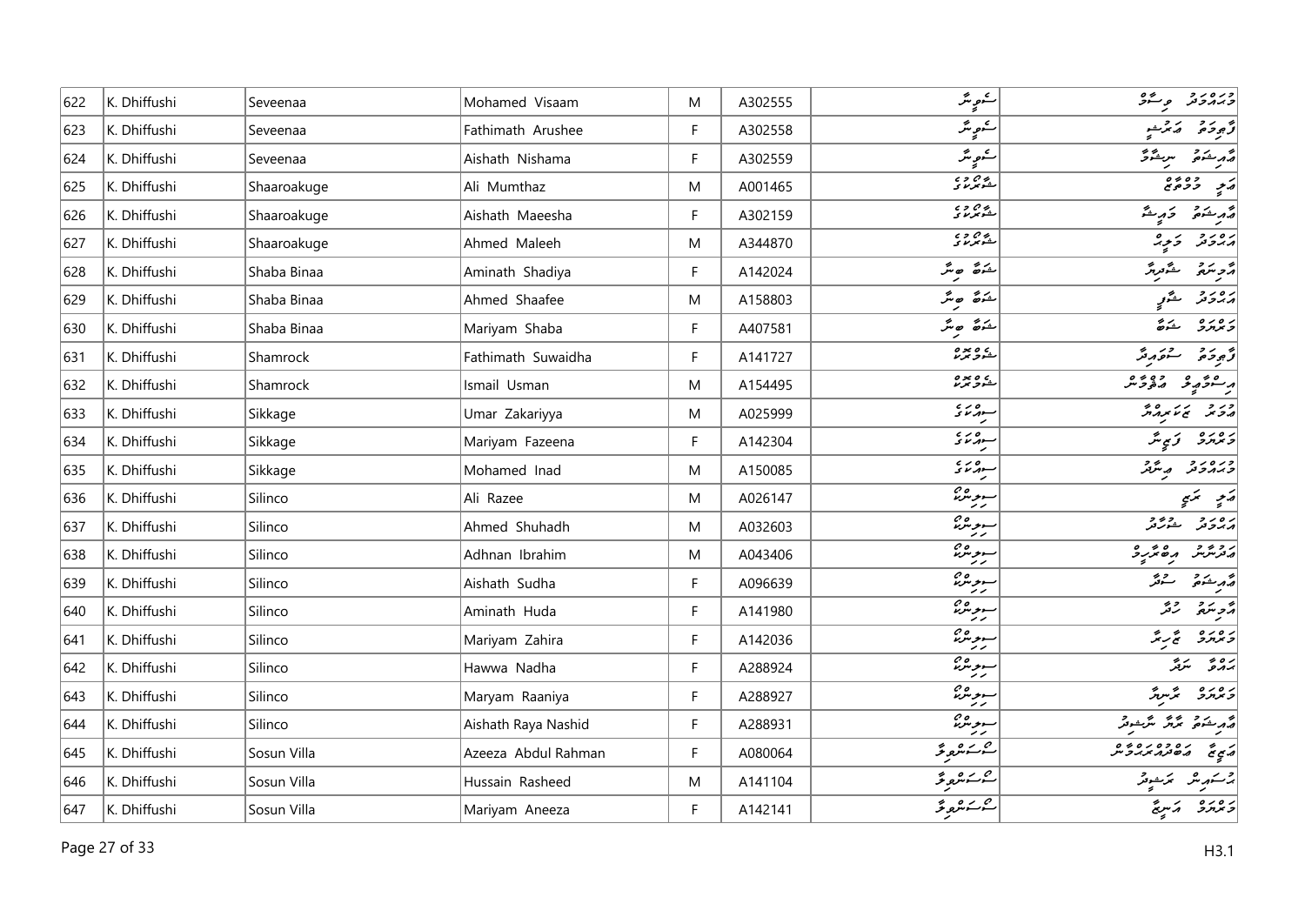| 622 | K. Dhiffushi | Seveenaa | Mohamed Visaam | M | A302555 | ސެވީނާ | މުޙައްމަދު ވިސާމް |
|---|---|---|---|---|---|---|---|
| 623 | K. Dhiffushi | Seveenaa | Fathimath Arushee | F | A302558 | ސެވީނާ | ފާތިމަތު އަރުޝީ |
| 624 | K. Dhiffushi | Seveenaa | Aishath Nishama | F | A302559 | ސެވީނާ | އާއިޝަތު ނިޝާމާ |
| 625 | K. Dhiffushi | Shaaroakuge | Ali Mumthaz | M | A001465 | ޝާރޯކުގެ | އަލި މުމްތާޒު |
| 626 | K. Dhiffushi | Shaaroakuge | Aishath Maeesha | F | A302159 | ޝާރޯކުގެ | އާއިޝަތު މައީޝާ |
| 627 | K. Dhiffushi | Shaaroakuge | Ahmed Maleeh | M | A344870 | ޝާރޯކުގެ | އަޙްމަދު މަލީހު |
| 628 | K. Dhiffushi | Shaba Binaa | Aminath Shadiya | F | A142024 | ޝަބާ ބިނާ | އާމިނަތު ޝާދިޔާ |
| 629 | K. Dhiffushi | Shaba Binaa | Ahmed Shaafee | M | A158803 | ޝަބާ ބިނާ | އަޙްމަދު ޝާފީ |
| 630 | K. Dhiffushi | Shaba Binaa | Mariyam Shaba | F | A407581 | ޝަބާ ބިނާ | މަރިޔަމް ޝަބާ |
| 631 | K. Dhiffushi | Shamrock | Fathimath Suwaidha | F | A141727 | ޝަމްރޮކް | ފާތިމަތު ސުވައިދާ |
| 632 | K. Dhiffushi | Shamrock | Ismail Usman | M | A154495 | ޝަމްރޮކް | އިސްމާޢީލް ޢުސްމާން |
| 633 | K. Dhiffushi | Sikkage | Umar Zakariyya | M | A025999 | ސިއްކަގެ | ޢުމަރު ޒަކަރިއްޔާ |
| 634 | K. Dhiffushi | Sikkage | Mariyam Fazeena | F | A142304 | ސިއްކަގެ | މަރިޔަމް ފަޒީނާ |
| 635 | K. Dhiffushi | Sikkage | Mohamed Inad | M | A150085 | ސިއްކަގެ | މުޙައްމަދު އިނާދު |
| 636 | K. Dhiffushi | Silinco | Ali Razee | M | A026147 | ސިލިންކޯ | އަލި ރަޒީ |
| 637 | K. Dhiffushi | Silinco | Ahmed Shuhadh | M | A032603 | ސިލިންކޯ | އަޙްމަދު ޝުހާދު |
| 638 | K. Dhiffushi | Silinco | Adhnan Ibrahim | M | A043406 | ސިލިންކޯ | އަދްނާން އިބްރާހީމް |
| 639 | K. Dhiffushi | Silinco | Aishath Sudha | F | A096639 | ސިލިންކޯ | އާއިޝަތު ސުދާ |
| 640 | K. Dhiffushi | Silinco | Aminath Huda | F | A141980 | ސިލިންކޯ | އާމިނަތު ހުދާ |
| 641 | K. Dhiffushi | Silinco | Mariyam Zahira | F | A142036 | ސިލިންކޯ | މަރިޔަމް ޒާހިރާ |
| 642 | K. Dhiffushi | Silinco | Hawwa Nadha | F | A288924 | ސިލިންކޯ | ހައްވާ ނަދާ |
| 643 | K. Dhiffushi | Silinco | Maryam Raaniya | F | A288927 | ސިލިންކޯ | މަރިޔަމް ރާނިޔާ |
| 644 | K. Dhiffushi | Silinco | Aishath Raya Nashid | F | A288931 | ސިލިންކޯ | އާއިޝަތު ރާޔާ ނާޝިދު |
| 645 | K. Dhiffushi | Sosun Villa | Azeeza Abdul Rahman | F | A080064 | ސޯސަންވިލާ | އަޒީޒާ އަބްދުއްރަޙްމާން |
| 646 | K. Dhiffushi | Sosun Villa | Hussain Rasheed | M | A141104 | ސޯސަންވިލާ | ޙުސައިން ރަޝީދު |
| 647 | K. Dhiffushi | Sosun Villa | Mariyam Aneeza | F | A142141 | ސޯސަންވިލާ | މަރިޔަމް އަނީޒާ |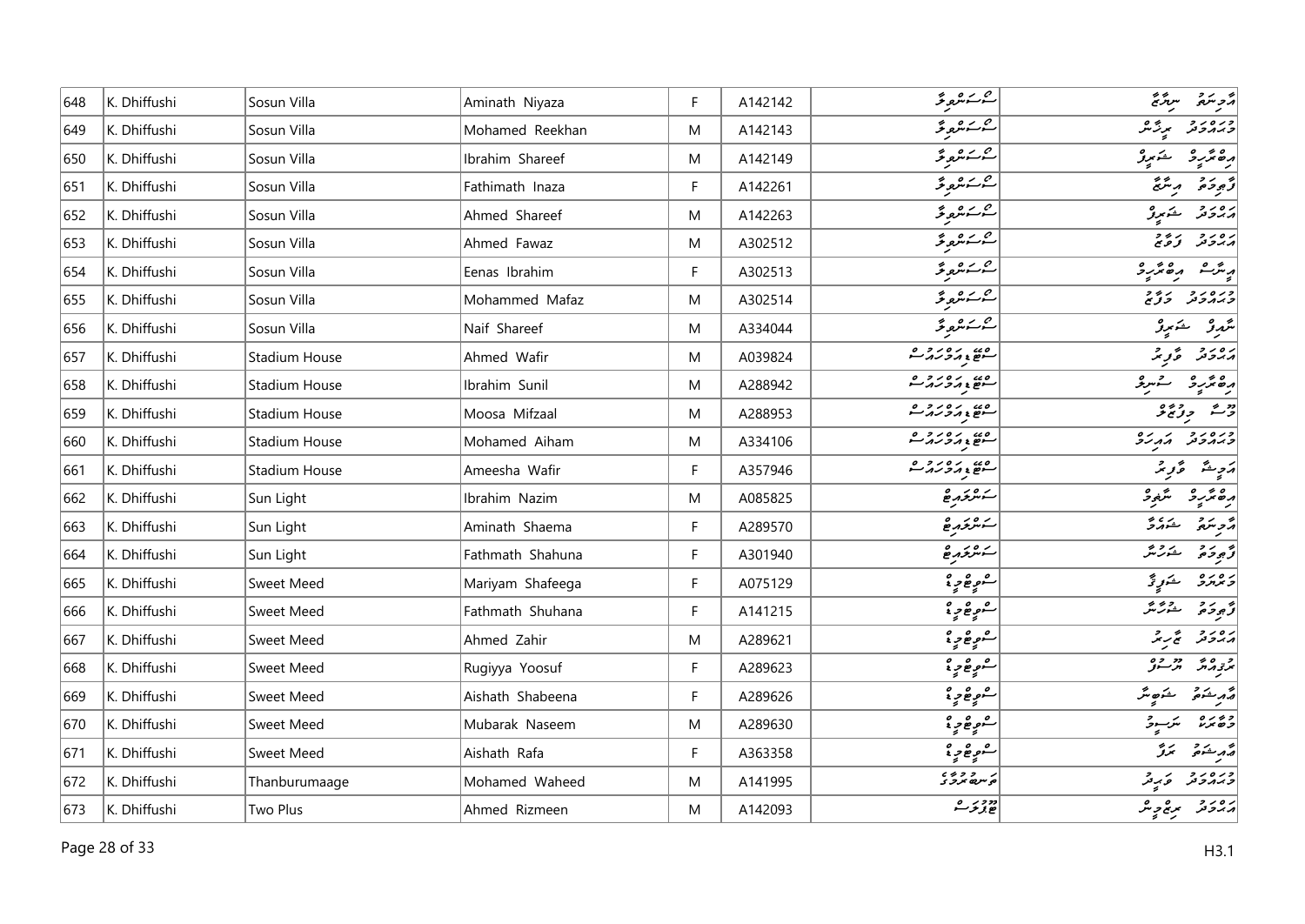| 648 | K. Dhiffushi | Sosun Villa | Aminath Niyaza | F | A142142 | ސޯސަންވިލާ | އާމިނަތު ނިޔާޒާ |
|---|---|---|---|---|---|---|---|
| 649 | K. Dhiffushi | Sosun Villa | Mohamed Reekhan | M | A142143 | ސޯސަންވިލާ | މުހައްމަދު ރީހާން |
| 650 | K. Dhiffushi | Sosun Villa | Ibrahim Shareef | M | A142149 | ސޯސަންވިލާ | އިބްރާހީމް ޝަރީފް |
| 651 | K. Dhiffushi | Sosun Villa | Fathimath Inaza | F | A142261 | ސޯސަންވިލާ | ފާތިމަތު އިނާޒާ |
| 652 | K. Dhiffushi | Sosun Villa | Ahmed Shareef | M | A142263 | ސޯސަންވިލާ | އަހުމަދު ޝަރީފް |
| 653 | K. Dhiffushi | Sosun Villa | Ahmed Fawaz | M | A302512 | ސޯސަންވިލާ | އަހުމަދު ފަވާޒް |
| 654 | K. Dhiffushi | Sosun Villa | Eenas Ibrahim | F | A302513 | ސޯސަންވިލާ | އީނާސް އިބްރާހީމް |
| 655 | K. Dhiffushi | Sosun Villa | Mohammed Mafaz | M | A302514 | ސޯސަންވިލާ | މުހައްމަދު މަފާޒް |
| 656 | K. Dhiffushi | Sosun Villa | Naif Shareef | M | A334044 | ސޯސަންވިލާ | ނާއިފް ޝަރީފް |
| 657 | K. Dhiffushi | Stadium House | Ahmed Wafir | M | A039824 | ސްޓޭޑިއަމްހައުސް | އަހުމަދު ވާފިރު |
| 658 | K. Dhiffushi | Stadium House | Ibrahim Sunil | M | A288942 | ސްޓޭޑިއަމްހައުސް | އިބްރާހީމް ސުނިލް |
| 659 | K. Dhiffushi | Stadium House | Moosa Mifzaal | M | A288953 | ސްޓޭޑިއަމްހައުސް | މޫސާ މިފްޒާލް |
| 660 | K. Dhiffushi | Stadium House | Mohamed Aiham | M | A334106 | ސްޓޭޑިއަމްހައުސް | މުހައްމަދު އައިހަމް |
| 661 | K. Dhiffushi | Stadium House | Ameesha Wafir | F | A357946 | ސްޓޭޑިއަމްހައުސް | އަމީޝާ ވާފިރު |
| 662 | K. Dhiffushi | Sun Light | Ibrahim Nazim | M | A085825 | ސަންލައިޓް | އިބްރާހީމް ނާޒިމް |
| 663 | K. Dhiffushi | Sun Light | Aminath Shaema | F | A289570 | ސަންލައިޓް | އާމިނަތު ޝައިމާ |
| 664 | K. Dhiffushi | Sun Light | Fathmath Shahuna | F | A301940 | ސަންލައިޓް | ފާތިމަތު ޝަހުނާ |
| 665 | K. Dhiffushi | Sweet Meed | Mariyam Shafeega | F | A075129 | ސްވީޓްމީޑް | މަރިޔަމް ޝަފީގާ |
| 666 | K. Dhiffushi | Sweet Meed | Fathmath Shuhana | F | A141215 | ސްވީޓްމީޑް | ފާތިމަތު ޝުހާނާ |
| 667 | K. Dhiffushi | Sweet Meed | Ahmed Zahir | M | A289621 | ސްވީޓްމީޑް | އަހުމަދު ޒާހިރު |
| 668 | K. Dhiffushi | Sweet Meed | Rugiyya Yoosuf | F | A289623 | ސްވީޓްމީޑް | ރުގިއްޔާ ޔޫސުފް |
| 669 | K. Dhiffushi | Sweet Meed | Aishath Shabeena | F | A289626 | ސްވީޓްމީޑް | އާއިޝަތު ޝަބީނާ |
| 670 | K. Dhiffushi | Sweet Meed | Mubarak Naseem | M | A289630 | ސްވީޓްމީޑް | މުބާރަކް ނަސީމް |
| 671 | K. Dhiffushi | Sweet Meed | Aishath Rafa | F | A363358 | ސްވީޓްމީޑް | އާއިޝަތު ރަފާ |
| 672 | K. Dhiffushi | Thanburumaage | Mohamed Waheed | M | A141995 | ތަނބުރުމާގެ | މުހައްމަދު ވަހީދު |
| 673 | K. Dhiffushi | Two Plus | Ahmed Rizmeen | M | A142093 | ޓޫޕްލަސް | އަހުމަދު ރިޒްމީން |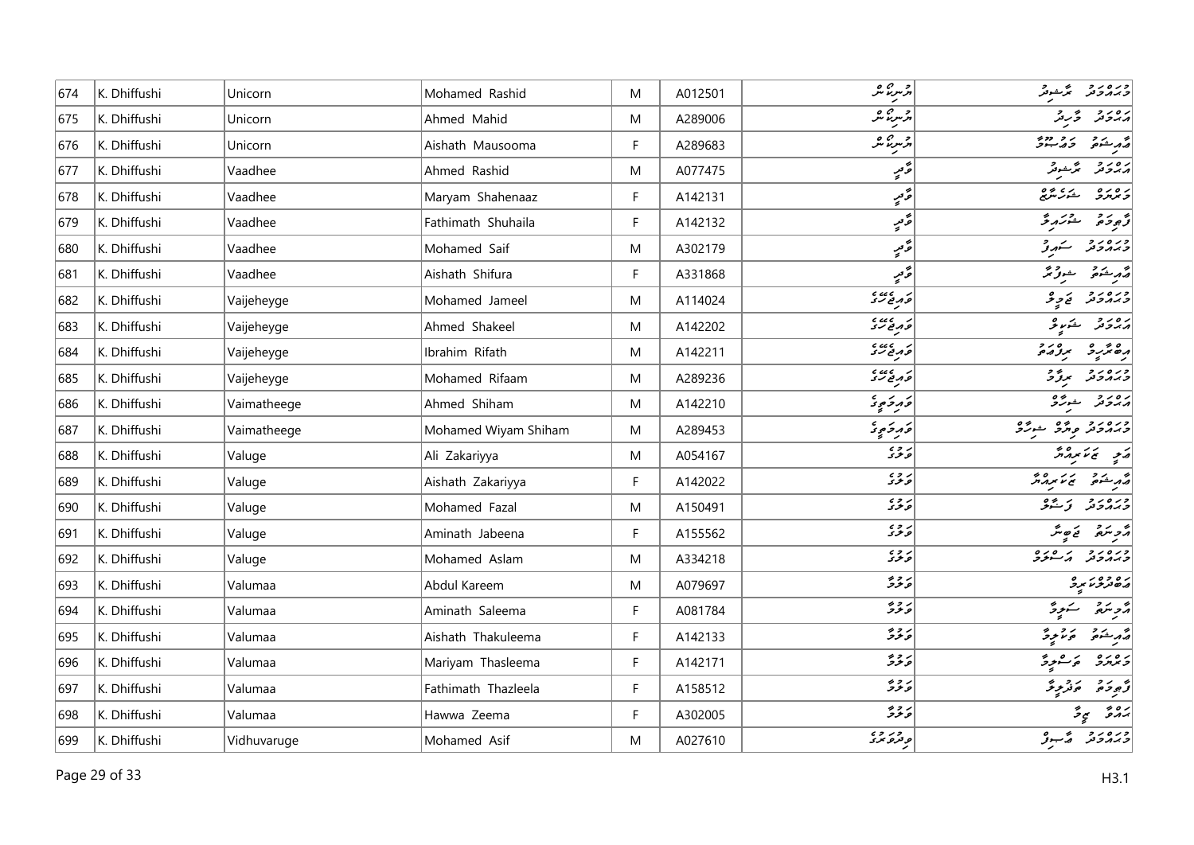| 674 | K. Dhiffushi | Unicorn | Mohamed Rashid | M | A012501 | ރީނިކޯން | މުހައްމަދު ރާޝިދު |
|---|---|---|---|---|---|---|---|
| 675 | K. Dhiffushi | Unicorn | Ahmed Mahid | M | A289006 | ރީނިކޯން | އަހުމަދު މާހިދު |
| 676 | K. Dhiffushi | Unicorn | Aishath Mausooma | F | A289683 | ރީނިކޯން | އައިޝަތު މައުސޫމާ |
| 677 | K. Dhiffushi | Vaadhee | Ahmed Rashid | M | A077475 | ވާދީ | އަހުމަދު ރާޝިދު |
| 678 | K. Dhiffushi | Vaadhee | Maryam Shahenaaz | F | A142131 | ވާދީ | މަރްޔަމް ޝަހެނާޒް |
| 679 | K. Dhiffushi | Vaadhee | Fathimath Shuhaila | F | A142132 | ވާދީ | ފާތިމަތު ޝުހައިލާ |
| 680 | K. Dhiffushi | Vaadhee | Mohamed Saif | M | A302179 | ވާދީ | މުހައްމަދު ސައިފު |
| 681 | K. Dhiffushi | Vaadhee | Aishath Shifura | F | A331868 | ވާދީ | އައިޝަތު ޝިފުރާ |
| 682 | K. Dhiffushi | Vaijeheyge | Mohamed Jameel | M | A114024 | ވައިޖެހޭގެ | މުހައްމަދު ޖަމީލް |
| 683 | K. Dhiffushi | Vaijeheyge | Ahmed Shakeel | M | A142202 | ވައިޖެހޭގެ | އަހުމަދު ޝަކީލް |
| 684 | K. Dhiffushi | Vaijeheyge | Ibrahim Rifath | M | A142211 | ވައިޖެހޭގެ | އިބްރާހިމް ރިފްއަތު |
| 685 | K. Dhiffushi | Vaijeheyge | Mohamed Rifaam | M | A289236 | ވައިޖެހޭގެ | މުހައްމަދު ރިފާމް |
| 686 | K. Dhiffushi | Vaimatheege | Ahmed Shiham | M | A142210 | ވައިމަތީގެ | އަހުމަދު ޝިހާމް |
| 687 | K. Dhiffushi | Vaimatheege | Mohamed Wiyam Shiham | M | A289453 | ވައިމަތީގެ | މުހައްމަދު ވިޔާމް ޝިހާމް |
| 688 | K. Dhiffushi | Valuge | Ali Zakariyya | M | A054167 | ވަލުގެ | އަލި ޒަކަރިއްޔާ |
| 689 | K. Dhiffushi | Valuge | Aishath Zakariyya | F | A142022 | ވަލުގެ | އައިޝަތު ޒަކަރިއްޔާ |
| 690 | K. Dhiffushi | Valuge | Mohamed Fazal | M | A150491 | ވަލުގެ | މުހައްމަދު ފަޟަލް |
| 691 | K. Dhiffushi | Valuge | Aminath Jabeena | F | A155562 | ވަލުގެ | އާމިނަތު ޖަބީނާ |
| 692 | K. Dhiffushi | Valuge | Mohamed Aslam | M | A334218 | ވަލުގެ | މުހައްމަދު އަސްލަމް |
| 693 | K. Dhiffushi | Valumaa | Abdul Kareem | M | A079697 | ވަލުމާ | އަބްދުލްކަރީމް |
| 694 | K. Dhiffushi | Valumaa | Aminath Saleema | F | A081784 | ވަލުމާ | އާމިނަތު ސަލީމާ |
| 695 | K. Dhiffushi | Valumaa | Aishath Thakuleema | F | A142133 | ވަލުމާ | އައިޝަތު ތަކުލީމާ |
| 696 | K. Dhiffushi | Valumaa | Mariyam Thasleema | F | A142171 | ވަލުމާ | މަރިޔަމް ތަސްލީމާ |
| 697 | K. Dhiffushi | Valumaa | Fathimath Thazleela | F | A158512 | ވަލުމާ | ފާތިމަތު ތަޒްލީލާ |
| 698 | K. Dhiffushi | Valumaa | Hawwa Zeema | F | A302005 | ވަލުމާ | ހައްވާ ޒީމާ |
| 699 | K. Dhiffushi | Vidhuvaruge | Mohamed Asif | M | A027610 | ވިދުވަރުގެ | މުހައްމަދު އާސިފް |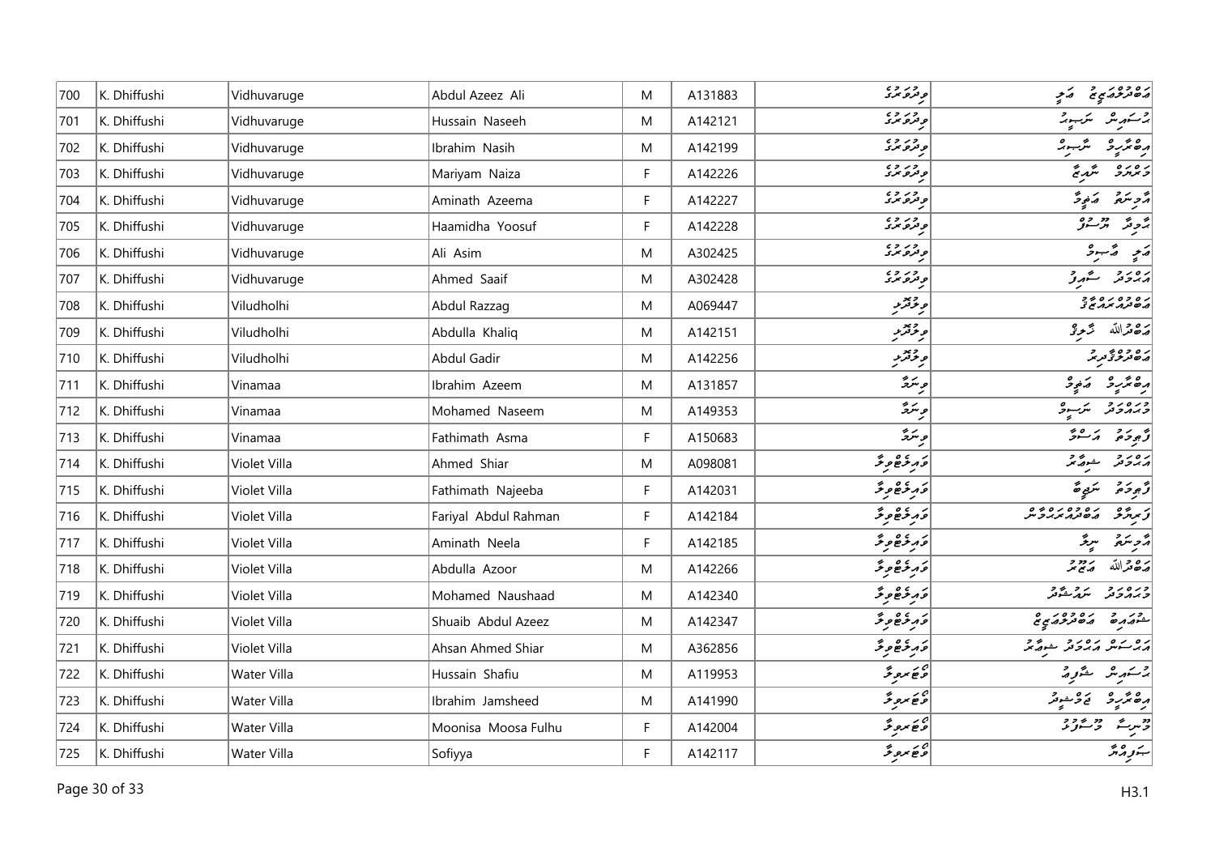| 700 | K. Dhiffushi | Vidhuvaruge | Abdul Azeez Ali | M | A131883 | ވިދުވަރުގެ | އަބްދުލްއަޒީޒު އަލި |
|---|---|---|---|---|---|---|---|
| 701 | K. Dhiffushi | Vidhuvaruge | Hussain Naseeh | M | A142121 | ވިދުވަރުގެ | ހުސައިން ނަސީހު |
| 702 | K. Dhiffushi | Vidhuvaruge | Ibrahim Nasih | M | A142199 | ވިދުވަރުގެ | އިބްރާހީމް ނާސިހު |
| 703 | K. Dhiffushi | Vidhuvaruge | Mariyam Naiza | F | A142226 | ވިދުވަރުގެ | މަރިޔަމް ނާއިޒާ |
| 704 | K. Dhiffushi | Vidhuvaruge | Aminath Azeema | F | A142227 | ވިދުވަރުގެ | އާމިނަތު އަޒީމާ |
| 705 | K. Dhiffushi | Vidhuvaruge | Haamidha Yoosuf | F | A142228 | ވިދުވަރުގެ | ހާމިދާ ޔޫސުފު |
| 706 | K. Dhiffushi | Vidhuvaruge | Ali Asim | M | A302425 | ވިދުވަރުގެ | އަލި އާސިމް |
| 707 | K. Dhiffushi | Vidhuvaruge | Ahmed Saaif | M | A302428 | ވިދުވަރުގެ | އަހްމަދު ސާއިފު |
| 708 | K. Dhiffushi | Viludholhi | Abdul Razzag | M | A069447 | ވިލުދޮޅި | އަބްދުއްރައްޒާގު |
| 709 | K. Dhiffushi | Viludholhi | Abdulla Khaliq | M | A142151 | ވިލުދޮޅި | އަބްދުﷲ ހާލިޤު |
| 710 | K. Dhiffushi | Viludholhi | Abdul Gadir | M | A142256 | ވިލުދޮޅި | އަބްދުލްގާދިރު |
| 711 | K. Dhiffushi | Vinamaa | Ibrahim Azeem | M | A131857 | ވިނަމާ | އިބްރާހީމް އަޒީމް |
| 712 | K. Dhiffushi | Vinamaa | Mohamed Naseem | M | A149353 | ވިނަމާ | މުހައްމަދު ނަސީމް |
| 713 | K. Dhiffushi | Vinamaa | Fathimath Asma | F | A150683 | ވިނަމާ | ފާތިމަތު އަސްމާ |
| 714 | K. Dhiffushi | Violet Villa | Ahmed Shiar | M | A098081 | ވައިލެޓްވިލާ | އަހްމަދު ޝިއާރު |
| 715 | K. Dhiffushi | Violet Villa | Fathimath Najeeba | F | A142031 | ވައިލެޓްވިލާ | ފާތިމަތު ނަޖީބާ |
| 716 | K. Dhiffushi | Violet Villa | Fariyal Abdul Rahman | F | A142184 | ވައިލެޓްވިލާ | ފަރިޔާލް އަބްދުއްރަޙްމާން |
| 717 | K. Dhiffushi | Violet Villa | Aminath Neela | F | A142185 | ވައިލެޓްވިލާ | އާމިނަތު ނީލާ |
| 718 | K. Dhiffushi | Violet Villa | Abdulla Azoor | M | A142266 | ވައިލެޓްވިލާ | އަބްދުﷲ އަޒޫރު |
| 719 | K. Dhiffushi | Violet Villa | Mohamed Naushaad | M | A142340 | ވައިލެޓްވިލާ | މުހައްމަދު ނައުޝާދު |
| 720 | K. Dhiffushi | Violet Villa | Shuaib Abdul Azeez | M | A142347 | ވައިލެޓްވިލާ | ޝުޢައިބް އަބްދުލްއަޒީޒު |
| 721 | K. Dhiffushi | Violet Villa | Ahsan Ahmed Shiar | M | A362856 | ވައިލެޓްވިލާ | އަހްސަން އަހްމަދު ޝިއާރު |
| 722 | K. Dhiffushi | Water Villa | Hussain Shafiu | M | A119953 | ވޯޓަރވިލާ | ހުސައިން ޝާފިއު |
| 723 | K. Dhiffushi | Water Villa | Ibrahim Jamsheed | M | A141990 | ވޯޓަރވިލާ | އިބްރާހީމް ޖަމްޝީދު |
| 724 | K. Dhiffushi | Water Villa | Moonisa Moosa Fulhu | F | A142004 | ވޯޓަރވިލާ | މޫނިސާ މޫސާފުޅު |
| 725 | K. Dhiffushi | Water Villa | Sofiyya | F | A142117 | ވޯޓަރވިލާ | ސަފިއްޔާ |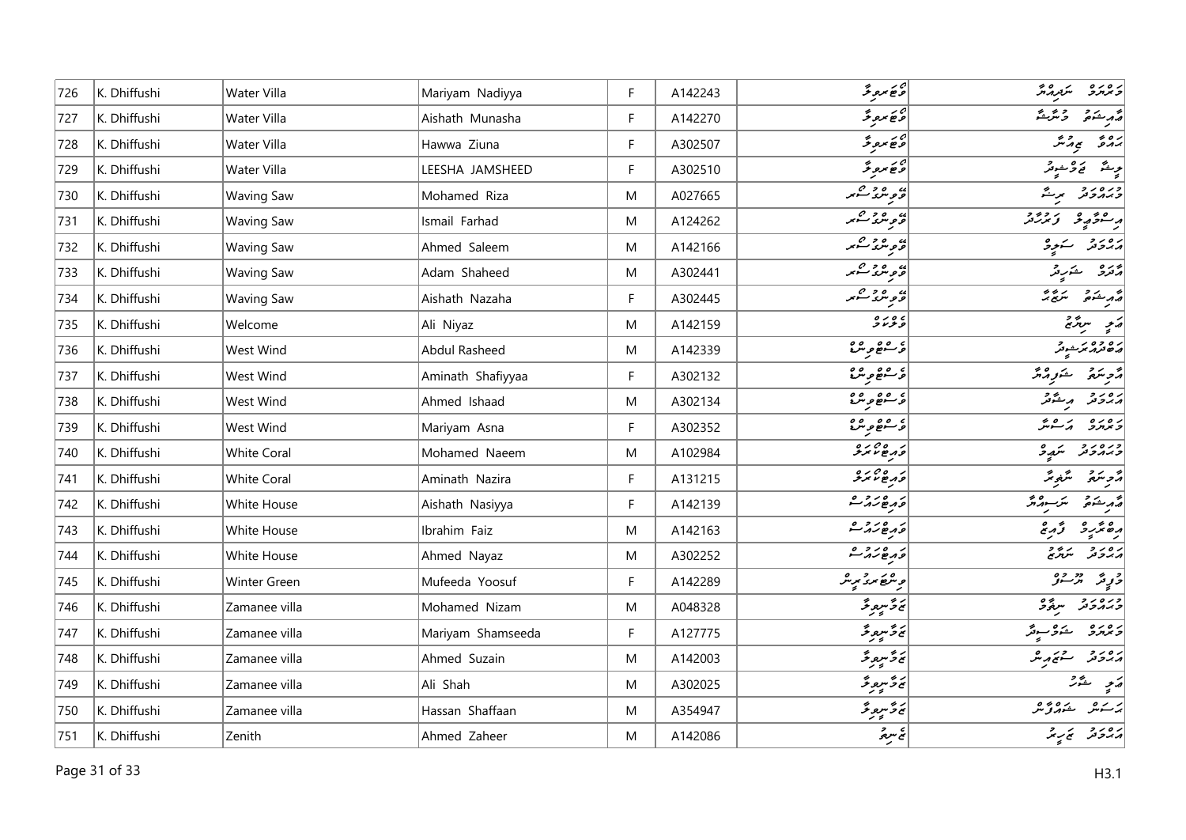| 726 | K. Dhiffushi | Water Villa | Mariyam Nadiyya | F | A142243 | ވޯޓަރ ވިލާ | މަރިޔަމް ނަދިއްޔާ |
|---|---|---|---|---|---|---|---|
| 727 | K. Dhiffushi | Water Villa | Aishath Munasha | F | A142270 | ވޯޓަރ ވިލާ | އައިށަތު މުނަށާ |
| 728 | K. Dhiffushi | Water Villa | Hawwa Ziuna | F | A302507 | ވޯޓަރ ވިލާ | ހައްވާ ޒިއުނާ |
| 729 | K. Dhiffushi | Water Villa | LEESHA JAMSHEED | F | A302510 | ވޯޓަރ ވިލާ | ލީޝާ ޖަމްޝީދު |
| 730 | K. Dhiffushi | Waving Saw | Mohamed Riza | M | A027665 | ވޭވިންގް ސޯ | މުހައްމަދު ރިޟާ |
| 731 | K. Dhiffushi | Waving Saw | Ismail Farhad | M | A124262 | ވޭވިންގް ސޯ | އިސްމާޢީލް ފަރުހާދު |
| 732 | K. Dhiffushi | Waving Saw | Ahmed Saleem | M | A142166 | ވޭވިންގް ސޯ | އަހްމަދު ސަލީމް |
| 733 | K. Dhiffushi | Waving Saw | Adam Shaheed | M | A302441 | ވޭވިންގް ސޯ | އާދަމް ޝަހީދު |
| 734 | K. Dhiffushi | Waving Saw | Aishath Nazaha | F | A302445 | ވޭވިންގް ސޯ | އައިށަތު ނަޒާހާ |
| 735 | K. Dhiffushi | Welcome | Ali Niyaz | M | A142159 | ވެލްކަމް | އަލީ ނިޔާޒް |
| 736 | K. Dhiffushi | West Wind | Abdul Rasheed | M | A142339 | ވެސްޓްވިންޑް | އަބްދުއްރަޝީދު |
| 737 | K. Dhiffushi | West Wind | Aminath Shafiyyaa | F | A302132 | ވެސްޓްވިންޑް | އާމިނަތު ޝަފިއްޔާ |
| 738 | K. Dhiffushi | West Wind | Ahmed Ishaad | M | A302134 | ވެސްޓްވިންޑް | އަހްމަދު އިޝާދު |
| 739 | K. Dhiffushi | West Wind | Mariyam Asna | F | A302352 | ވެސްޓްވިންޑް | މަރިޔަމް އަސްނާ |
| 740 | K. Dhiffushi | White Coral | Mohamed Naeem | M | A102984 | ވައިޓްކޯރަލް | މުހައްމަދު ނައީމް |
| 741 | K. Dhiffushi | White Coral | Aminath Nazira | F | A131215 | ވައިޓްކޯރަލް | އާމިނަތު ނާޒިރާ |
| 742 | K. Dhiffushi | White House | Aishath Nasiyya | F | A142139 | ވައިޓްހައުސް | އައިށަތު ނަސިއްޔާ |
| 743 | K. Dhiffushi | White House | Ibrahim Faiz | M | A142163 | ވައިޓްހައުސް | އިބްރާހީމް ފާއިޒް |
| 744 | K. Dhiffushi | White House | Ahmed Nayaz | M | A302252 | ވައިޓްހައުސް | އަހްމަދު ނަޔާޒް |
| 745 | K. Dhiffushi | Winter Green | Mufeeda Yoosuf | F | A142289 | ވިންޓަރގްރީން | މުފީދާ ޔޫސުފް |
| 746 | K. Dhiffushi | Zamanee villa | Mohamed Nizam | M | A048328 | ޒަމާނީވިލާ | މުހައްމަދު ނިޒާމް |
| 747 | K. Dhiffushi | Zamanee villa | Mariyam Shamseeda | F | A127775 | ޒަމާނީވިލާ | މަރިޔަމް ޝަމްސީދާ |
| 748 | K. Dhiffushi | Zamanee villa | Ahmed Suzain | M | A142003 | ޒަމާނީވިލާ | އަހްމަދު ސުޒައިން |
| 749 | K. Dhiffushi | Zamanee villa | Ali Shah | M | A302025 | ޒަމާނީވިލާ | އަލީ ޝާހް |
| 750 | K. Dhiffushi | Zamanee villa | Hassan Shaffaan | M | A354947 | ޒަމާނީވިލާ | ހަސަން ޝަފްފާން |
| 751 | K. Dhiffushi | Zenith | Ahmed Zaheer | M | A142086 | ޒެނިތް | އަހްމަދު ޒަހީރު |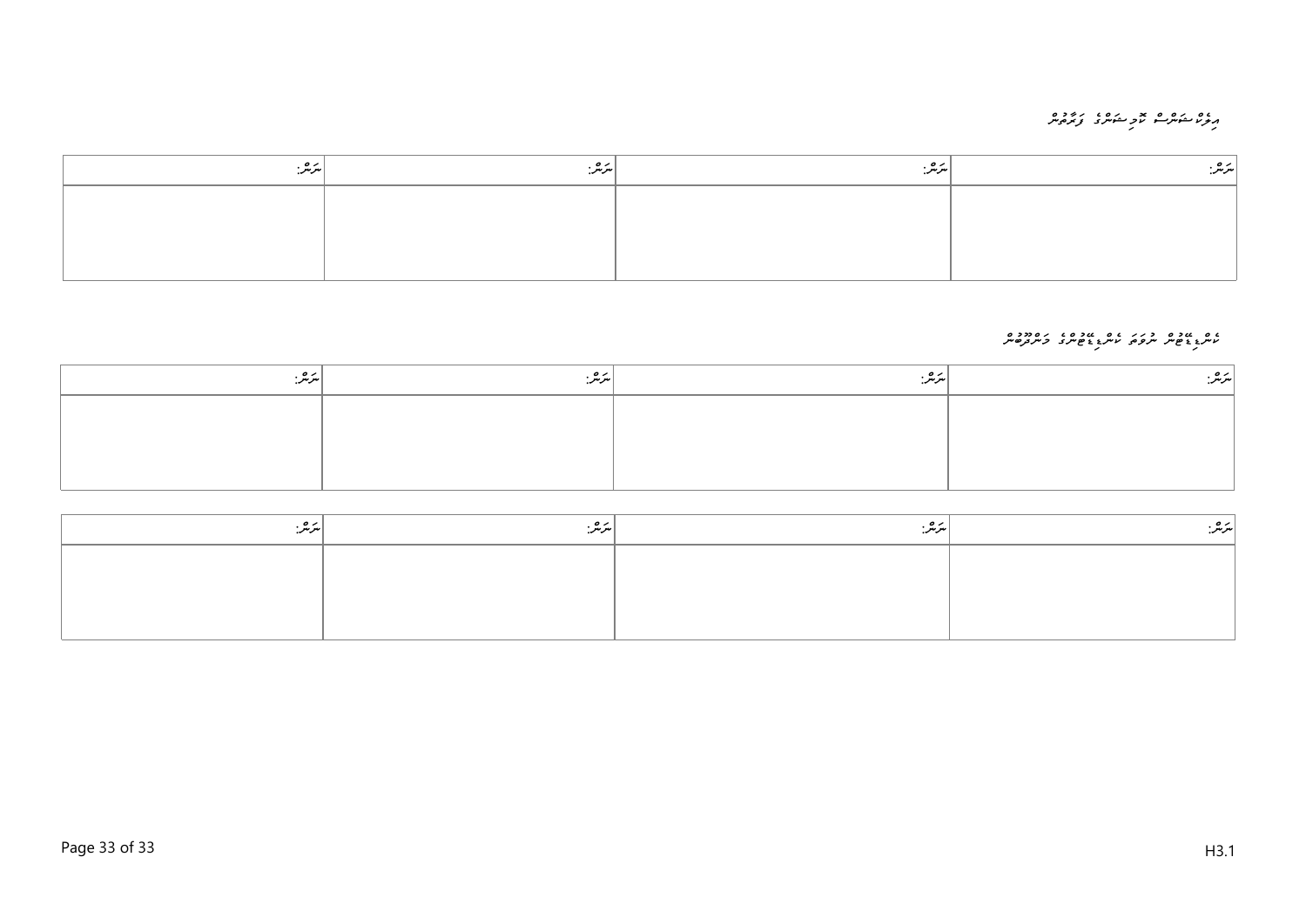# ދިވެހިރާއްޖޭގެ ރަޖިސްޓްރީ ކުރެވިފައިވާ ވަގުތުއޭގެ ލިސްޓް

| ނަންބަރ: | ނަންބަރ: | ނަންބަރ: | ނަންބަރ: |
|---|---|---|---|
| | | | |

## ކުންފުނީގެ ނަމުގައި ކުންފުނީގެ ބަހައްޓާފައިވާ މުދަލުގެ

| ނަންބަރ: | ނަންބަރ: | ނަންބަރ: | ނަންބަރ: |
|---|---|---|---|
| | | | |

| ނަންބަރ: | ނަންބަރ: | ނަންބަރ: | ނަންބަރ: |
|---|---|---|---|
| | | | |